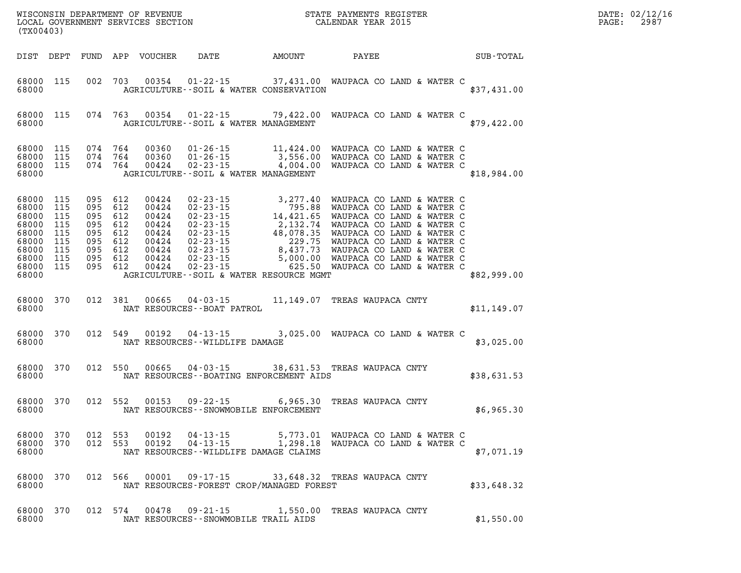WISCONSIN DEPARTMENT OF REVENUE
LOCAL GOVERNMENT SERVICES SECTION
(TX00403)

STATE PAYMENTS REGISTER
CALENDAR YEAR 2015

DATE: 02/12/16
PAGE: 2987

| DIST | DEPT | FUND | APP | VOUCHER | DATE | AMOUNT | PAYEE | SUB-TOTAL |
|---|---|---|---|---|---|---|---|---|
| 68000 | 115 | 002 | 703 | 00354 | 01-22-15 | 37,431.00 | WAUPACA CO LAND & WATER C | |
| 68000 | | | | | AGRICULTURE--SOIL & WATER CONSERVATION | | | $37,431.00 |
| 68000 | 115 | 074 | 763 | 00354 | 01-22-15 | 79,422.00 | WAUPACA CO LAND & WATER C | |
| 68000 | | | | | AGRICULTURE--SOIL & WATER MANAGEMENT | | | $79,422.00 |
| 68000 | 115 | 074 | 764 | 00360 | 01-26-15 | 11,424.00 | WAUPACA CO LAND & WATER C | |
| 68000 | 115 | 074 | 764 | 00360 | 01-26-15 | 3,556.00 | WAUPACA CO LAND & WATER C | |
| 68000 | 115 | 074 | 764 | 00424 | 02-23-15 | 4,004.00 | WAUPACA CO LAND & WATER C | |
| 68000 | | | | | AGRICULTURE--SOIL & WATER MANAGEMENT | | | $18,984.00 |
| 68000 | 115 | 095 | 612 | 00424 | 02-23-15 | 3,277.40 | WAUPACA CO LAND & WATER C | |
| 68000 | 115 | 095 | 612 | 00424 | 02-23-15 | 795.88 | WAUPACA CO LAND & WATER C | |
| 68000 | 115 | 095 | 612 | 00424 | 02-23-15 | 14,421.65 | WAUPACA CO LAND & WATER C | |
| 68000 | 115 | 095 | 612 | 00424 | 02-23-15 | 2,132.74 | WAUPACA CO LAND & WATER C | |
| 68000 | 115 | 095 | 612 | 00424 | 02-23-15 | 48,078.35 | WAUPACA CO LAND & WATER C | |
| 68000 | 115 | 095 | 612 | 00424 | 02-23-15 | 229.75 | WAUPACA CO LAND & WATER C | |
| 68000 | 115 | 095 | 612 | 00424 | 02-23-15 | 8,437.73 | WAUPACA CO LAND & WATER C | |
| 68000 | 115 | 095 | 612 | 00424 | 02-23-15 | 5,000.00 | WAUPACA CO LAND & WATER C | |
| 68000 | 115 | 095 | 612 | 00424 | 02-23-15 | 625.50 | WAUPACA CO LAND & WATER C | |
| 68000 | | | | | AGRICULTURE--SOIL & WATER RESOURCE MGMT | | | $82,999.00 |
| 68000 | 370 | 012 | 381 | 00665 | 04-03-15 | 11,149.07 | TREAS WAUPACA CNTY | |
| 68000 | | | | | NAT RESOURCES--BOAT PATROL | | | $11,149.07 |
| 68000 | 370 | 012 | 549 | 00192 | 04-13-15 | 3,025.00 | WAUPACA CO LAND & WATER C | |
| 68000 | | | | | NAT RESOURCES--WILDLIFE DAMAGE | | | $3,025.00 |
| 68000 | 370 | 012 | 550 | 00665 | 04-03-15 | 38,631.53 | TREAS WAUPACA CNTY | |
| 68000 | | | | | NAT RESOURCES--BOATING ENFORCEMENT AIDS | | | $38,631.53 |
| 68000 | 370 | 012 | 552 | 00153 | 09-22-15 | 6,965.30 | TREAS WAUPACA CNTY | |
| 68000 | | | | | NAT RESOURCES--SNOWMOBILE ENFORCEMENT | | | $6,965.30 |
| 68000 | 370 | 012 | 553 | 00192 | 04-13-15 | 5,773.01 | WAUPACA CO LAND & WATER C | |
| 68000 | 370 | 012 | 553 | 00192 | 04-13-15 | 1,298.18 | WAUPACA CO LAND & WATER C | |
| 68000 | | | | | NAT RESOURCES--WILDLIFE DAMAGE CLAIMS | | | $7,071.19 |
| 68000 | 370 | 012 | 566 | 00001 | 09-17-15 | 33,648.32 | TREAS WAUPACA CNTY | |
| 68000 | | | | | NAT RESOURCES-FOREST CROP/MANAGED FOREST | | | $33,648.32 |
| 68000 | 370 | 012 | 574 | 00478 | 09-21-15 | 1,550.00 | TREAS WAUPACA CNTY | |
| 68000 | | | | | NAT RESOURCES--SNOWMOBILE TRAIL AIDS | | | $1,550.00 |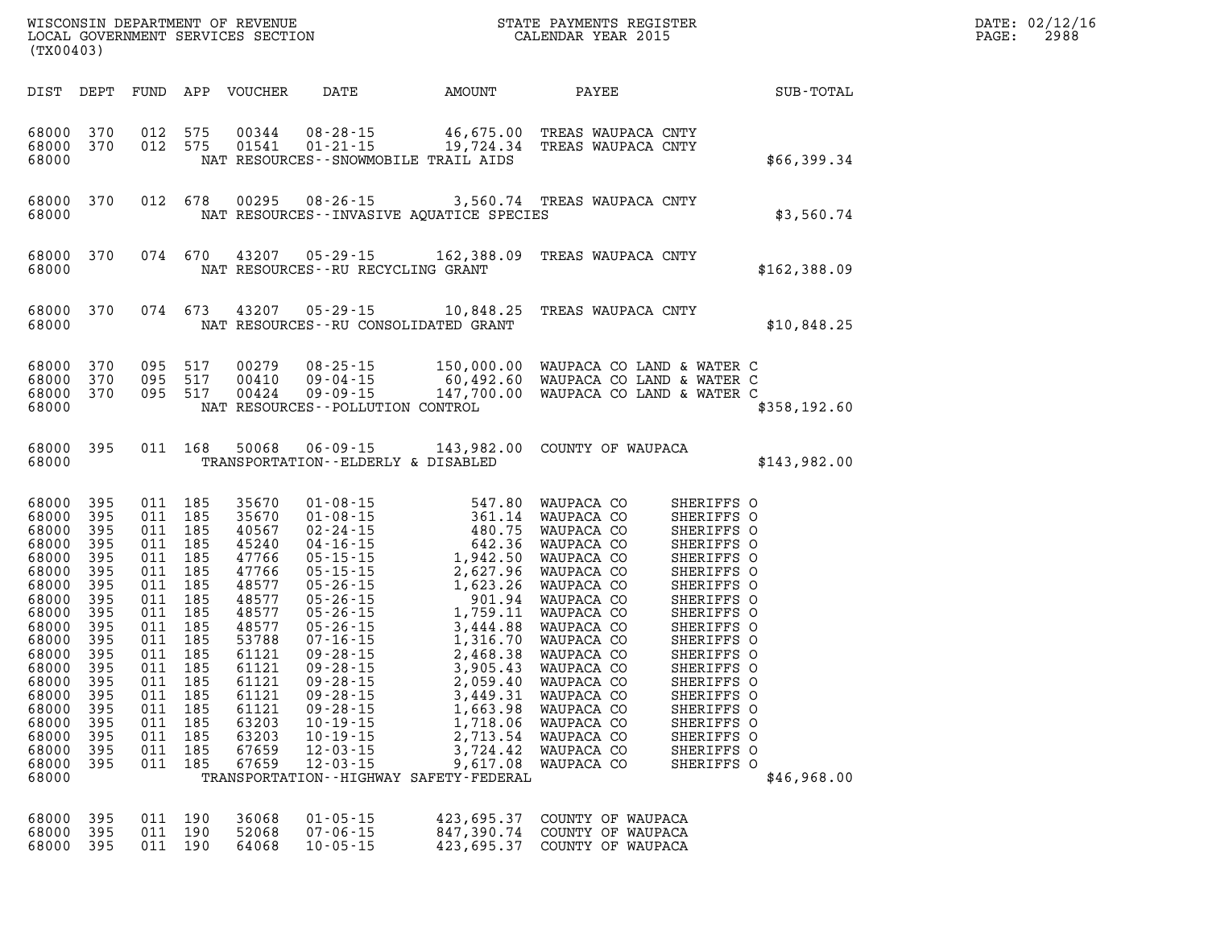WISCONSIN DEPARTMENT OF REVENUE
LOCAL GOVERNMENT SERVICES SECTION
(TX00403)

STATE PAYMENTS REGISTER
CALENDAR YEAR 2015

DATE: 02/12/16
PAGE: 2988

| DIST | DEPT | FUND | APP | VOUCHER | DATE | AMOUNT | PAYEE | SUB-TOTAL |
|---|---|---|---|---|---|---|---|---|
| 68000 | 370 | 012 | 575 | 00344 | 08-28-15 | 46,675.00 | TREAS WAUPACA CNTY | |
| 68000 | 370 | 012 | 575 | 01541 | 01-21-15 | 19,724.34 | TREAS WAUPACA CNTY | |
| 68000 | | | | | NAT RESOURCES--SNOWMOBILE TRAIL AIDS | | | $66,399.34 |
| 68000 | 370 | 012 | 678 | 00295 | 08-26-15 | 3,560.74 | TREAS WAUPACA CNTY | |
| 68000 | | | | | NAT RESOURCES--INVASIVE AQUATICE SPECIES | | | $3,560.74 |
| 68000 | 370 | 074 | 670 | 43207 | 05-29-15 | 162,388.09 | TREAS WAUPACA CNTY | |
| 68000 | | | | | NAT RESOURCES--RU RECYCLING GRANT | | | $162,388.09 |
| 68000 | 370 | 074 | 673 | 43207 | 05-29-15 | 10,848.25 | TREAS WAUPACA CNTY | |
| 68000 | | | | | NAT RESOURCES--RU CONSOLIDATED GRANT | | | $10,848.25 |
| 68000 | 370 | 095 | 517 | 00279 | 08-25-15 | 150,000.00 | WAUPACA CO LAND & WATER C | |
| 68000 | 370 | 095 | 517 | 00410 | 09-04-15 | 60,492.60 | WAUPACA CO LAND & WATER C | |
| 68000 | 370 | 095 | 517 | 00424 | 09-09-15 | 147,700.00 | WAUPACA CO LAND & WATER C | |
| 68000 | | | | | NAT RESOURCES--POLLUTION CONTROL | | | $358,192.60 |
| 68000 | 395 | 011 | 168 | 50068 | 06-09-15 | 143,982.00 | COUNTY OF WAUPACA | |
| 68000 | | | | | TRANSPORTATION--ELDERLY & DISABLED | | | $143,982.00 |
| 68000 | 395 | 011 | 185 | 35670 | 01-08-15 | 547.80 | WAUPACA CO SHERIFFS O | |
| 68000 | 395 | 011 | 185 | 35670 | 01-08-15 | 361.14 | WAUPACA CO SHERIFFS O | |
| 68000 | 395 | 011 | 185 | 40567 | 02-24-15 | 480.75 | WAUPACA CO SHERIFFS O | |
| 68000 | 395 | 011 | 185 | 45240 | 04-16-15 | 642.36 | WAUPACA CO SHERIFFS O | |
| 68000 | 395 | 011 | 185 | 47766 | 05-15-15 | 1,942.50 | WAUPACA CO SHERIFFS O | |
| 68000 | 395 | 011 | 185 | 47766 | 05-15-15 | 2,627.96 | WAUPACA CO SHERIFFS O | |
| 68000 | 395 | 011 | 185 | 48577 | 05-26-15 | 1,623.26 | WAUPACA CO SHERIFFS O | |
| 68000 | 395 | 011 | 185 | 48577 | 05-26-15 | 901.94 | WAUPACA CO SHERIFFS O | |
| 68000 | 395 | 011 | 185 | 48577 | 05-26-15 | 1,759.11 | WAUPACA CO SHERIFFS O | |
| 68000 | 395 | 011 | 185 | 48577 | 05-26-15 | 3,444.88 | WAUPACA CO SHERIFFS O | |
| 68000 | 395 | 011 | 185 | 53788 | 07-16-15 | 1,316.70 | WAUPACA CO SHERIFFS O | |
| 68000 | 395 | 011 | 185 | 61121 | 09-28-15 | 2,468.38 | WAUPACA CO SHERIFFS O | |
| 68000 | 395 | 011 | 185 | 61121 | 09-28-15 | 3,905.43 | WAUPACA CO SHERIFFS O | |
| 68000 | 395 | 011 | 185 | 61121 | 09-28-15 | 2,059.40 | WAUPACA CO SHERIFFS O | |
| 68000 | 395 | 011 | 185 | 61121 | 09-28-15 | 3,449.31 | WAUPACA CO SHERIFFS O | |
| 68000 | 395 | 011 | 185 | 61121 | 09-28-15 | 1,663.98 | WAUPACA CO SHERIFFS O | |
| 68000 | 395 | 011 | 185 | 63203 | 10-19-15 | 1,718.06 | WAUPACA CO SHERIFFS O | |
| 68000 | 395 | 011 | 185 | 63203 | 10-19-15 | 2,713.54 | WAUPACA CO SHERIFFS O | |
| 68000 | 395 | 011 | 185 | 67659 | 12-03-15 | 3,724.42 | WAUPACA CO SHERIFFS O | |
| 68000 | 395 | 011 | 185 | 67659 | 12-03-15 | 9,617.08 | WAUPACA CO SHERIFFS O | |
| 68000 | | | | | TRANSPORTATION--HIGHWAY SAFETY-FEDERAL | | | $46,968.00 |
| 68000 | 395 | 011 | 190 | 36068 | 01-05-15 | 423,695.37 | COUNTY OF WAUPACA | |
| 68000 | 395 | 011 | 190 | 52068 | 07-06-15 | 847,390.74 | COUNTY OF WAUPACA | |
| 68000 | 395 | 011 | 190 | 64068 | 10-05-15 | 423,695.37 | COUNTY OF WAUPACA | |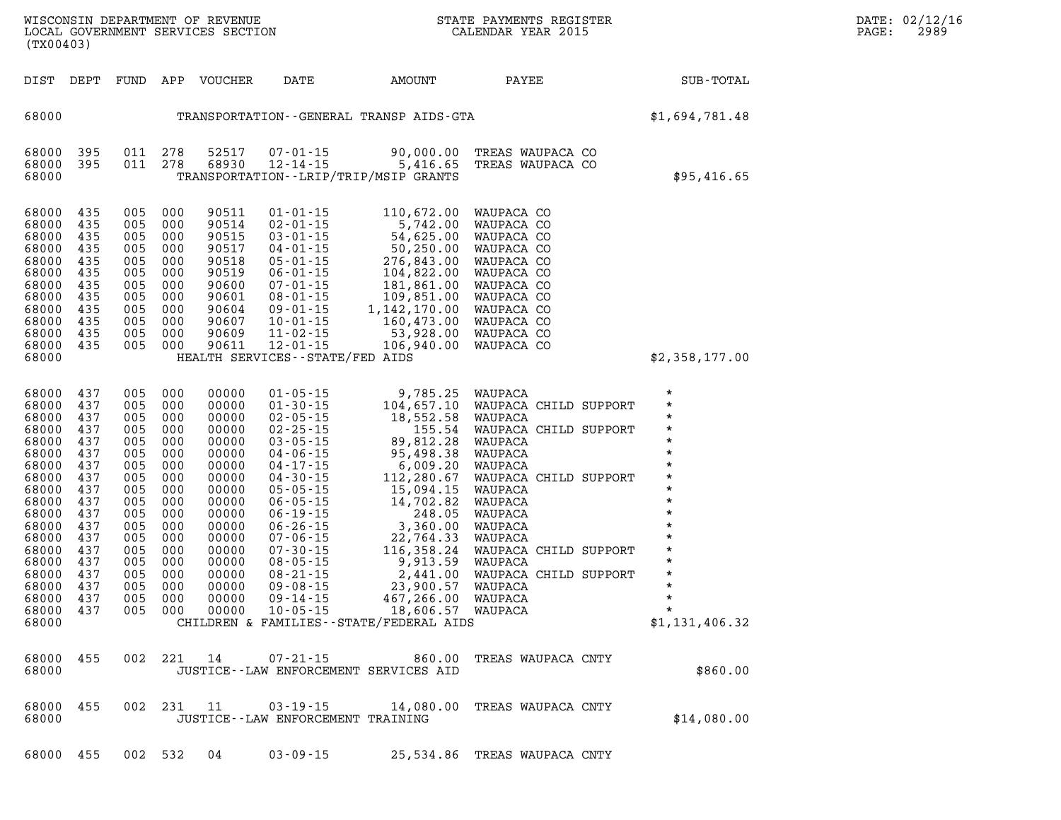WISCONSIN DEPARTMENT OF REVENUE
LOCAL GOVERNMENT SERVICES SECTION
(TX00403)

STATE PAYMENTS REGISTER
CALENDAR YEAR 2015

DATE: 02/12/16

| DIST | DEPT | FUND | APP | VOUCHER | DATE | AMOUNT | PAYEE | SUB-TOTAL |
|---|---|---|---|---|---|---|---|---|
| 68000 | | | | | TRANSPORTATION--GENERAL TRANSP AIDS-GTA | | | $1,694,781.48 |
| 68000 | 395 | 011 | 278 | 52517 | 07-01-15 | 90,000.00 | TREAS WAUPACA CO | |
| 68000 | 395 | 011 | 278 | 68930 | 12-14-15 | 5,416.65 | TREAS WAUPACA CO | |
| 68000 | | | | | TRANSPORTATION--LRIP/TRIP/MSIP GRANTS | | | $95,416.65 |
| 68000 | 435 | 005 | 000 | 90511 | 01-01-15 | 110,672.00 | WAUPACA CO | |
| 68000 | 435 | 005 | 000 | 90514 | 02-01-15 | 5,742.00 | WAUPACA CO | |
| 68000 | 435 | 005 | 000 | 90515 | 03-01-15 | 54,625.00 | WAUPACA CO | |
| 68000 | 435 | 005 | 000 | 90517 | 04-01-15 | 50,250.00 | WAUPACA CO | |
| 68000 | 435 | 005 | 000 | 90518 | 05-01-15 | 276,843.00 | WAUPACA CO | |
| 68000 | 435 | 005 | 000 | 90519 | 06-01-15 | 104,822.00 | WAUPACA CO | |
| 68000 | 435 | 005 | 000 | 90600 | 07-01-15 | 181,861.00 | WAUPACA CO | |
| 68000 | 435 | 005 | 000 | 90601 | 08-01-15 | 109,851.00 | WAUPACA CO | |
| 68000 | 435 | 005 | 000 | 90604 | 09-01-15 | 1,142,170.00 | WAUPACA CO | |
| 68000 | 435 | 005 | 000 | 90607 | 10-01-15 | 160,473.00 | WAUPACA CO | |
| 68000 | 435 | 005 | 000 | 90609 | 11-02-15 | 53,928.00 | WAUPACA CO | |
| 68000 | 435 | 005 | 000 | 90611 | 12-01-15 | 106,940.00 | WAUPACA CO | |
| 68000 | | | | | HEALTH SERVICES--STATE/FED AIDS | | | $2,358,177.00 |
| 68000 | 437 | 005 | 000 | 00000 | 01-05-15 | 9,785.25 | WAUPACA | * |
| 68000 | 437 | 005 | 000 | 00000 | 01-30-15 | 104,657.10 | WAUPACA CHILD SUPPORT | * |
| 68000 | 437 | 005 | 000 | 00000 | 02-05-15 | 18,552.58 | WAUPACA | * |
| 68000 | 437 | 005 | 000 | 00000 | 02-25-15 | 155.54 | WAUPACA CHILD SUPPORT | * |
| 68000 | 437 | 005 | 000 | 00000 | 03-05-15 | 89,812.28 | WAUPACA | * |
| 68000 | 437 | 005 | 000 | 00000 | 04-06-15 | 95,498.38 | WAUPACA | * |
| 68000 | 437 | 005 | 000 | 00000 | 04-17-15 | 6,009.20 | WAUPACA | * |
| 68000 | 437 | 005 | 000 | 00000 | 04-30-15 | 112,280.67 | WAUPACA CHILD SUPPORT | * |
| 68000 | 437 | 005 | 000 | 00000 | 05-05-15 | 15,094.15 | WAUPACA | * |
| 68000 | 437 | 005 | 000 | 00000 | 06-05-15 | 14,702.82 | WAUPACA | * |
| 68000 | 437 | 005 | 000 | 00000 | 06-19-15 | 248.05 | WAUPACA | * |
| 68000 | 437 | 005 | 000 | 00000 | 06-26-15 | 3,360.00 | WAUPACA | * |
| 68000 | 437 | 005 | 000 | 00000 | 07-06-15 | 22,764.33 | WAUPACA | * |
| 68000 | 437 | 005 | 000 | 00000 | 07-30-15 | 116,358.24 | WAUPACA CHILD SUPPORT | * |
| 68000 | 437 | 005 | 000 | 00000 | 08-05-15 | 9,913.59 | WAUPACA | * |
| 68000 | 437 | 005 | 000 | 00000 | 08-21-15 | 2,441.00 | WAUPACA CHILD SUPPORT | * |
| 68000 | 437 | 005 | 000 | 00000 | 09-08-15 | 23,900.57 | WAUPACA | * |
| 68000 | 437 | 005 | 000 | 00000 | 09-14-15 | 467,266.00 | WAUPACA | * |
| 68000 | 437 | 005 | 000 | 00000 | 10-05-15 | 18,606.57 | WAUPACA | * |
| 68000 | | | | | CHILDREN & FAMILIES--STATE/FEDERAL AIDS | | | $1,131,406.32 |
| 68000 | 455 | 002 | 221 | 14 | 07-21-15 | 860.00 | TREAS WAUPACA CNTY | |
| 68000 | | | | | JUSTICE--LAW ENFORCEMENT SERVICES AID | | | $860.00 |
| 68000 | 455 | 002 | 231 | 11 | 03-19-15 | 14,080.00 | TREAS WAUPACA CNTY | |
| 68000 | | | | | JUSTICE--LAW ENFORCEMENT TRAINING | | | $14,080.00 |
| 68000 | 455 | 002 | 532 | 04 | 03-09-15 | 25,534.86 | TREAS WAUPACA CNTY | |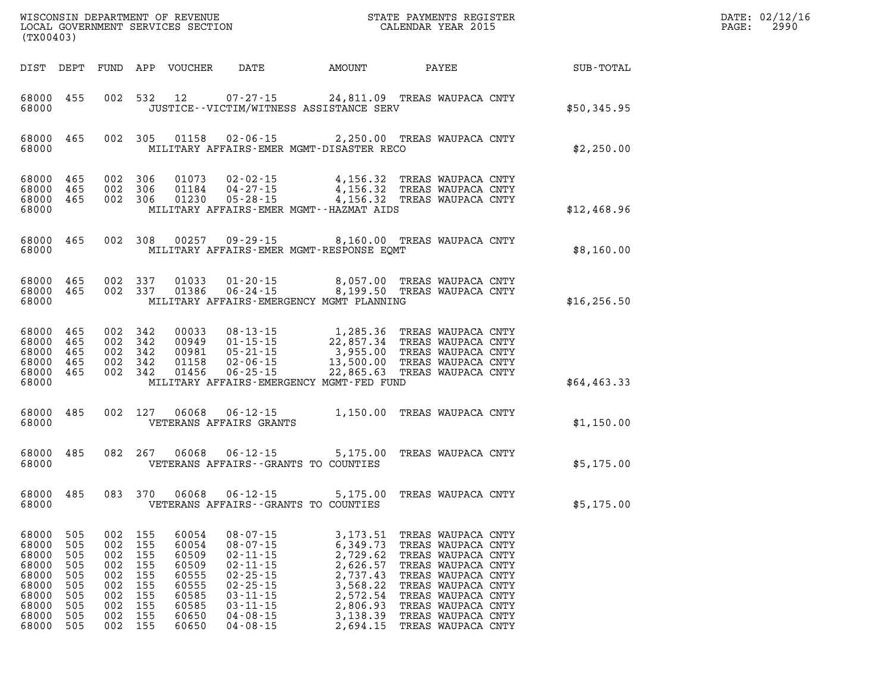WISCONSIN DEPARTMENT OF REVENUE
LOCAL GOVERNMENT SERVICES SECTION
(TX00403)

STATE PAYMENTS REGISTER
CALENDAR YEAR 2015

DATE: 02/12/16
PAGE: 2990

| DIST | DEPT | FUND | APP | VOUCHER | DATE | AMOUNT | PAYEE | SUB-TOTAL |
|---|---|---|---|---|---|---|---|---|
| 68000 | 455 | 002 | 532 | 12 | 07-27-15 | 24,811.09 | TREAS WAUPACA CNTY | |
| 68000 | | | | | JUSTICE--VICTIM/WITNESS ASSISTANCE SERV | | | $50,345.95 |
| 68000 | 465 | 002 | 305 | 01158 | 02-06-15 | 2,250.00 | TREAS WAUPACA CNTY | |
| 68000 | | | | | MILITARY AFFAIRS-EMER MGMT-DISASTER RECO | | | $2,250.00 |
| 68000 | 465 | 002 | 306 | 01073 | 02-02-15 | 4,156.32 | TREAS WAUPACA CNTY | |
| 68000 | 465 | 002 | 306 | 01184 | 04-27-15 | 4,156.32 | TREAS WAUPACA CNTY | |
| 68000 | 465 | 002 | 306 | 01230 | 05-28-15 | 4,156.32 | TREAS WAUPACA CNTY | |
| 68000 | | | | | MILITARY AFFAIRS-EMER MGMT--HAZMAT AIDS | | | $12,468.96 |
| 68000 | 465 | 002 | 308 | 00257 | 09-29-15 | 8,160.00 | TREAS WAUPACA CNTY | |
| 68000 | | | | | MILITARY AFFAIRS-EMER MGMT-RESPONSE EQMT | | | $8,160.00 |
| 68000 | 465 | 002 | 337 | 01033 | 01-20-15 | 8,057.00 | TREAS WAUPACA CNTY | |
| 68000 | 465 | 002 | 337 | 01386 | 06-24-15 | 8,199.50 | TREAS WAUPACA CNTY | |
| 68000 | | | | | MILITARY AFFAIRS-EMERGENCY MGMT PLANNING | | | $16,256.50 |
| 68000 | 465 | 002 | 342 | 00033 | 08-13-15 | 1,285.36 | TREAS WAUPACA CNTY | |
| 68000 | 465 | 002 | 342 | 00949 | 01-15-15 | 22,857.34 | TREAS WAUPACA CNTY | |
| 68000 | 465 | 002 | 342 | 00981 | 05-21-15 | 3,955.00 | TREAS WAUPACA CNTY | |
| 68000 | 465 | 002 | 342 | 01158 | 02-06-15 | 13,500.00 | TREAS WAUPACA CNTY | |
| 68000 | 465 | 002 | 342 | 01456 | 06-25-15 | 22,865.63 | TREAS WAUPACA CNTY | |
| 68000 | | | | | MILITARY AFFAIRS-EMERGENCY MGMT-FED FUND | | | $64,463.33 |
| 68000 | 485 | 002 | 127 | 06068 | 06-12-15 | 1,150.00 | TREAS WAUPACA CNTY | |
| 68000 | | | | | VETERANS AFFAIRS GRANTS | | | $1,150.00 |
| 68000 | 485 | 082 | 267 | 06068 | 06-12-15 | 5,175.00 | TREAS WAUPACA CNTY | |
| 68000 | | | | | VETERANS AFFAIRS--GRANTS TO COUNTIES | | | $5,175.00 |
| 68000 | 485 | 083 | 370 | 06068 | 06-12-15 | 5,175.00 | TREAS WAUPACA CNTY | |
| 68000 | | | | | VETERANS AFFAIRS--GRANTS TO COUNTIES | | | $5,175.00 |
| 68000 | 505 | 002 | 155 | 60054 | 08-07-15 | 3,173.51 | TREAS WAUPACA CNTY | |
| 68000 | 505 | 002 | 155 | 60054 | 08-07-15 | 6,349.73 | TREAS WAUPACA CNTY | |
| 68000 | 505 | 002 | 155 | 60509 | 02-11-15 | 2,729.62 | TREAS WAUPACA CNTY | |
| 68000 | 505 | 002 | 155 | 60509 | 02-11-15 | 2,626.57 | TREAS WAUPACA CNTY | |
| 68000 | 505 | 002 | 155 | 60555 | 02-25-15 | 2,737.43 | TREAS WAUPACA CNTY | |
| 68000 | 505 | 002 | 155 | 60555 | 02-25-15 | 3,568.22 | TREAS WAUPACA CNTY | |
| 68000 | 505 | 002 | 155 | 60585 | 03-11-15 | 2,572.54 | TREAS WAUPACA CNTY | |
| 68000 | 505 | 002 | 155 | 60585 | 03-11-15 | 2,806.93 | TREAS WAUPACA CNTY | |
| 68000 | 505 | 002 | 155 | 60650 | 04-08-15 | 3,138.39 | TREAS WAUPACA CNTY | |
| 68000 | 505 | 002 | 155 | 60650 | 04-08-15 | 2,694.15 | TREAS WAUPACA CNTY | |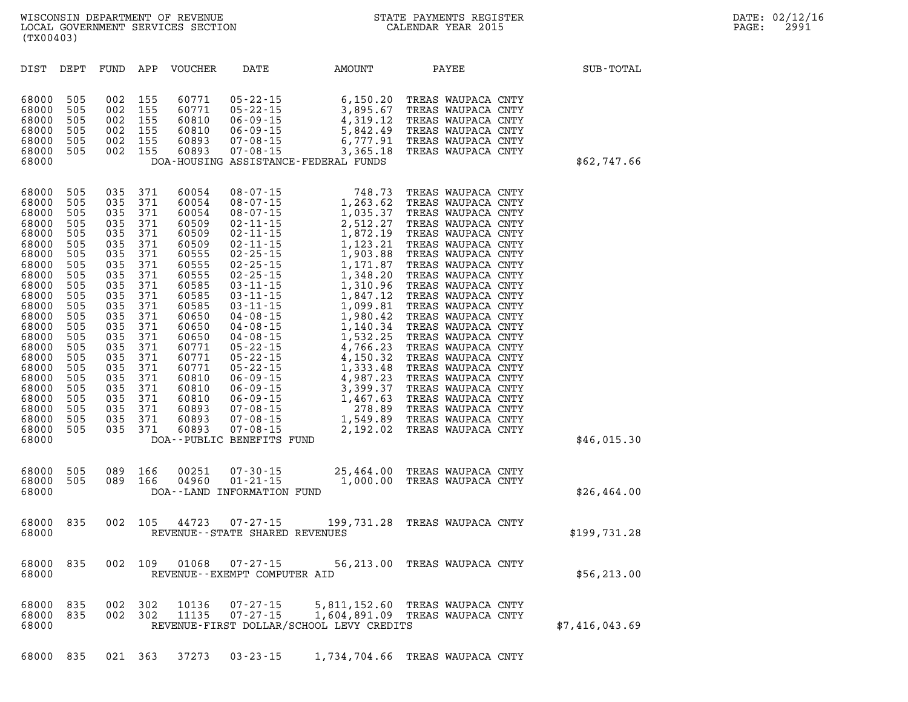WISCONSIN DEPARTMENT OF REVENUE
LOCAL GOVERNMENT SERVICES SECTION
(TX00403)

STATE PAYMENTS REGISTER
CALENDAR YEAR 2015

DATE: 02/12/16
PAGE: 2991

| DIST | DEPT | FUND | APP | VOUCHER | DATE | AMOUNT | PAYEE | SUB-TOTAL |
|---|---|---|---|---|---|---|---|---|
| 68000 | 505 | 002 | 155 | 60771 | 05-22-15 | 6,150.20 | TREAS WAUPACA CNTY | |
| 68000 | 505 | 002 | 155 | 60771 | 05-22-15 | 3,895.67 | TREAS WAUPACA CNTY | |
| 68000 | 505 | 002 | 155 | 60810 | 06-09-15 | 4,319.12 | TREAS WAUPACA CNTY | |
| 68000 | 505 | 002 | 155 | 60810 | 06-09-15 | 5,842.49 | TREAS WAUPACA CNTY | |
| 68000 | 505 | 002 | 155 | 60893 | 07-08-15 | 6,777.91 | TREAS WAUPACA CNTY | |
| 68000 | 505 | 002 | 155 | 60893 | 07-08-15 | 3,365.18 | TREAS WAUPACA CNTY | |
| 68000 | | | | | DOA-HOUSING ASSISTANCE-FEDERAL FUNDS | | | $62,747.66 |
| 68000 | 505 | 035 | 371 | 60054 | 08-07-15 | 748.73 | TREAS WAUPACA CNTY | |
| 68000 | 505 | 035 | 371 | 60054 | 08-07-15 | 1,263.62 | TREAS WAUPACA CNTY | |
| 68000 | 505 | 035 | 371 | 60054 | 08-07-15 | 1,035.37 | TREAS WAUPACA CNTY | |
| 68000 | 505 | 035 | 371 | 60509 | 02-11-15 | 2,512.27 | TREAS WAUPACA CNTY | |
| 68000 | 505 | 035 | 371 | 60509 | 02-11-15 | 1,872.19 | TREAS WAUPACA CNTY | |
| 68000 | 505 | 035 | 371 | 60509 | 02-11-15 | 1,123.21 | TREAS WAUPACA CNTY | |
| 68000 | 505 | 035 | 371 | 60555 | 02-25-15 | 1,903.88 | TREAS WAUPACA CNTY | |
| 68000 | 505 | 035 | 371 | 60555 | 02-25-15 | 1,171.87 | TREAS WAUPACA CNTY | |
| 68000 | 505 | 035 | 371 | 60555 | 02-25-15 | 1,348.20 | TREAS WAUPACA CNTY | |
| 68000 | 505 | 035 | 371 | 60585 | 03-11-15 | 1,310.96 | TREAS WAUPACA CNTY | |
| 68000 | 505 | 035 | 371 | 60585 | 03-11-15 | 1,847.12 | TREAS WAUPACA CNTY | |
| 68000 | 505 | 035 | 371 | 60585 | 03-11-15 | 1,099.81 | TREAS WAUPACA CNTY | |
| 68000 | 505 | 035 | 371 | 60650 | 04-08-15 | 1,980.42 | TREAS WAUPACA CNTY | |
| 68000 | 505 | 035 | 371 | 60650 | 04-08-15 | 1,140.34 | TREAS WAUPACA CNTY | |
| 68000 | 505 | 035 | 371 | 60650 | 04-08-15 | 1,532.25 | TREAS WAUPACA CNTY | |
| 68000 | 505 | 035 | 371 | 60771 | 05-22-15 | 4,766.23 | TREAS WAUPACA CNTY | |
| 68000 | 505 | 035 | 371 | 60771 | 05-22-15 | 4,150.32 | TREAS WAUPACA CNTY | |
| 68000 | 505 | 035 | 371 | 60771 | 05-22-15 | 1,333.48 | TREAS WAUPACA CNTY | |
| 68000 | 505 | 035 | 371 | 60810 | 06-09-15 | 4,987.23 | TREAS WAUPACA CNTY | |
| 68000 | 505 | 035 | 371 | 60810 | 06-09-15 | 3,399.37 | TREAS WAUPACA CNTY | |
| 68000 | 505 | 035 | 371 | 60810 | 06-09-15 | 1,467.63 | TREAS WAUPACA CNTY | |
| 68000 | 505 | 035 | 371 | 60893 | 07-08-15 | 278.89 | TREAS WAUPACA CNTY | |
| 68000 | 505 | 035 | 371 | 60893 | 07-08-15 | 1,549.89 | TREAS WAUPACA CNTY | |
| 68000 | 505 | 035 | 371 | 60893 | 07-08-15 | 2,192.02 | TREAS WAUPACA CNTY | |
| 68000 | | | | | DOA--PUBLIC BENEFITS FUND | | | $46,015.30 |
| 68000 | 505 | 089 | 166 | 00251 | 07-30-15 | 25,464.00 | TREAS WAUPACA CNTY | |
| 68000 | 505 | 089 | 166 | 04960 | 01-21-15 | 1,000.00 | TREAS WAUPACA CNTY | |
| 68000 | | | | | DOA--LAND INFORMATION FUND | | | $26,464.00 |
| 68000 | 835 | 002 | 105 | 44723 | 07-27-15 | 199,731.28 | TREAS WAUPACA CNTY | |
| 68000 | | | | | REVENUE--STATE SHARED REVENUES | | | $199,731.28 |
| 68000 | 835 | 002 | 109 | 01068 | 07-27-15 | 56,213.00 | TREAS WAUPACA CNTY | |
| 68000 | | | | | REVENUE--EXEMPT COMPUTER AID | | | $56,213.00 |
| 68000 | 835 | 002 | 302 | 10136 | 07-27-15 | 5,811,152.60 | TREAS WAUPACA CNTY | |
| 68000 | 835 | 002 | 302 | 11135 | 07-27-15 | 1,604,891.09 | TREAS WAUPACA CNTY | |
| 68000 | | | | | REVENUE-FIRST DOLLAR/SCHOOL LEVY CREDITS | | | $7,416,043.69 |
| 68000 | 835 | 021 | 363 | 37273 | 03-23-15 | 1,734,704.66 | TREAS WAUPACA CNTY | |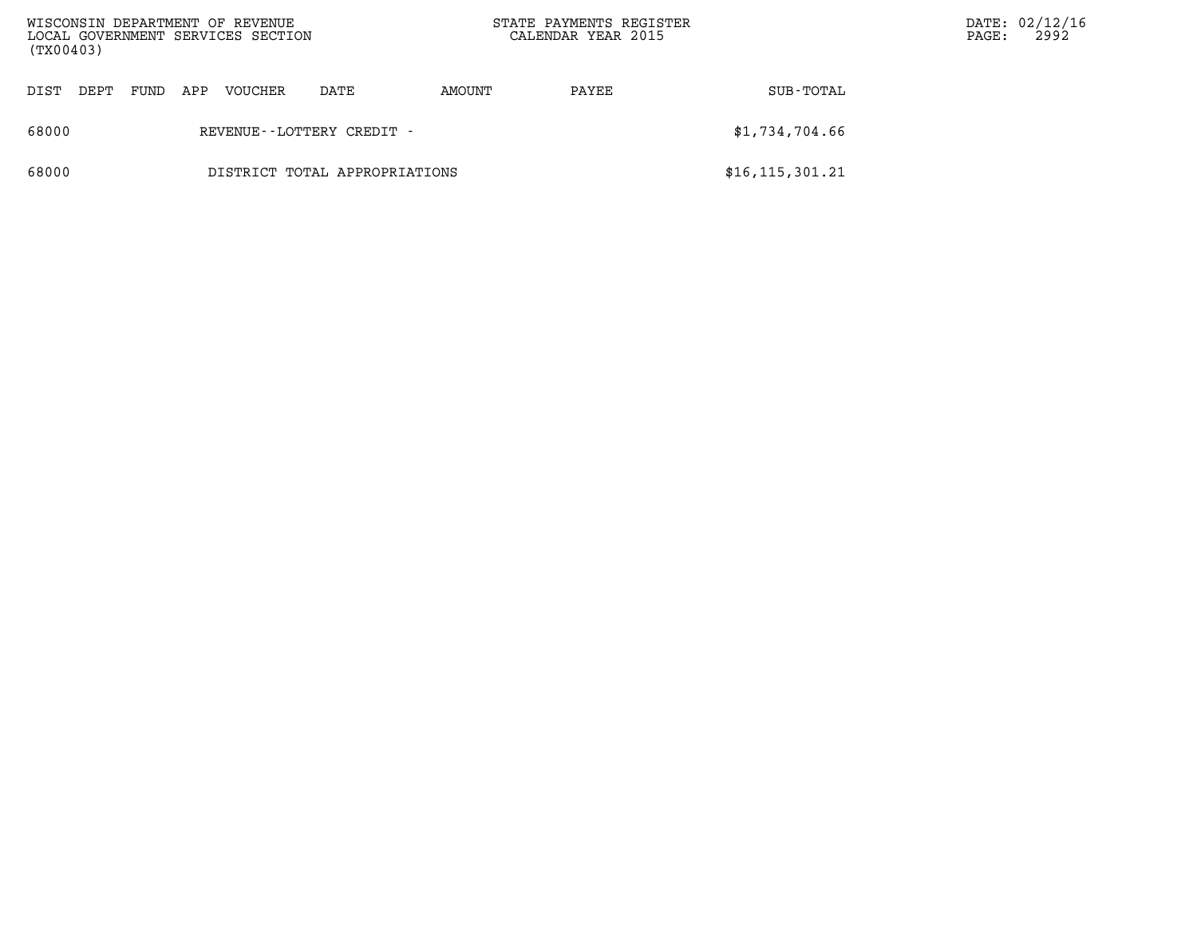| DIST | DEPT | FUND | APP | VOUCHER | DATE | AMOUNT | PAYEE | SUB-TOTAL |
|---|---|---|---|---|---|---|---|---|
| 68000 | | | | REVENUE--LOTTERY CREDIT - | | | | $1,734,704.66 |
| 68000 | | | | DISTRICT TOTAL APPROPRIATIONS | | | | $16,115,301.21 |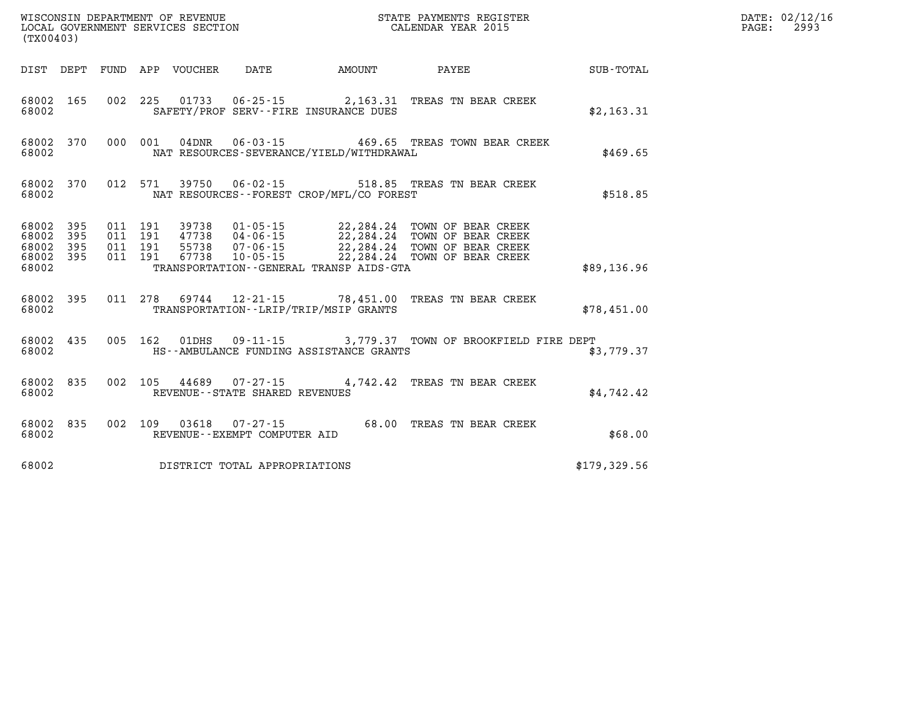WISCONSIN DEPARTMENT OF REVENUE
LOCAL GOVERNMENT SERVICES SECTION
(TX00403)

STATE PAYMENTS REGISTER
CALENDAR YEAR 2015

DATE: 02/12/16

| DIST | DEPT | FUND | APP | VOUCHER | DATE | AMOUNT | PAYEE | SUB-TOTAL |
|---|---|---|---|---|---|---|---|---|
| 68002 | 165 | 002 | 225 | 01733 | 06-25-15 | 2,163.31 | TREAS TN BEAR CREEK | |
| 68002 | | | | SAFETY/PROF SERV--FIRE INSURANCE DUES | | | | $2,163.31 |
| 68002 | 370 | 000 | 001 | 04DNR | 06-03-15 | 469.65 | TREAS TOWN BEAR CREEK | |
| 68002 | | | | NAT RESOURCES-SEVERANCE/YIELD/WITHDRAWAL | | | | $469.65 |
| 68002 | 370 | 012 | 571 | 39750 | 06-02-15 | 518.85 | TREAS TN BEAR CREEK | |
| 68002 | | | | NAT RESOURCES--FOREST CROP/MFL/CO FOREST | | | | $518.85 |
| 68002 | 395 | 011 | 191 | 39738 | 01-05-15 | 22,284.24 | TOWN OF BEAR CREEK | |
| 68002 | 395 | 011 | 191 | 47738 | 04-06-15 | 22,284.24 | TOWN OF BEAR CREEK | |
| 68002 | 395 | 011 | 191 | 55738 | 07-06-15 | 22,284.24 | TOWN OF BEAR CREEK | |
| 68002 | 395 | 011 | 191 | 67738 | 10-05-15 | 22,284.24 | TOWN OF BEAR CREEK | |
| 68002 | | | | TRANSPORTATION--GENERAL TRANSP AIDS-GTA | | | | $89,136.96 |
| 68002 | 395 | 011 | 278 | 69744 | 12-21-15 | 78,451.00 | TREAS TN BEAR CREEK | |
| 68002 | | | | TRANSPORTATION--LRIP/TRIP/MSIP GRANTS | | | | $78,451.00 |
| 68002 | 435 | 005 | 162 | 01DHS | 09-11-15 | 3,779.37 | TOWN OF BROOKFIELD FIRE DEPT | |
| 68002 | | | | HS--AMBULANCE FUNDING ASSISTANCE GRANTS | | | | $3,779.37 |
| 68002 | 835 | 002 | 105 | 44689 | 07-27-15 | 4,742.42 | TREAS TN BEAR CREEK | |
| 68002 | | | | REVENUE--STATE SHARED REVENUES | | | | $4,742.42 |
| 68002 | 835 | 002 | 109 | 03618 | 07-27-15 | 68.00 | TREAS TN BEAR CREEK | |
| 68002 | | | | REVENUE--EXEMPT COMPUTER AID | | | | $68.00 |
| 68002 | | | | DISTRICT TOTAL APPROPRIATIONS | | | | $179,329.56 |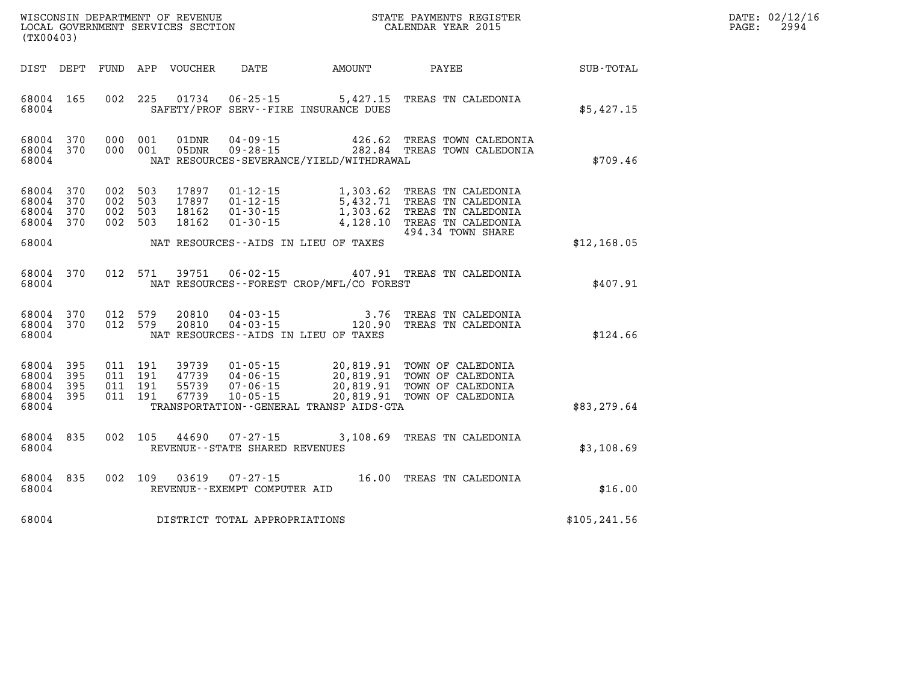WISCONSIN DEPARTMENT OF REVENUE
LOCAL GOVERNMENT SERVICES SECTION
(TX00403)

STATE PAYMENTS REGISTER
CALENDAR YEAR 2015

DATE: 02/12/16
PAGE: 2994

| DIST | DEPT | FUND | APP | VOUCHER | DATE | AMOUNT | PAYEE | SUB-TOTAL |
|---|---|---|---|---|---|---|---|---|
| 68004 | 165 | 002 | 225 | 01734 | 06-25-15 | 5,427.15 | TREAS TN CALEDONIA | |
| 68004 | | | | | SAFETY/PROF SERV--FIRE INSURANCE DUES | | | $5,427.15 |
| 68004 | 370 | 000 | 001 | 01DNR | 04-09-15 | 426.62 | TREAS TOWN CALEDONIA | |
| 68004 | 370 | 000 | 001 | 05DNR | 09-28-15 | 282.84 | TREAS TOWN CALEDONIA | |
| 68004 | | | | | NAT RESOURCES-SEVERANCE/YIELD/WITHDRAWAL | | | $709.46 |
| 68004 | 370 | 002 | 503 | 17897 | 01-12-15 | 1,303.62 | TREAS TN CALEDONIA | |
| 68004 | 370 | 002 | 503 | 17897 | 01-12-15 | 5,432.71 | TREAS TN CALEDONIA | |
| 68004 | 370 | 002 | 503 | 18162 | 01-30-15 | 1,303.62 | TREAS TN CALEDONIA | |
| 68004 | 370 | 002 | 503 | 18162 | 01-30-15 | 4,128.10 | TREAS TN CALEDONIA 494.34 TOWN SHARE | |
| 68004 | | | | | NAT RESOURCES--AIDS IN LIEU OF TAXES | | | $12,168.05 |
| 68004 | 370 | 012 | 571 | 39751 | 06-02-15 | 407.91 | TREAS TN CALEDONIA | |
| 68004 | | | | | NAT RESOURCES--FOREST CROP/MFL/CO FOREST | | | $407.91 |
| 68004 | 370 | 012 | 579 | 20810 | 04-03-15 | 3.76 | TREAS TN CALEDONIA | |
| 68004 | 370 | 012 | 579 | 20810 | 04-03-15 | 120.90 | TREAS TN CALEDONIA | |
| 68004 | | | | | NAT RESOURCES--AIDS IN LIEU OF TAXES | | | $124.66 |
| 68004 | 395 | 011 | 191 | 39739 | 01-05-15 | 20,819.91 | TOWN OF CALEDONIA | |
| 68004 | 395 | 011 | 191 | 47739 | 04-06-15 | 20,819.91 | TOWN OF CALEDONIA | |
| 68004 | 395 | 011 | 191 | 55739 | 07-06-15 | 20,819.91 | TOWN OF CALEDONIA | |
| 68004 | 395 | 011 | 191 | 67739 | 10-05-15 | 20,819.91 | TOWN OF CALEDONIA | |
| 68004 | | | | | TRANSPORTATION--GENERAL TRANSP AIDS-GTA | | | $83,279.64 |
| 68004 | 835 | 002 | 105 | 44690 | 07-27-15 | 3,108.69 | TREAS TN CALEDONIA | |
| 68004 | | | | | REVENUE--STATE SHARED REVENUES | | | $3,108.69 |
| 68004 | 835 | 002 | 109 | 03619 | 07-27-15 | 16.00 | TREAS TN CALEDONIA | |
| 68004 | | | | | REVENUE--EXEMPT COMPUTER AID | | | $16.00 |
| 68004 | | | | | DISTRICT TOTAL APPROPRIATIONS | | | $105,241.56 |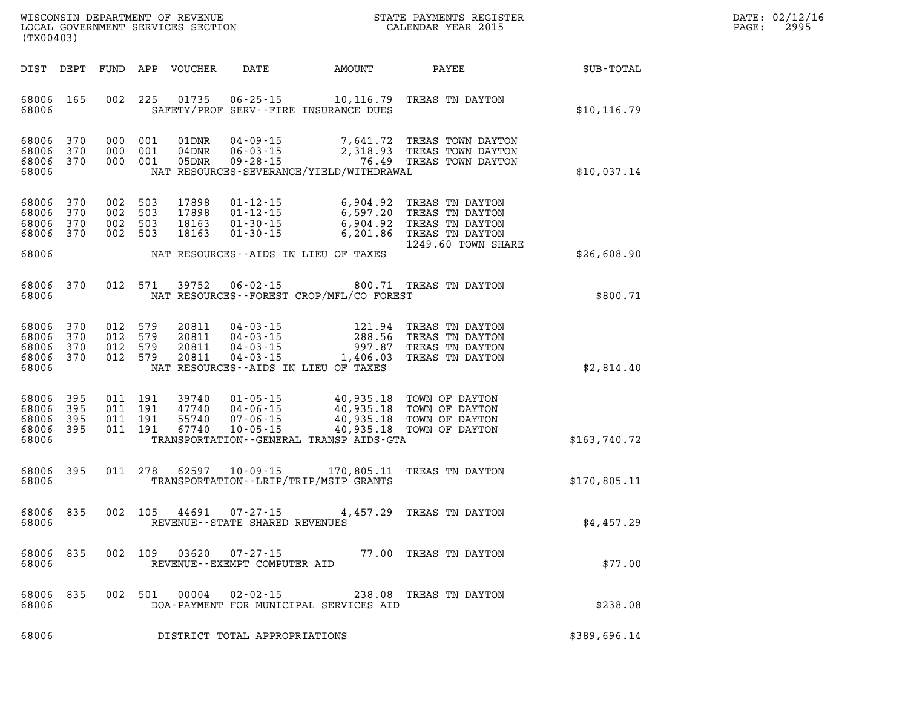WISCONSIN DEPARTMENT OF REVENUE
LOCAL GOVERNMENT SERVICES SECTION
(TX00403)

STATE PAYMENTS REGISTER
CALENDAR YEAR 2015

DATE: 02/12/16

| DIST | DEPT | FUND | APP | VOUCHER | DATE | AMOUNT | PAYEE | SUB-TOTAL |
|---|---|---|---|---|---|---|---|---|
| 68006 | 165 | 002 | 225 | 01735 | 06-25-15 | 10,116.79 | TREAS TN DAYTON | |
| 68006 | | | | SAFETY/PROF SERV--FIRE INSURANCE DUES | | | | $10,116.79 |
| 68006 | 370 | 000 | 001 | 01DNR | 04-09-15 | 7,641.72 | TREAS TOWN DAYTON | |
| 68006 | 370 | 000 | 001 | 04DNR | 06-03-15 | 2,318.93 | TREAS TOWN DAYTON | |
| 68006 | 370 | 000 | 001 | 05DNR | 09-28-15 | 76.49 | TREAS TOWN DAYTON | |
| 68006 | | | | NAT RESOURCES-SEVERANCE/YIELD/WITHDRAWAL | | | | $10,037.14 |
| 68006 | 370 | 002 | 503 | 17898 | 01-12-15 | 6,904.92 | TREAS TN DAYTON | |
| 68006 | 370 | 002 | 503 | 17898 | 01-12-15 | 6,597.20 | TREAS TN DAYTON | |
| 68006 | 370 | 002 | 503 | 18163 | 01-30-15 | 6,904.92 | TREAS TN DAYTON | |
| 68006 | 370 | 002 | 503 | 18163 | 01-30-15 | 6,201.86 | TREAS TN DAYTON | |
| | | | | | | | 1249.60 TOWN SHARE | |
| 68006 | | | | NAT RESOURCES--AIDS IN LIEU OF TAXES | | | | $26,608.90 |
| 68006 | 370 | 012 | 571 | 39752 | 06-02-15 | 800.71 | TREAS TN DAYTON | |
| 68006 | | | | NAT RESOURCES--FOREST CROP/MFL/CO FOREST | | | | $800.71 |
| 68006 | 370 | 012 | 579 | 20811 | 04-03-15 | 121.94 | TREAS TN DAYTON | |
| 68006 | 370 | 012 | 579 | 20811 | 04-03-15 | 288.56 | TREAS TN DAYTON | |
| 68006 | 370 | 012 | 579 | 20811 | 04-03-15 | 997.87 | TREAS TN DAYTON | |
| 68006 | 370 | 012 | 579 | 20811 | 04-03-15 | 1,406.03 | TREAS TN DAYTON | |
| 68006 | | | | NAT RESOURCES--AIDS IN LIEU OF TAXES | | | | $2,814.40 |
| 68006 | 395 | 011 | 191 | 39740 | 01-05-15 | 40,935.18 | TOWN OF DAYTON | |
| 68006 | 395 | 011 | 191 | 47740 | 04-06-15 | 40,935.18 | TOWN OF DAYTON | |
| 68006 | 395 | 011 | 191 | 55740 | 07-06-15 | 40,935.18 | TOWN OF DAYTON | |
| 68006 | 395 | 011 | 191 | 67740 | 10-05-15 | 40,935.18 | TOWN OF DAYTON | |
| 68006 | | | | TRANSPORTATION--GENERAL TRANSP AIDS-GTA | | | | $163,740.72 |
| 68006 | 395 | 011 | 278 | 62597 | 10-09-15 | 170,805.11 | TREAS TN DAYTON | |
| 68006 | | | | TRANSPORTATION--LRIP/TRIP/MSIP GRANTS | | | | $170,805.11 |
| 68006 | 835 | 002 | 105 | 44691 | 07-27-15 | 4,457.29 | TREAS TN DAYTON | |
| 68006 | | | | REVENUE--STATE SHARED REVENUES | | | | $4,457.29 |
| 68006 | 835 | 002 | 109 | 03620 | 07-27-15 | 77.00 | TREAS TN DAYTON | |
| 68006 | | | | REVENUE--EXEMPT COMPUTER AID | | | | $77.00 |
| 68006 | 835 | 002 | 501 | 00004 | 02-02-15 | 238.08 | TREAS TN DAYTON | |
| 68006 | | | | DOA-PAYMENT FOR MUNICIPAL SERVICES AID | | | | $238.08 |
| 68006 | | | | DISTRICT TOTAL APPROPRIATIONS | | | | $389,696.14 |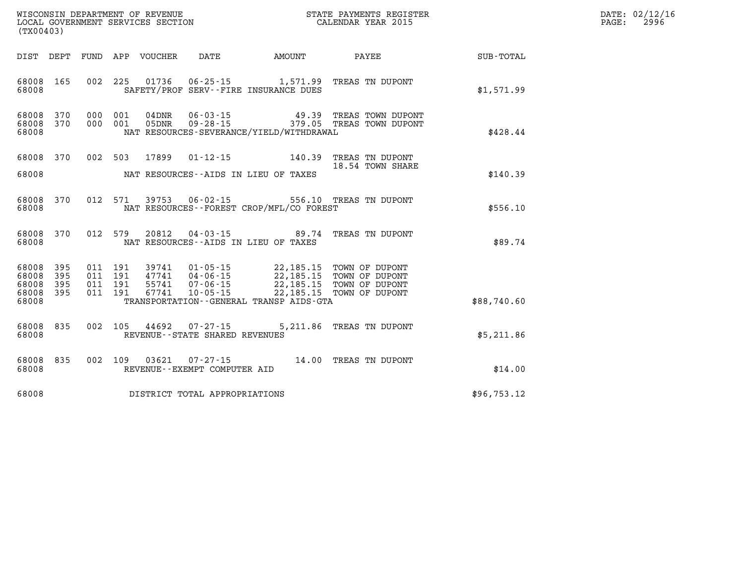WISCONSIN DEPARTMENT OF REVENUE
LOCAL GOVERNMENT SERVICES SECTION
(TX00403)

STATE PAYMENTS REGISTER
CALENDAR YEAR 2015

DATE: 02/12/16
PAGE: 2996

| DIST | DEPT | FUND | APP | VOUCHER | DATE | AMOUNT | PAYEE | SUB-TOTAL |
|---|---|---|---|---|---|---|---|---|
| 68008 | 165 | 002 | 225 | 01736 | 06-25-15 | 1,571.99 | TREAS TN DUPONT | |
| 68008 | | | | SAFETY/PROF SERV--FIRE INSURANCE DUES | | | | $1,571.99 |
| 68008 | 370 | 000 | 001 | 04DNR | 06-03-15 | 49.39 | TREAS TOWN DUPONT | |
| 68008 | 370 | 000 | 001 | 05DNR | 09-28-15 | 379.05 | TREAS TOWN DUPONT | |
| 68008 | | | | NAT RESOURCES-SEVERANCE/YIELD/WITHDRAWAL | | | | $428.44 |
| 68008 | 370 | 002 | 503 | 17899 | 01-12-15 | 140.39 | TREAS TN DUPONT | |
| | | | | | | | 18.54 TOWN SHARE | |
| 68008 | | | | NAT RESOURCES--AIDS IN LIEU OF TAXES | | | | $140.39 |
| 68008 | 370 | 012 | 571 | 39753 | 06-02-15 | 556.10 | TREAS TN DUPONT | |
| 68008 | | | | NAT RESOURCES--FOREST CROP/MFL/CO FOREST | | | | $556.10 |
| 68008 | 370 | 012 | 579 | 20812 | 04-03-15 | 89.74 | TREAS TN DUPONT | |
| 68008 | | | | NAT RESOURCES--AIDS IN LIEU OF TAXES | | | | $89.74 |
| 68008 | 395 | 011 | 191 | 39741 | 01-05-15 | 22,185.15 | TOWN OF DUPONT | |
| 68008 | 395 | 011 | 191 | 47741 | 04-06-15 | 22,185.15 | TOWN OF DUPONT | |
| 68008 | 395 | 011 | 191 | 55741 | 07-06-15 | 22,185.15 | TOWN OF DUPONT | |
| 68008 | 395 | 011 | 191 | 67741 | 10-05-15 | 22,185.15 | TOWN OF DUPONT | |
| 68008 | | | | TRANSPORTATION--GENERAL TRANSP AIDS-GTA | | | | $88,740.60 |
| 68008 | 835 | 002 | 105 | 44692 | 07-27-15 | 5,211.86 | TREAS TN DUPONT | |
| 68008 | | | | REVENUE--STATE SHARED REVENUES | | | | $5,211.86 |
| 68008 | 835 | 002 | 109 | 03621 | 07-27-15 | 14.00 | TREAS TN DUPONT | |
| 68008 | | | | REVENUE--EXEMPT COMPUTER AID | | | | $14.00 |
| 68008 | | | | DISTRICT TOTAL APPROPRIATIONS | | | | $96,753.12 |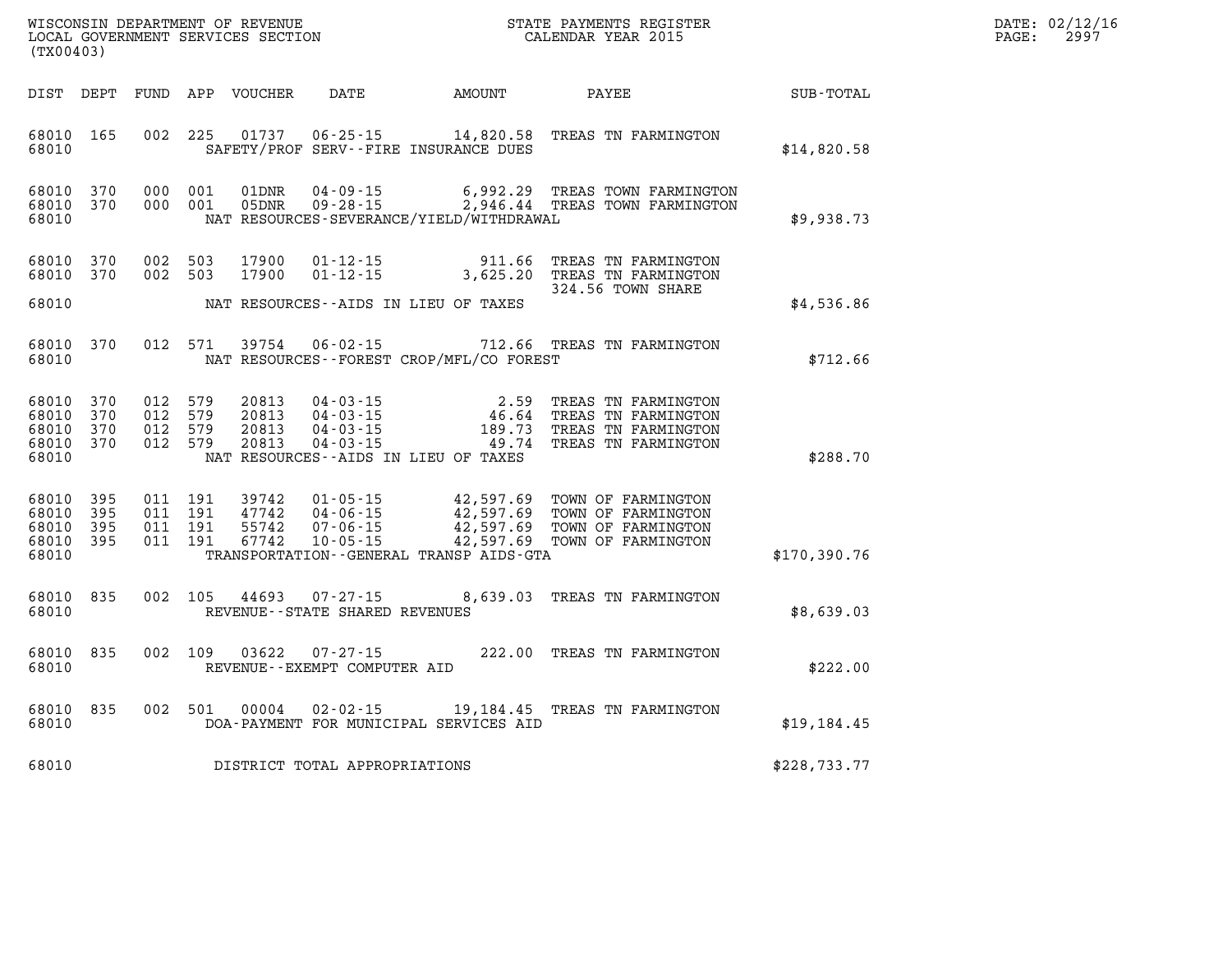WISCONSIN DEPARTMENT OF REVENUE
LOCAL GOVERNMENT SERVICES SECTION
(TX00403)

STATE PAYMENTS REGISTER
CALENDAR YEAR 2015

DATE: 02/12/16

| DIST | DEPT | FUND | APP | VOUCHER | DATE | AMOUNT | PAYEE | SUB-TOTAL |
|---|---|---|---|---|---|---|---|---|
| 68010 | 165 | 002 | 225 | 01737 | 06-25-15 | 14,820.58 | TREAS TN FARMINGTON | |
| 68010 | | | | SAFETY/PROF SERV--FIRE INSURANCE DUES | | | | $14,820.58 |
| 68010 | 370 | 000 | 001 | 01DNR | 04-09-15 | 6,992.29 | TREAS TOWN FARMINGTON | |
| 68010 | 370 | 000 | 001 | 05DNR | 09-28-15 | 2,946.44 | TREAS TOWN FARMINGTON | |
| 68010 | | | | NAT RESOURCES-SEVERANCE/YIELD/WITHDRAWAL | | | | $9,938.73 |
| 68010 | 370 | 002 | 503 | 17900 | 01-12-15 | 911.66 | TREAS TN FARMINGTON | |
| 68010 | 370 | 002 | 503 | 17900 | 01-12-15 | 3,625.20 | TREAS TN FARMINGTON 324.56 TOWN SHARE | |
| 68010 | | | | NAT RESOURCES--AIDS IN LIEU OF TAXES | | | | $4,536.86 |
| 68010 | 370 | 012 | 571 | 39754 | 06-02-15 | 712.66 | TREAS TN FARMINGTON | |
| 68010 | | | | NAT RESOURCES--FOREST CROP/MFL/CO FOREST | | | | $712.66 |
| 68010 | 370 | 012 | 579 | 20813 | 04-03-15 | 2.59 | TREAS TN FARMINGTON | |
| 68010 | 370 | 012 | 579 | 20813 | 04-03-15 | 46.64 | TREAS TN FARMINGTON | |
| 68010 | 370 | 012 | 579 | 20813 | 04-03-15 | 189.73 | TREAS TN FARMINGTON | |
| 68010 | 370 | 012 | 579 | 20813 | 04-03-15 | 49.74 | TREAS TN FARMINGTON | |
| 68010 | | | | NAT RESOURCES--AIDS IN LIEU OF TAXES | | | | $288.70 |
| 68010 | 395 | 011 | 191 | 39742 | 01-05-15 | 42,597.69 | TOWN OF FARMINGTON | |
| 68010 | 395 | 011 | 191 | 47742 | 04-06-15 | 42,597.69 | TOWN OF FARMINGTON | |
| 68010 | 395 | 011 | 191 | 55742 | 07-06-15 | 42,597.69 | TOWN OF FARMINGTON | |
| 68010 | 395 | 011 | 191 | 67742 | 10-05-15 | 42,597.69 | TOWN OF FARMINGTON | |
| 68010 | | | | TRANSPORTATION--GENERAL TRANSP AIDS-GTA | | | | $170,390.76 |
| 68010 | 835 | 002 | 105 | 44693 | 07-27-15 | 8,639.03 | TREAS TN FARMINGTON | |
| 68010 | | | | REVENUE--STATE SHARED REVENUES | | | | $8,639.03 |
| 68010 | 835 | 002 | 109 | 03622 | 07-27-15 | 222.00 | TREAS TN FARMINGTON | |
| 68010 | | | | REVENUE--EXEMPT COMPUTER AID | | | | $222.00 |
| 68010 | 835 | 002 | 501 | 00004 | 02-02-15 | 19,184.45 | TREAS TN FARMINGTON | |
| 68010 | | | | DOA-PAYMENT FOR MUNICIPAL SERVICES AID | | | | $19,184.45 |
| 68010 | | | | DISTRICT TOTAL APPROPRIATIONS | | | | $228,733.77 |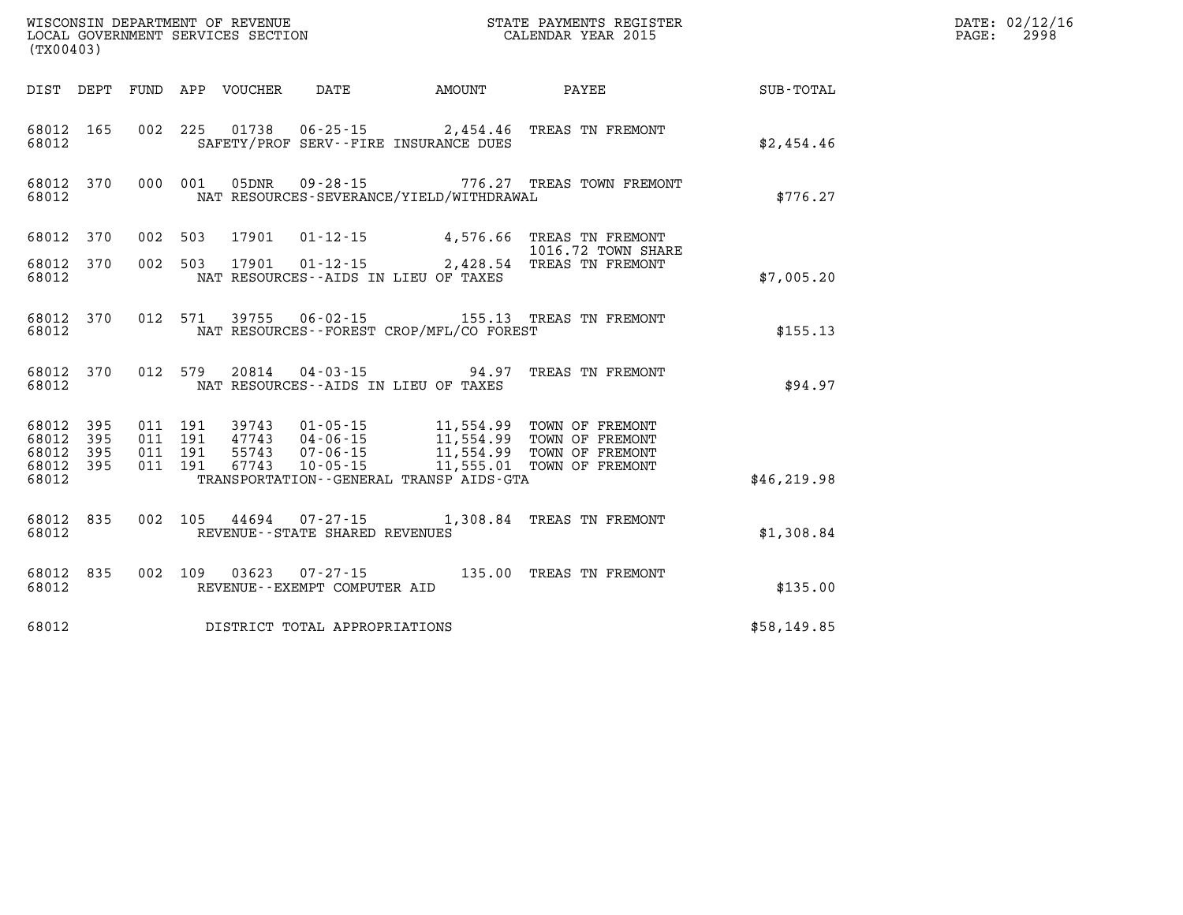WISCONSIN DEPARTMENT OF REVENUE
LOCAL GOVERNMENT SERVICES SECTION
(TX00403)

STATE PAYMENTS REGISTER
CALENDAR YEAR 2015

DATE: 02/12/16
PAGE: 2998

| DIST | DEPT | FUND | APP | VOUCHER | DATE | AMOUNT | PAYEE | SUB-TOTAL |
|---|---|---|---|---|---|---|---|---|
| 68012 | 165 | 002 | 225 | 01738 | 06-25-15 | 2,454.46 | TREAS TN FREMONT | |
| 68012 | | | | SAFETY/PROF SERV--FIRE INSURANCE DUES | | | | $2,454.46 |
| 68012 | 370 | 000 | 001 | 05DNR | 09-28-15 | 776.27 | TREAS TOWN FREMONT | |
| 68012 | | | | NAT RESOURCES-SEVERANCE/YIELD/WITHDRAWAL | | | | $776.27 |
| 68012 | 370 | 002 | 503 | 17901 | 01-12-15 | 4,576.66 | TREAS TN FREMONT 1016.72 TOWN SHARE | |
| 68012 | 370 | 002 | 503 | 17901 | 01-12-15 | 2,428.54 | TREAS TN FREMONT | |
| 68012 | | | | NAT RESOURCES--AIDS IN LIEU OF TAXES | | | | $7,005.20 |
| 68012 | 370 | 012 | 571 | 39755 | 06-02-15 | 155.13 | TREAS TN FREMONT | |
| 68012 | | | | NAT RESOURCES--FOREST CROP/MFL/CO FOREST | | | | $155.13 |
| 68012 | 370 | 012 | 579 | 20814 | 04-03-15 | 94.97 | TREAS TN FREMONT | |
| 68012 | | | | NAT RESOURCES--AIDS IN LIEU OF TAXES | | | | $94.97 |
| 68012 | 395 | 011 | 191 | 39743 | 01-05-15 | 11,554.99 | TOWN OF FREMONT | |
| 68012 | 395 | 011 | 191 | 47743 | 04-06-15 | 11,554.99 | TOWN OF FREMONT | |
| 68012 | 395 | 011 | 191 | 55743 | 07-06-15 | 11,554.99 | TOWN OF FREMONT | |
| 68012 | 395 | 011 | 191 | 67743 | 10-05-15 | 11,555.01 | TOWN OF FREMONT | |
| 68012 | | | | TRANSPORTATION--GENERAL TRANSP AIDS-GTA | | | | $46,219.98 |
| 68012 | 835 | 002 | 105 | 44694 | 07-27-15 | 1,308.84 | TREAS TN FREMONT | |
| 68012 | | | | REVENUE--STATE SHARED REVENUES | | | | $1,308.84 |
| 68012 | 835 | 002 | 109 | 03623 | 07-27-15 | 135.00 | TREAS TN FREMONT | |
| 68012 | | | | REVENUE--EXEMPT COMPUTER AID | | | | $135.00 |
| 68012 | | | | DISTRICT TOTAL APPROPRIATIONS | | | | $58,149.85 |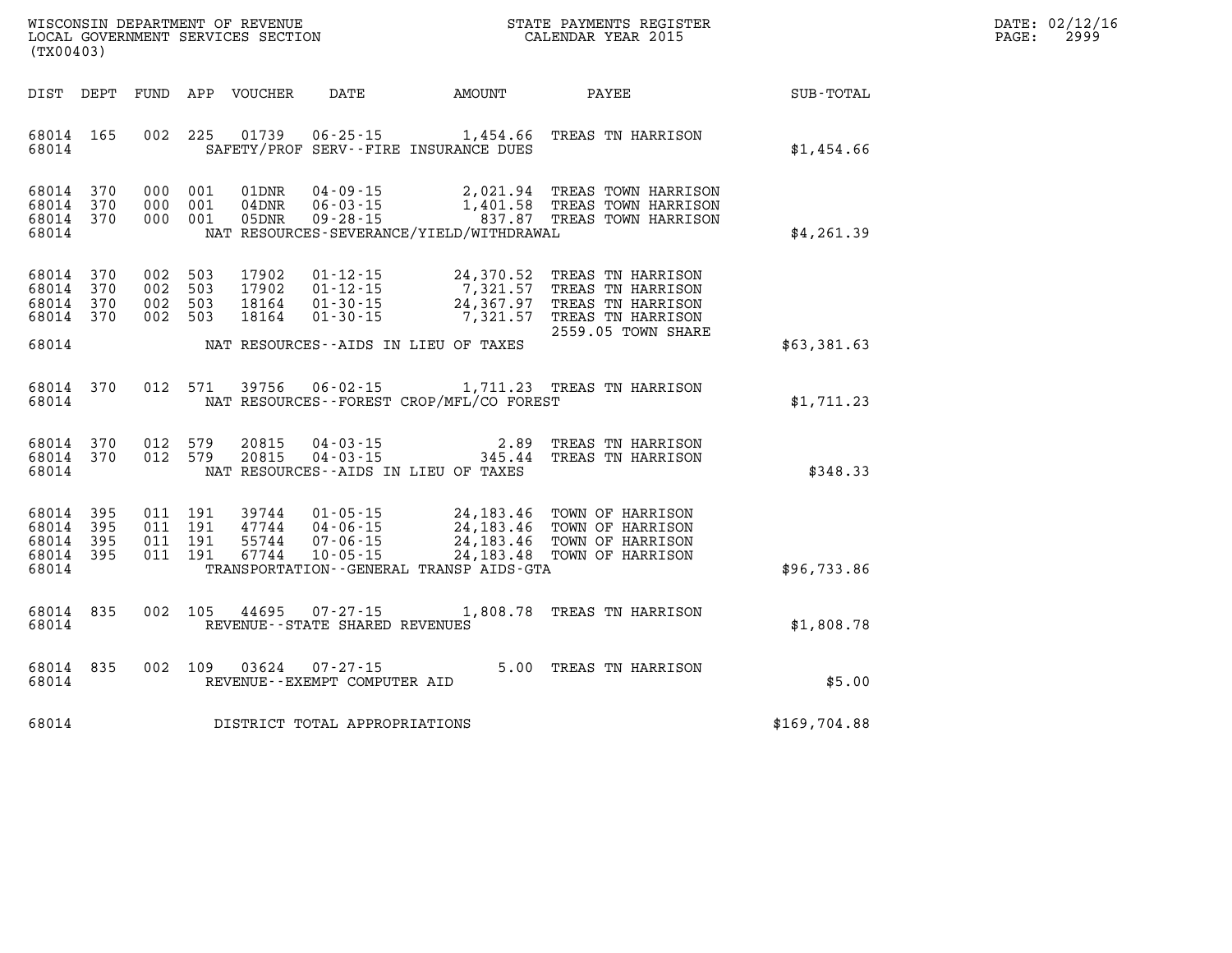WISCONSIN DEPARTMENT OF REVENUE
LOCAL GOVERNMENT SERVICES SECTION
(TX00403)

STATE PAYMENTS REGISTER
CALENDAR YEAR 2015

DATE: 02/12/16

| DIST | DEPT | FUND | APP | VOUCHER | DATE | AMOUNT | PAYEE | SUB-TOTAL |
|---|---|---|---|---|---|---|---|---|
| 68014 | 165 | 002 | 225 | 01739 | 06-25-15 | 1,454.66 | TREAS TN HARRISON | |
| 68014 | | | | | SAFETY/PROF SERV--FIRE INSURANCE DUES | | | $1,454.66 |
| 68014 | 370 | 000 | 001 | 01DNR | 04-09-15 | 2,021.94 | TREAS TOWN HARRISON | |
| 68014 | 370 | 000 | 001 | 04DNR | 06-03-15 | 1,401.58 | TREAS TOWN HARRISON | |
| 68014 | 370 | 000 | 001 | 05DNR | 09-28-15 | 837.87 | TREAS TOWN HARRISON | |
| 68014 | | | | | NAT RESOURCES-SEVERANCE/YIELD/WITHDRAWAL | | | $4,261.39 |
| 68014 | 370 | 002 | 503 | 17902 | 01-12-15 | 24,370.52 | TREAS TN HARRISON | |
| 68014 | 370 | 002 | 503 | 17902 | 01-12-15 | 7,321.57 | TREAS TN HARRISON | |
| 68014 | 370 | 002 | 503 | 18164 | 01-30-15 | 24,367.97 | TREAS TN HARRISON | |
| 68014 | 370 | 002 | 503 | 18164 | 01-30-15 | 7,321.57 | TREAS TN HARRISON 2559.05 TOWN SHARE | |
| 68014 | | | | | NAT RESOURCES--AIDS IN LIEU OF TAXES | | | $63,381.63 |
| 68014 | 370 | 012 | 571 | 39756 | 06-02-15 | 1,711.23 | TREAS TN HARRISON | |
| 68014 | | | | | NAT RESOURCES--FOREST CROP/MFL/CO FOREST | | | $1,711.23 |
| 68014 | 370 | 012 | 579 | 20815 | 04-03-15 | 2.89 | TREAS TN HARRISON | |
| 68014 | 370 | 012 | 579 | 20815 | 04-03-15 | 345.44 | TREAS TN HARRISON | |
| 68014 | | | | | NAT RESOURCES--AIDS IN LIEU OF TAXES | | | $348.33 |
| 68014 | 395 | 011 | 191 | 39744 | 01-05-15 | 24,183.46 | TOWN OF HARRISON | |
| 68014 | 395 | 011 | 191 | 47744 | 04-06-15 | 24,183.46 | TOWN OF HARRISON | |
| 68014 | 395 | 011 | 191 | 55744 | 07-06-15 | 24,183.46 | TOWN OF HARRISON | |
| 68014 | 395 | 011 | 191 | 67744 | 10-05-15 | 24,183.48 | TOWN OF HARRISON | |
| 68014 | | | | | TRANSPORTATION--GENERAL TRANSP AIDS-GTA | | | $96,733.86 |
| 68014 | 835 | 002 | 105 | 44695 | 07-27-15 | 1,808.78 | TREAS TN HARRISON | |
| 68014 | | | | | REVENUE--STATE SHARED REVENUES | | | $1,808.78 |
| 68014 | 835 | 002 | 109 | 03624 | 07-27-15 | 5.00 | TREAS TN HARRISON | |
| 68014 | | | | | REVENUE--EXEMPT COMPUTER AID | | | $5.00 |
| 68014 | | | | | DISTRICT TOTAL APPROPRIATIONS | | | $169,704.88 |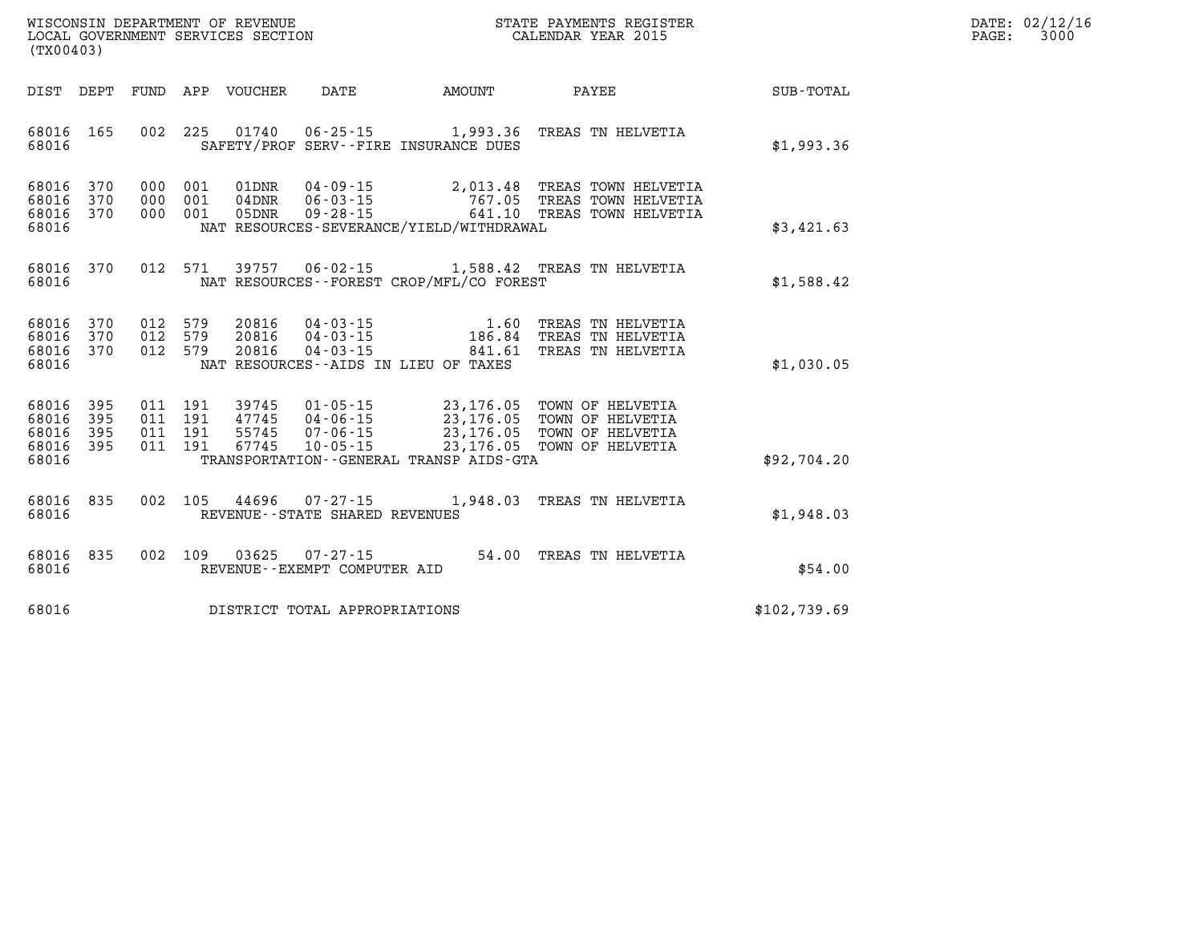WISCONSIN DEPARTMENT OF REVENUE
LOCAL GOVERNMENT SERVICES SECTION
(TX00403)

STATE PAYMENTS REGISTER
CALENDAR YEAR 2015

DATE: 02/12/16
PAGE: 3000

| DIST | DEPT | FUND | APP | VOUCHER | DATE | AMOUNT | PAYEE | SUB-TOTAL |
|---|---|---|---|---|---|---|---|---|
| 68016 | 165 | 002 | 225 | 01740 | 06-25-15 | 1,993.36 | TREAS TN HELVETIA | |
| 68016 | | | | SAFETY/PROF SERV--FIRE INSURANCE DUES | | | | $1,993.36 |
| 68016 | 370 | 000 | 001 | 01DNR | 04-09-15 | 2,013.48 | TREAS TOWN HELVETIA | |
| 68016 | 370 | 000 | 001 | 04DNR | 06-03-15 | 767.05 | TREAS TOWN HELVETIA | |
| 68016 | 370 | 000 | 001 | 05DNR | 09-28-15 | 641.10 | TREAS TOWN HELVETIA | |
| 68016 | | | | NAT RESOURCES-SEVERANCE/YIELD/WITHDRAWAL | | | | $3,421.63 |
| 68016 | 370 | 012 | 571 | 39757 | 06-02-15 | 1,588.42 | TREAS TN HELVETIA | |
| 68016 | | | | NAT RESOURCES--FOREST CROP/MFL/CO FOREST | | | | $1,588.42 |
| 68016 | 370 | 012 | 579 | 20816 | 04-03-15 | 1.60 | TREAS TN HELVETIA | |
| 68016 | 370 | 012 | 579 | 20816 | 04-03-15 | 186.84 | TREAS TN HELVETIA | |
| 68016 | 370 | 012 | 579 | 20816 | 04-03-15 | 841.61 | TREAS TN HELVETIA | |
| 68016 | | | | NAT RESOURCES--AIDS IN LIEU OF TAXES | | | | $1,030.05 |
| 68016 | 395 | 011 | 191 | 39745 | 01-05-15 | 23,176.05 | TOWN OF HELVETIA | |
| 68016 | 395 | 011 | 191 | 47745 | 04-06-15 | 23,176.05 | TOWN OF HELVETIA | |
| 68016 | 395 | 011 | 191 | 55745 | 07-06-15 | 23,176.05 | TOWN OF HELVETIA | |
| 68016 | 395 | 011 | 191 | 67745 | 10-05-15 | 23,176.05 | TOWN OF HELVETIA | |
| 68016 | | | | TRANSPORTATION--GENERAL TRANSP AIDS-GTA | | | | $92,704.20 |
| 68016 | 835 | 002 | 105 | 44696 | 07-27-15 | 1,948.03 | TREAS TN HELVETIA | |
| 68016 | | | | REVENUE--STATE SHARED REVENUES | | | | $1,948.03 |
| 68016 | 835 | 002 | 109 | 03625 | 07-27-15 | 54.00 | TREAS TN HELVETIA | |
| 68016 | | | | REVENUE--EXEMPT COMPUTER AID | | | | $54.00 |
| 68016 | | | | DISTRICT TOTAL APPROPRIATIONS | | | | $102,739.69 |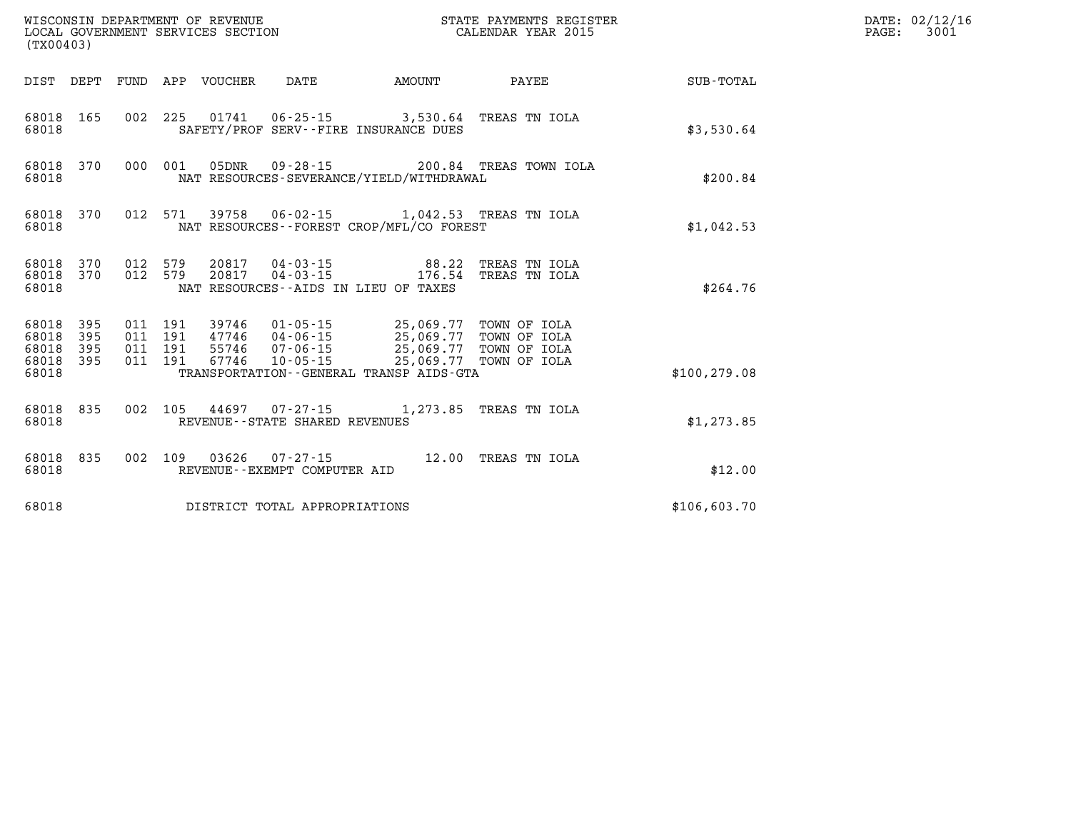WISCONSIN DEPARTMENT OF REVENUE
LOCAL GOVERNMENT SERVICES SECTION
(TX00403)

STATE PAYMENTS REGISTER
CALENDAR YEAR 2015

| DIST | DEPT | FUND | APP | VOUCHER | DATE | AMOUNT | PAYEE | SUB-TOTAL |
|---|---|---|---|---|---|---|---|---|
| 68018 | 165 | 002 | 225 | 01741 | 06-25-15 | 3,530.64 | TREAS TN IOLA | |
| 68018 | | | | SAFETY/PROF SERV--FIRE INSURANCE DUES | | | | $3,530.64 |
| 68018 | 370 | 000 | 001 | 05DNR | 09-28-15 | 200.84 | TREAS TOWN IOLA | |
| 68018 | | | | NAT RESOURCES-SEVERANCE/YIELD/WITHDRAWAL | | | | $200.84 |
| 68018 | 370 | 012 | 571 | 39758 | 06-02-15 | 1,042.53 | TREAS TN IOLA | |
| 68018 | | | | NAT RESOURCES--FOREST CROP/MFL/CO FOREST | | | | $1,042.53 |
| 68018 | 370 | 012 | 579 | 20817 | 04-03-15 | 88.22 | TREAS TN IOLA | |
| 68018 | 370 | 012 | 579 | 20817 | 04-03-15 | 176.54 | TREAS TN IOLA | |
| 68018 | | | | NAT RESOURCES--AIDS IN LIEU OF TAXES | | | | $264.76 |
| 68018 | 395 | 011 | 191 | 39746 | 01-05-15 | 25,069.77 | TOWN OF IOLA | |
| 68018 | 395 | 011 | 191 | 47746 | 04-06-15 | 25,069.77 | TOWN OF IOLA | |
| 68018 | 395 | 011 | 191 | 55746 | 07-06-15 | 25,069.77 | TOWN OF IOLA | |
| 68018 | 395 | 011 | 191 | 67746 | 10-05-15 | 25,069.77 | TOWN OF IOLA | |
| 68018 | | | | TRANSPORTATION--GENERAL TRANSP AIDS-GTA | | | | $100,279.08 |
| 68018 | 835 | 002 | 105 | 44697 | 07-27-15 | 1,273.85 | TREAS TN IOLA | |
| 68018 | | | | REVENUE--STATE SHARED REVENUES | | | | $1,273.85 |
| 68018 | 835 | 002 | 109 | 03626 | 07-27-15 | 12.00 | TREAS TN IOLA | |
| 68018 | | | | REVENUE--EXEMPT COMPUTER AID | | | | $12.00 |
| 68018 | | | | DISTRICT TOTAL APPROPRIATIONS | | | | $106,603.70 |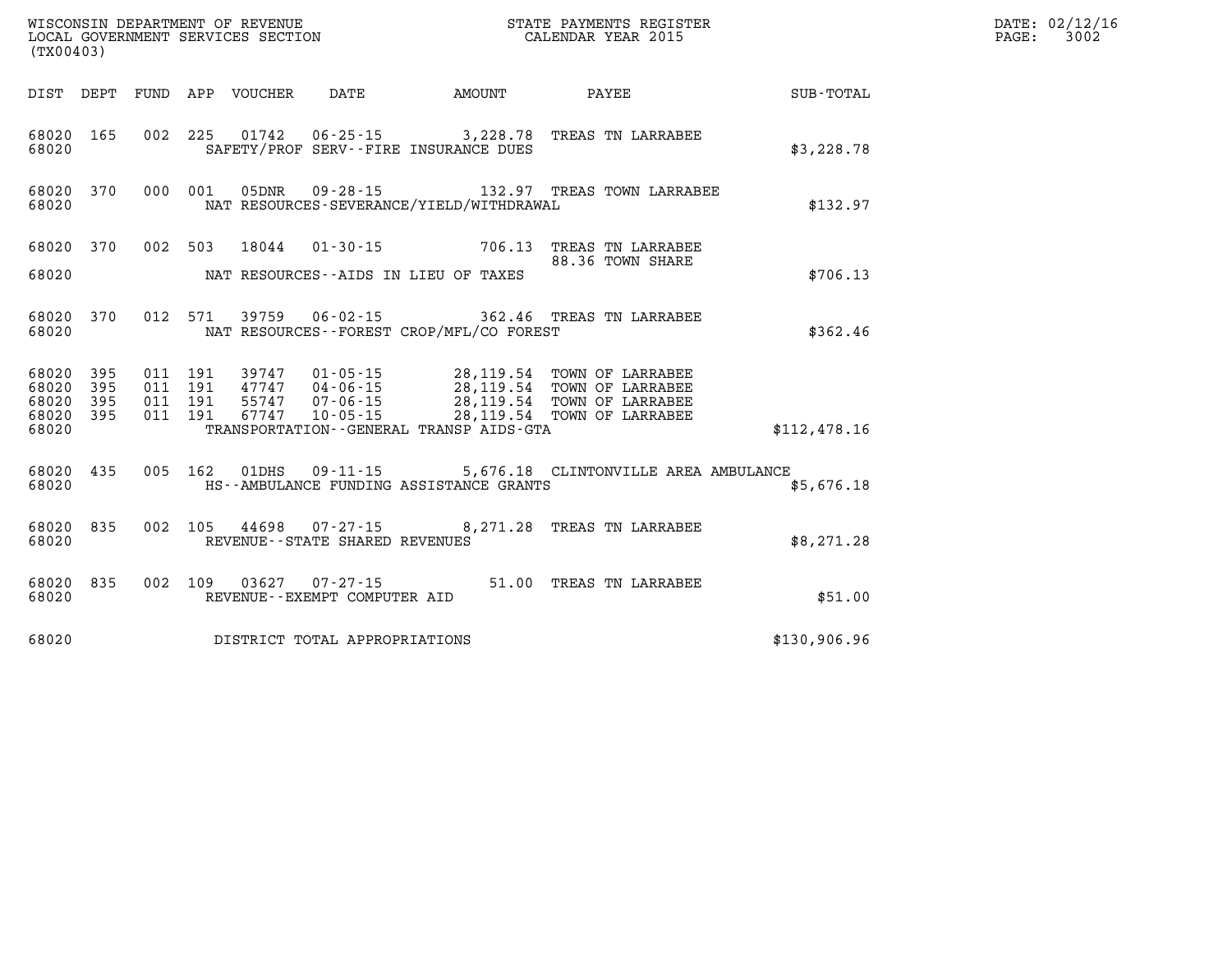WISCONSIN DEPARTMENT OF REVENUE
LOCAL GOVERNMENT SERVICES SECTION
(TX00403)

STATE PAYMENTS REGISTER
CALENDAR YEAR 2015

DATE: 02/12/16
PAGE: 3002

| DIST | DEPT | FUND | APP | VOUCHER | DATE | AMOUNT | PAYEE | SUB-TOTAL |
|---|---|---|---|---|---|---|---|---|
| 68020 | 165 | 002 | 225 | 01742 | 06-25-15 | 3,228.78 | TREAS TN LARRABEE | |
| 68020 | | | | | SAFETY/PROF SERV--FIRE INSURANCE DUES | | | $3,228.78 |
| 68020 | 370 | 000 | 001 | 05DNR | 09-28-15 | 132.97 | TREAS TOWN LARRABEE | |
| 68020 | | | | | NAT RESOURCES-SEVERANCE/YIELD/WITHDRAWAL | | | $132.97 |
| 68020 | 370 | 002 | 503 | 18044 | 01-30-15 | 706.13 | TREAS TN LARRABEE | |
| | | | | | | | 88.36 TOWN SHARE | |
| 68020 | | | | | NAT RESOURCES--AIDS IN LIEU OF TAXES | | | $706.13 |
| 68020 | 370 | 012 | 571 | 39759 | 06-02-15 | 362.46 | TREAS TN LARRABEE | |
| 68020 | | | | | NAT RESOURCES--FOREST CROP/MFL/CO FOREST | | | $362.46 |
| 68020 | 395 | 011 | 191 | 39747 | 01-05-15 | 28,119.54 | TOWN OF LARRABEE | |
| 68020 | 395 | 011 | 191 | 47747 | 04-06-15 | 28,119.54 | TOWN OF LARRABEE | |
| 68020 | 395 | 011 | 191 | 55747 | 07-06-15 | 28,119.54 | TOWN OF LARRABEE | |
| 68020 | 395 | 011 | 191 | 67747 | 10-05-15 | 28,119.54 | TOWN OF LARRABEE | |
| 68020 | | | | | TRANSPORTATION--GENERAL TRANSP AIDS-GTA | | | $112,478.16 |
| 68020 | 435 | 005 | 162 | 01DHS | 09-11-15 | 5,676.18 | CLINTONVILLE AREA AMBULANCE | |
| 68020 | | | | | HS--AMBULANCE FUNDING ASSISTANCE GRANTS | | | $5,676.18 |
| 68020 | 835 | 002 | 105 | 44698 | 07-27-15 | 8,271.28 | TREAS TN LARRABEE | |
| 68020 | | | | | REVENUE--STATE SHARED REVENUES | | | $8,271.28 |
| 68020 | 835 | 002 | 109 | 03627 | 07-27-15 | 51.00 | TREAS TN LARRABEE | |
| 68020 | | | | | REVENUE--EXEMPT COMPUTER AID | | | $51.00 |
| 68020 | | | | | DISTRICT TOTAL APPROPRIATIONS | | | $130,906.96 |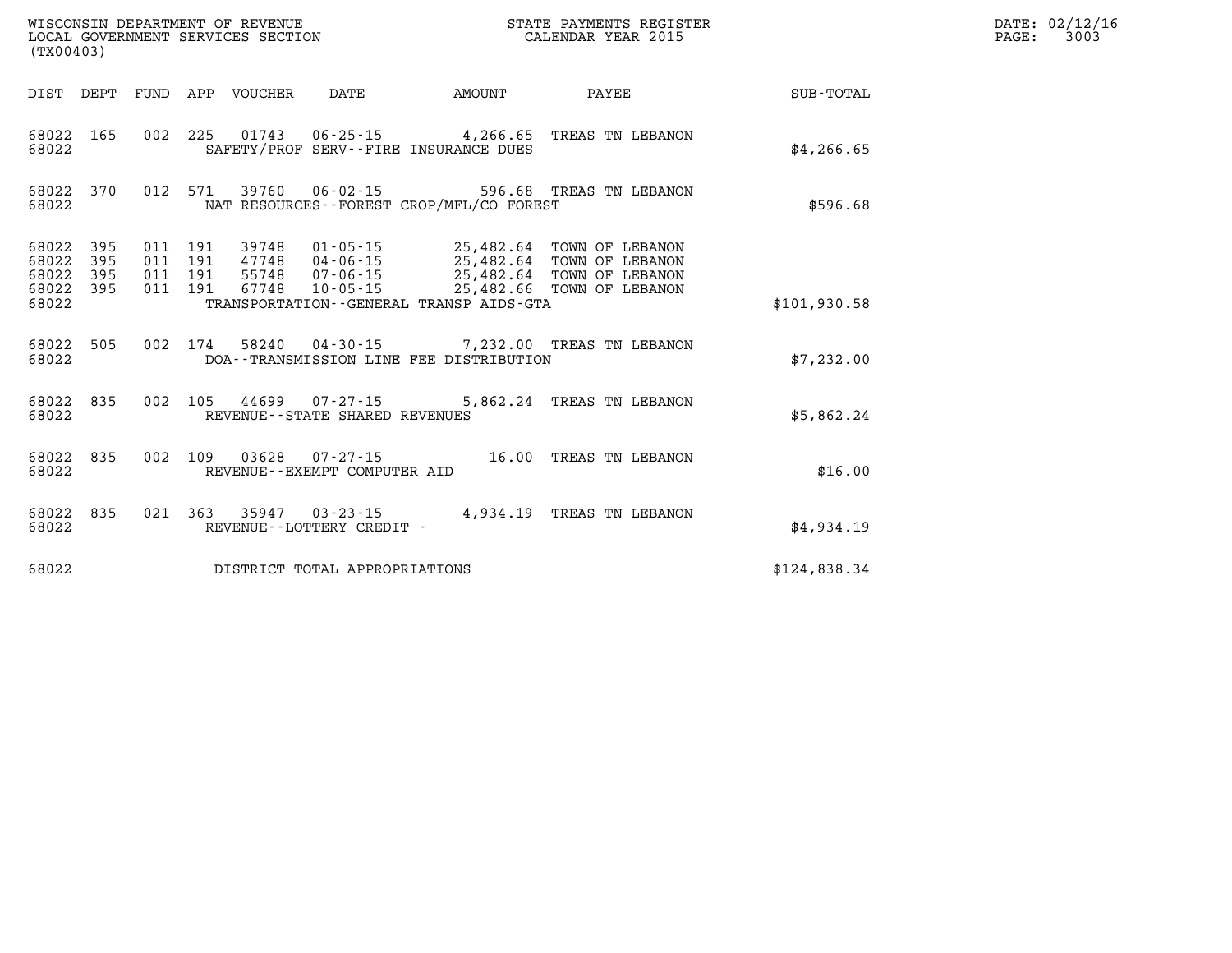WISCONSIN DEPARTMENT OF REVENUE
LOCAL GOVERNMENT SERVICES SECTION
(TX00403)

STATE PAYMENTS REGISTER
CALENDAR YEAR 2015

DATE: 02/12/16
PAGE: 3003

| DIST | DEPT | FUND | APP | VOUCHER | DATE | AMOUNT | PAYEE | SUB-TOTAL |
|---|---|---|---|---|---|---|---|---|
| 68022 | 165 | 002 | 225 | 01743 | 06-25-15 | 4,266.65 | TREAS TN LEBANON | |
| 68022 | | | | SAFETY/PROF SERV--FIRE INSURANCE DUES | | | | $4,266.65 |
| 68022 | 370 | 012 | 571 | 39760 | 06-02-15 | 596.68 | TREAS TN LEBANON | |
| 68022 | | | | NAT RESOURCES--FOREST CROP/MFL/CO FOREST | | | | $596.68 |
| 68022 | 395 | 011 | 191 | 39748 | 01-05-15 | 25,482.64 | TOWN OF LEBANON | |
| 68022 | 395 | 011 | 191 | 47748 | 04-06-15 | 25,482.64 | TOWN OF LEBANON | |
| 68022 | 395 | 011 | 191 | 55748 | 07-06-15 | 25,482.64 | TOWN OF LEBANON | |
| 68022 | 395 | 011 | 191 | 67748 | 10-05-15 | 25,482.66 | TOWN OF LEBANON | |
| 68022 | | | | TRANSPORTATION--GENERAL TRANSP AIDS-GTA | | | | $101,930.58 |
| 68022 | 505 | 002 | 174 | 58240 | 04-30-15 | 7,232.00 | TREAS TN LEBANON | |
| 68022 | | | | DOA--TRANSMISSION LINE FEE DISTRIBUTION | | | | $7,232.00 |
| 68022 | 835 | 002 | 105 | 44699 | 07-27-15 | 5,862.24 | TREAS TN LEBANON | |
| 68022 | | | | REVENUE--STATE SHARED REVENUES | | | | $5,862.24 |
| 68022 | 835 | 002 | 109 | 03628 | 07-27-15 | 16.00 | TREAS TN LEBANON | |
| 68022 | | | | REVENUE--EXEMPT COMPUTER AID | | | | $16.00 |
| 68022 | 835 | 021 | 363 | 35947 | 03-23-15 | 4,934.19 | TREAS TN LEBANON | |
| 68022 | | | | REVENUE--LOTTERY CREDIT - | | | | $4,934.19 |
| 68022 | | | | DISTRICT TOTAL APPROPRIATIONS | | | | $124,838.34 |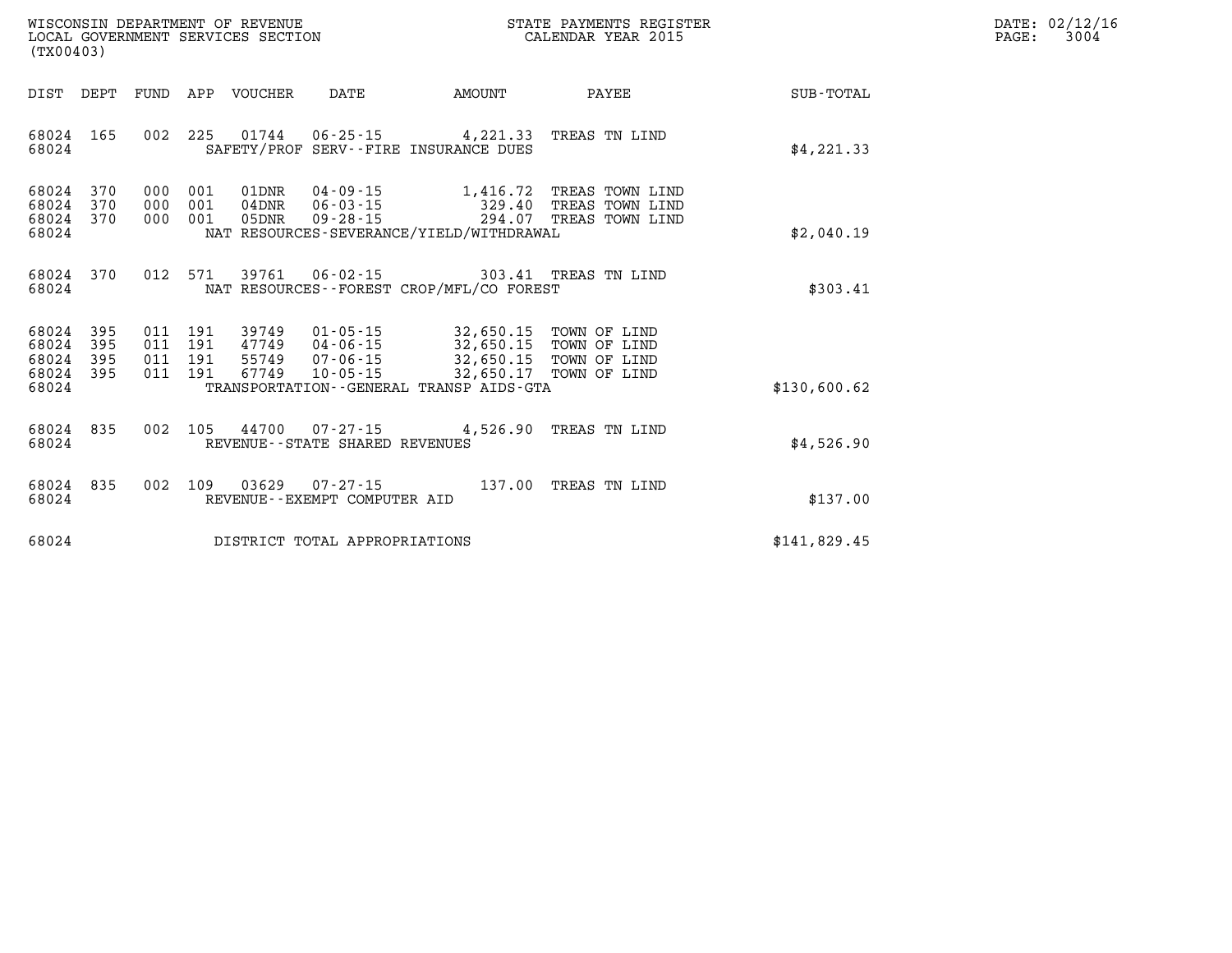WISCONSIN DEPARTMENT OF REVENUE
LOCAL GOVERNMENT SERVICES SECTION
(TX00403)

STATE PAYMENTS REGISTER
CALENDAR YEAR 2015

DATE: 02/12/16

| DIST | DEPT | FUND | APP | VOUCHER | DATE | AMOUNT | PAYEE | SUB-TOTAL |
|---|---|---|---|---|---|---|---|---|
| 68024 | 165 | 002 | 225 | 01744 | 06-25-15 | 4,221.33 | TREAS TN LIND | |
| 68024 | | | | SAFETY/PROF SERV--FIRE INSURANCE DUES | | | | $4,221.33 |
| 68024 | 370 | 000 | 001 | 01DNR | 04-09-15 | 1,416.72 | TREAS TOWN LIND | |
| 68024 | 370 | 000 | 001 | 04DNR | 06-03-15 | 329.40 | TREAS TOWN LIND | |
| 68024 | 370 | 000 | 001 | 05DNR | 09-28-15 | 294.07 | TREAS TOWN LIND | |
| 68024 | | | | NAT RESOURCES-SEVERANCE/YIELD/WITHDRAWAL | | | | $2,040.19 |
| 68024 | 370 | 012 | 571 | 39761 | 06-02-15 | 303.41 | TREAS TN LIND | |
| 68024 | | | | NAT RESOURCES--FOREST CROP/MFL/CO FOREST | | | | $303.41 |
| 68024 | 395 | 011 | 191 | 39749 | 01-05-15 | 32,650.15 | TOWN OF LIND | |
| 68024 | 395 | 011 | 191 | 47749 | 04-06-15 | 32,650.15 | TOWN OF LIND | |
| 68024 | 395 | 011 | 191 | 55749 | 07-06-15 | 32,650.15 | TOWN OF LIND | |
| 68024 | 395 | 011 | 191 | 67749 | 10-05-15 | 32,650.17 | TOWN OF LIND | |
| 68024 | | | | TRANSPORTATION--GENERAL TRANSP AIDS-GTA | | | | $130,600.62 |
| 68024 | 835 | 002 | 105 | 44700 | 07-27-15 | 4,526.90 | TREAS TN LIND | |
| 68024 | | | | REVENUE--STATE SHARED REVENUES | | | | $4,526.90 |
| 68024 | 835 | 002 | 109 | 03629 | 07-27-15 | 137.00 | TREAS TN LIND | |
| 68024 | | | | REVENUE--EXEMPT COMPUTER AID | | | | $137.00 |
| 68024 | | | | DISTRICT TOTAL APPROPRIATIONS | | | | $141,829.45 |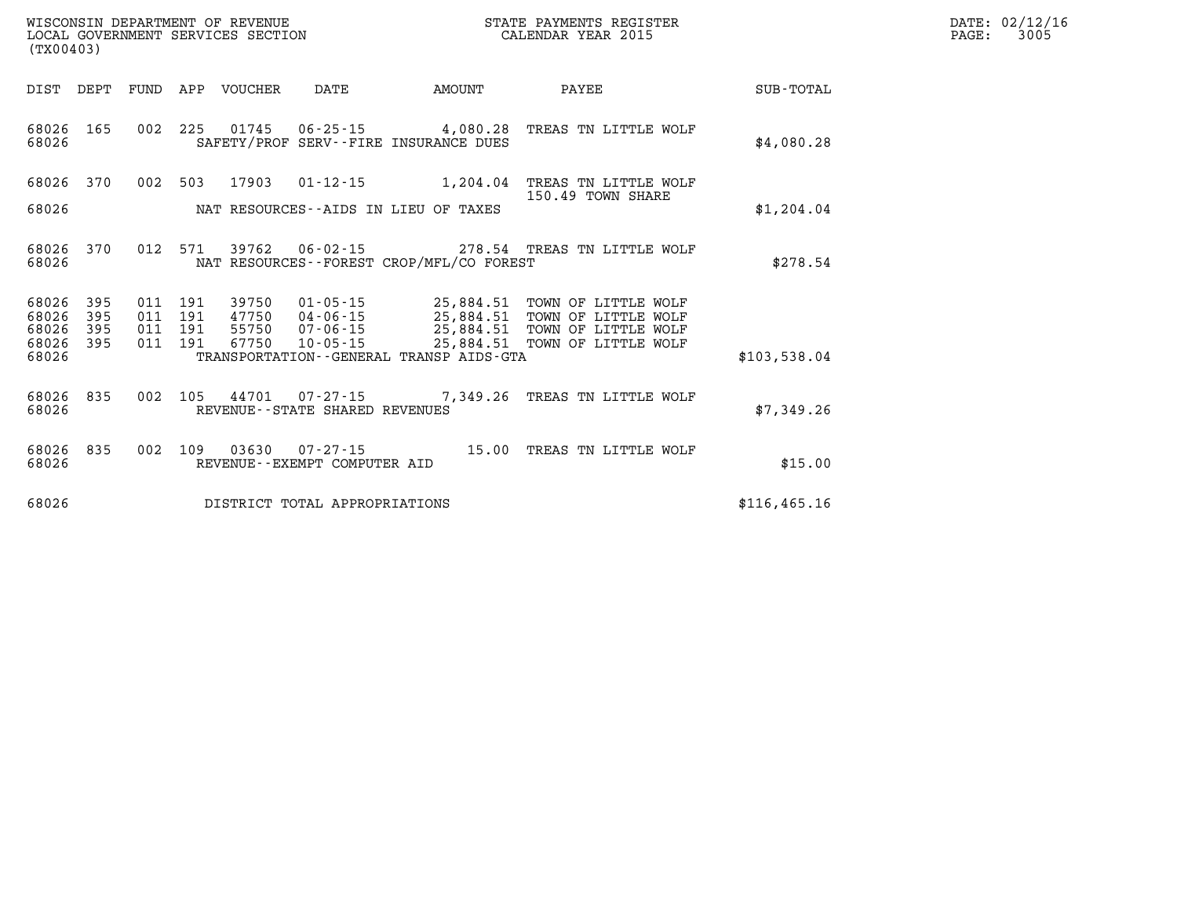WISCONSIN DEPARTMENT OF REVENUE
LOCAL GOVERNMENT SERVICES SECTION
(TX00403)

STATE PAYMENTS REGISTER
CALENDAR YEAR 2015

DATE: 02/12/16

| DIST | DEPT | FUND | APP | VOUCHER | DATE | AMOUNT | PAYEE | SUB-TOTAL |
|---|---|---|---|---|---|---|---|---|
| 68026 | 165 | 002 | 225 | 01745 | 06-25-15 | 4,080.28 | TREAS TN LITTLE WOLF | |
| 68026 | | | | SAFETY/PROF SERV--FIRE INSURANCE DUES | | | | $4,080.28 |
| 68026 | 370 | 002 | 503 | 17903 | 01-12-15 | 1,204.04 | TREAS TN LITTLE WOLF 150.49 TOWN SHARE | |
| 68026 | | | | NAT RESOURCES--AIDS IN LIEU OF TAXES | | | | $1,204.04 |
| 68026 | 370 | 012 | 571 | 39762 | 06-02-15 | 278.54 | TREAS TN LITTLE WOLF | |
| 68026 | | | | NAT RESOURCES--FOREST CROP/MFL/CO FOREST | | | | $278.54 |
| 68026 | 395 | 011 | 191 | 39750 | 01-05-15 | 25,884.51 | TOWN OF LITTLE WOLF | |
| 68026 | 395 | 011 | 191 | 47750 | 04-06-15 | 25,884.51 | TOWN OF LITTLE WOLF | |
| 68026 | 395 | 011 | 191 | 55750 | 07-06-15 | 25,884.51 | TOWN OF LITTLE WOLF | |
| 68026 | 395 | 011 | 191 | 67750 | 10-05-15 | 25,884.51 | TOWN OF LITTLE WOLF | |
| 68026 | | | | TRANSPORTATION--GENERAL TRANSP AIDS-GTA | | | | $103,538.04 |
| 68026 | 835 | 002 | 105 | 44701 | 07-27-15 | 7,349.26 | TREAS TN LITTLE WOLF | |
| 68026 | | | | REVENUE--STATE SHARED REVENUES | | | | $7,349.26 |
| 68026 | 835 | 002 | 109 | 03630 | 07-27-15 | 15.00 | TREAS TN LITTLE WOLF | |
| 68026 | | | | REVENUE--EXEMPT COMPUTER AID | | | | $15.00 |
| 68026 | | | | DISTRICT TOTAL APPROPRIATIONS | | | | $116,465.16 |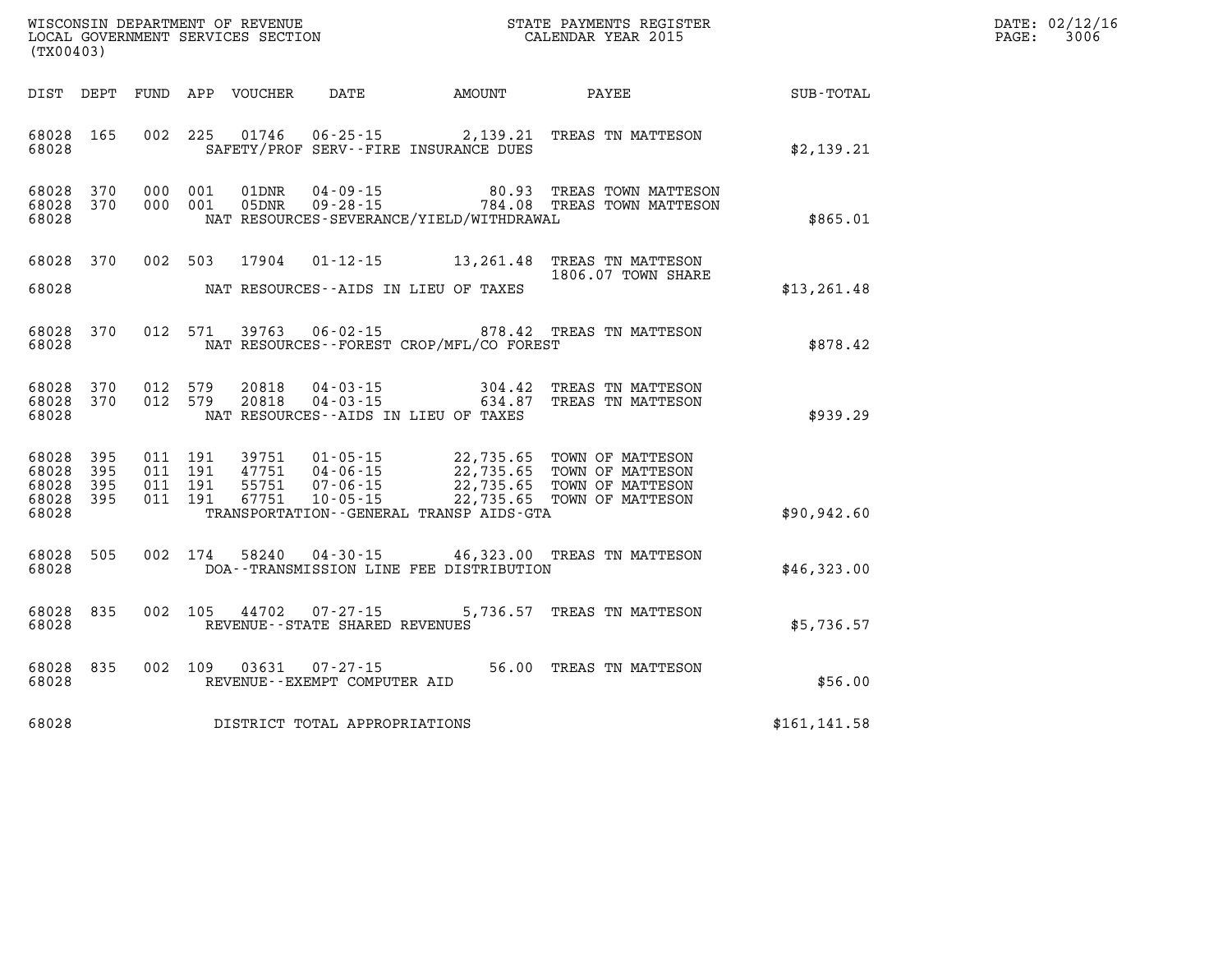WISCONSIN DEPARTMENT OF REVENUE
LOCAL GOVERNMENT SERVICES SECTION
(TX00403)

STATE PAYMENTS REGISTER
CALENDAR YEAR 2015

DATE: 02/12/16
PAGE: 3006

| DIST | DEPT | FUND | APP | VOUCHER | DATE | AMOUNT | PAYEE | SUB-TOTAL |
|---|---|---|---|---|---|---|---|---|
| 68028 | 165 | 002 | 225 | 01746 | 06-25-15 | 2,139.21 | TREAS TN MATTESON | |
| 68028 | | | | | SAFETY/PROF SERV--FIRE INSURANCE DUES | | | $2,139.21 |
| 68028 | 370 | 000 | 001 | 01DNR | 04-09-15 | 80.93 | TREAS TOWN MATTESON | |
| 68028 | 370 | 000 | 001 | 05DNR | 09-28-15 | 784.08 | TREAS TOWN MATTESON | |
| 68028 | | | | | NAT RESOURCES-SEVERANCE/YIELD/WITHDRAWAL | | | $865.01 |
| 68028 | 370 | 002 | 503 | 17904 | 01-12-15 | 13,261.48 | TREAS TN MATTESON 1806.07 TOWN SHARE | |
| 68028 | | | | | NAT RESOURCES--AIDS IN LIEU OF TAXES | | | $13,261.48 |
| 68028 | 370 | 012 | 571 | 39763 | 06-02-15 | 878.42 | TREAS TN MATTESON | |
| 68028 | | | | | NAT RESOURCES--FOREST CROP/MFL/CO FOREST | | | $878.42 |
| 68028 | 370 | 012 | 579 | 20818 | 04-03-15 | 304.42 | TREAS TN MATTESON | |
| 68028 | 370 | 012 | 579 | 20818 | 04-03-15 | 634.87 | TREAS TN MATTESON | |
| 68028 | | | | | NAT RESOURCES--AIDS IN LIEU OF TAXES | | | $939.29 |
| 68028 | 395 | 011 | 191 | 39751 | 01-05-15 | 22,735.65 | TOWN OF MATTESON | |
| 68028 | 395 | 011 | 191 | 47751 | 04-06-15 | 22,735.65 | TOWN OF MATTESON | |
| 68028 | 395 | 011 | 191 | 55751 | 07-06-15 | 22,735.65 | TOWN OF MATTESON | |
| 68028 | 395 | 011 | 191 | 67751 | 10-05-15 | 22,735.65 | TOWN OF MATTESON | |
| 68028 | | | | | TRANSPORTATION--GENERAL TRANSP AIDS-GTA | | | $90,942.60 |
| 68028 | 505 | 002 | 174 | 58240 | 04-30-15 | 46,323.00 | TREAS TN MATTESON | |
| 68028 | | | | | DOA--TRANSMISSION LINE FEE DISTRIBUTION | | | $46,323.00 |
| 68028 | 835 | 002 | 105 | 44702 | 07-27-15 | 5,736.57 | TREAS TN MATTESON | |
| 68028 | | | | | REVENUE--STATE SHARED REVENUES | | | $5,736.57 |
| 68028 | 835 | 002 | 109 | 03631 | 07-27-15 | 56.00 | TREAS TN MATTESON | |
| 68028 | | | | | REVENUE--EXEMPT COMPUTER AID | | | $56.00 |
| 68028 | | | | | DISTRICT TOTAL APPROPRIATIONS | | | $161,141.58 |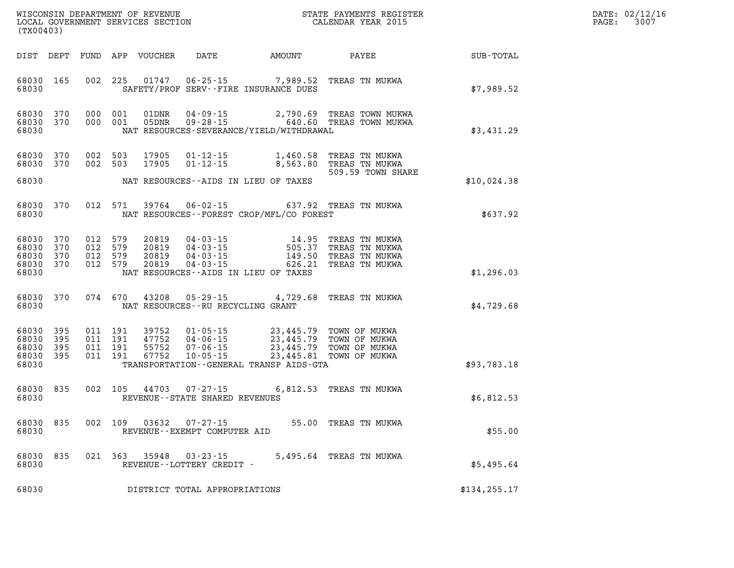WISCONSIN DEPARTMENT OF REVENUE
LOCAL GOVERNMENT SERVICES SECTION
(TX00403)

STATE PAYMENTS REGISTER
CALENDAR YEAR 2015

DATE: 02/12/16

| DIST | DEPT | FUND | APP | VOUCHER | DATE | AMOUNT | PAYEE | SUB-TOTAL |
|---|---|---|---|---|---|---|---|---|
| 68030 | 165 | 002 | 225 | 01747 | 06-25-15 | 7,989.52 | TREAS TN MUKWA | |
| 68030 | | | | | SAFETY/PROF SERV--FIRE INSURANCE DUES | | | $7,989.52 |
| 68030 | 370 | 000 | 001 | 01DNR | 04-09-15 | 2,790.69 | TREAS TOWN MUKWA | |
| 68030 | 370 | 000 | 001 | 05DNR | 09-28-15 | 640.60 | TREAS TOWN MUKWA | |
| 68030 | | | | | NAT RESOURCES-SEVERANCE/YIELD/WITHDRAWAL | | | $3,431.29 |
| 68030 | 370 | 002 | 503 | 17905 | 01-12-15 | 1,460.58 | TREAS TN MUKWA | |
| 68030 | 370 | 002 | 503 | 17905 | 01-12-15 | 8,563.80 | TREAS TN MUKWA | |
| | | | | | | | 509.59 TOWN SHARE | |
| 68030 | | | | | NAT RESOURCES--AIDS IN LIEU OF TAXES | | | $10,024.38 |
| 68030 | 370 | 012 | 571 | 39764 | 06-02-15 | 637.92 | TREAS TN MUKWA | |
| 68030 | | | | | NAT RESOURCES--FOREST CROP/MFL/CO FOREST | | | $637.92 |
| 68030 | 370 | 012 | 579 | 20819 | 04-03-15 | 14.95 | TREAS TN MUKWA | |
| 68030 | 370 | 012 | 579 | 20819 | 04-03-15 | 505.37 | TREAS TN MUKWA | |
| 68030 | 370 | 012 | 579 | 20819 | 04-03-15 | 149.50 | TREAS TN MUKWA | |
| 68030 | 370 | 012 | 579 | 20819 | 04-03-15 | 626.21 | TREAS TN MUKWA | |
| 68030 | | | | | NAT RESOURCES--AIDS IN LIEU OF TAXES | | | $1,296.03 |
| 68030 | 370 | 074 | 670 | 43208 | 05-29-15 | 4,729.68 | TREAS TN MUKWA | |
| 68030 | | | | | NAT RESOURCES--RU RECYCLING GRANT | | | $4,729.68 |
| 68030 | 395 | 011 | 191 | 39752 | 01-05-15 | 23,445.79 | TOWN OF MUKWA | |
| 68030 | 395 | 011 | 191 | 47752 | 04-06-15 | 23,445.79 | TOWN OF MUKWA | |
| 68030 | 395 | 011 | 191 | 55752 | 07-06-15 | 23,445.79 | TOWN OF MUKWA | |
| 68030 | 395 | 011 | 191 | 67752 | 10-05-15 | 23,445.81 | TOWN OF MUKWA | |
| 68030 | | | | | TRANSPORTATION--GENERAL TRANSP AIDS-GTA | | | $93,783.18 |
| 68030 | 835 | 002 | 105 | 44703 | 07-27-15 | 6,812.53 | TREAS TN MUKWA | |
| 68030 | | | | | REVENUE--STATE SHARED REVENUES | | | $6,812.53 |
| 68030 | 835 | 002 | 109 | 03632 | 07-27-15 | 55.00 | TREAS TN MUKWA | |
| 68030 | | | | | REVENUE--EXEMPT COMPUTER AID | | | $55.00 |
| 68030 | 835 | 021 | 363 | 35948 | 03-23-15 | 5,495.64 | TREAS TN MUKWA | |
| 68030 | | | | | REVENUE--LOTTERY CREDIT - | | | $5,495.64 |
| 68030 | | | | | DISTRICT TOTAL APPROPRIATIONS | | | $134,255.17 |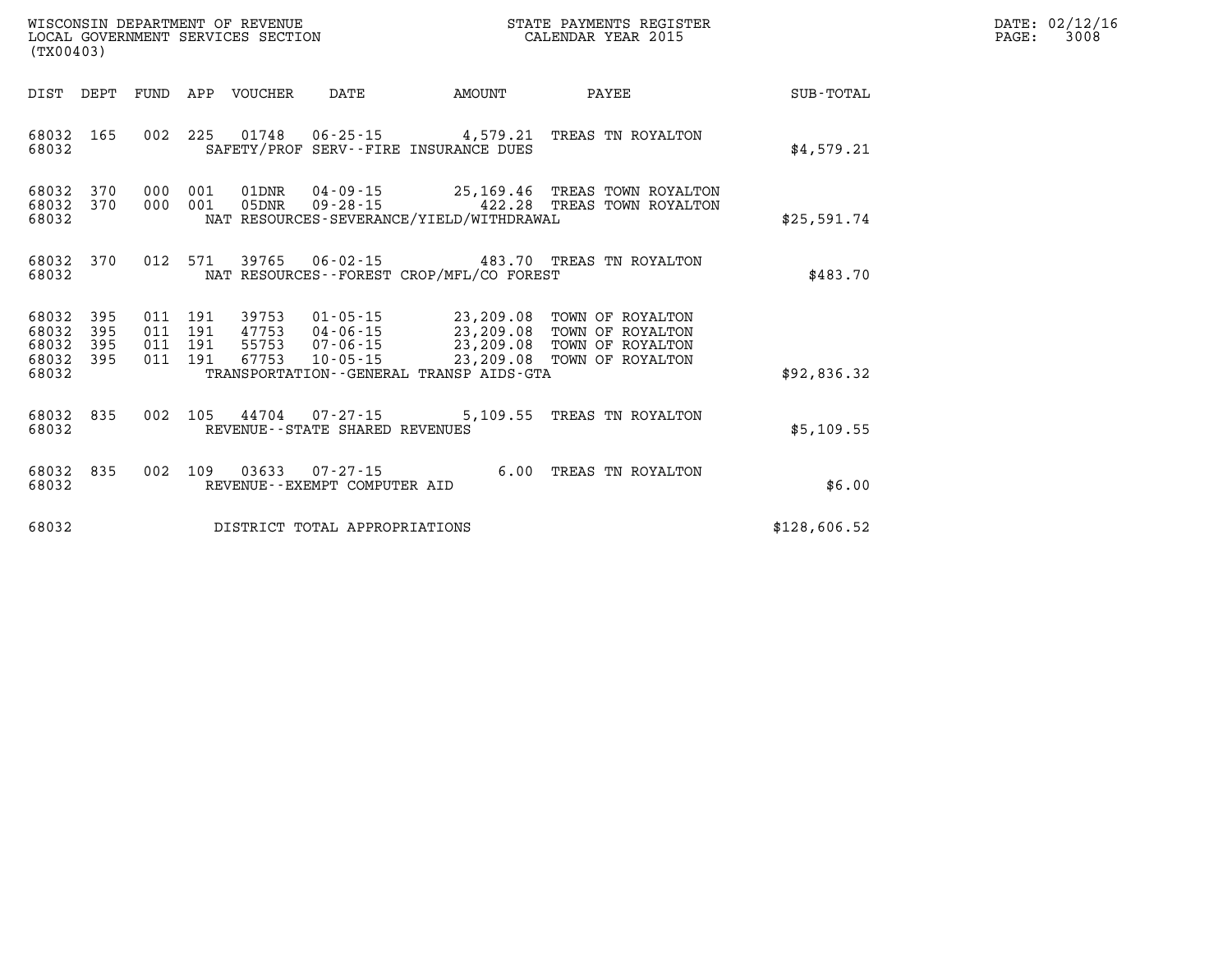WISCONSIN DEPARTMENT OF REVENUE
LOCAL GOVERNMENT SERVICES SECTION
(TX00403)

STATE PAYMENTS REGISTER
CALENDAR YEAR 2015

| DIST | DEPT | FUND | APP | VOUCHER | DATE | AMOUNT | PAYEE | SUB-TOTAL |
|---|---|---|---|---|---|---|---|---|
| 68032 | 165 | 002 | 225 | 01748 | 06-25-15 | 4,579.21 | TREAS TN ROYALTON | |
| 68032 | | | | SAFETY/PROF SERV--FIRE INSURANCE DUES | | | | $4,579.21 |
| 68032 | 370 | 000 | 001 | 01DNR | 04-09-15 | 25,169.46 | TREAS TOWN ROYALTON | |
| 68032 | 370 | 000 | 001 | 05DNR | 09-28-15 | 422.28 | TREAS TOWN ROYALTON | |
| 68032 | | | | NAT RESOURCES-SEVERANCE/YIELD/WITHDRAWAL | | | | $25,591.74 |
| 68032 | 370 | 012 | 571 | 39765 | 06-02-15 | 483.70 | TREAS TN ROYALTON | |
| 68032 | | | | NAT RESOURCES--FOREST CROP/MFL/CO FOREST | | | | $483.70 |
| 68032 | 395 | 011 | 191 | 39753 | 01-05-15 | 23,209.08 | TOWN OF ROYALTON | |
| 68032 | 395 | 011 | 191 | 47753 | 04-06-15 | 23,209.08 | TOWN OF ROYALTON | |
| 68032 | 395 | 011 | 191 | 55753 | 07-06-15 | 23,209.08 | TOWN OF ROYALTON | |
| 68032 | 395 | 011 | 191 | 67753 | 10-05-15 | 23,209.08 | TOWN OF ROYALTON | |
| 68032 | | | | TRANSPORTATION--GENERAL TRANSP AIDS-GTA | | | | $92,836.32 |
| 68032 | 835 | 002 | 105 | 44704 | 07-27-15 | 5,109.55 | TREAS TN ROYALTON | |
| 68032 | | | | REVENUE--STATE SHARED REVENUES | | | | $5,109.55 |
| 68032 | 835 | 002 | 109 | 03633 | 07-27-15 | 6.00 | TREAS TN ROYALTON | |
| 68032 | | | | REVENUE--EXEMPT COMPUTER AID | | | | $6.00 |
| 68032 | | | | DISTRICT TOTAL APPROPRIATIONS | | | | $128,606.52 |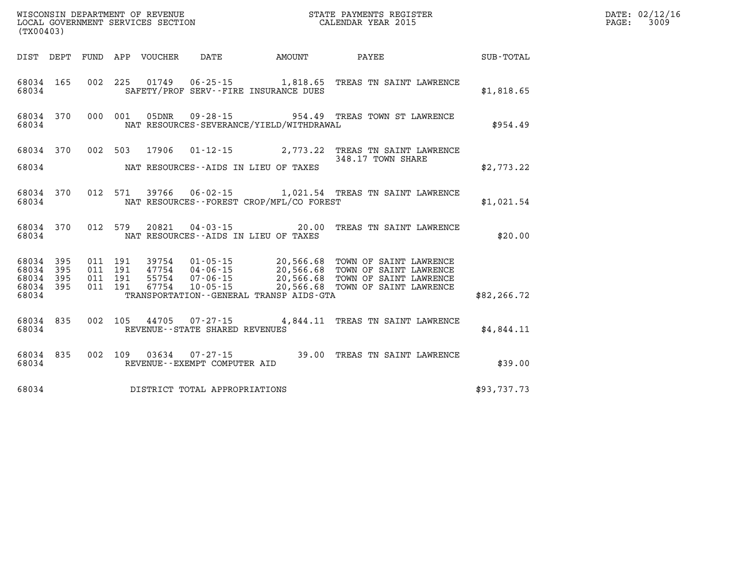WISCONSIN DEPARTMENT OF REVENUE
LOCAL GOVERNMENT SERVICES SECTION
(TX00403)

STATE PAYMENTS REGISTER
CALENDAR YEAR 2015

DATE: 02/12/16
PAGE: 3009

| DIST | DEPT | FUND | APP | VOUCHER | DATE | AMOUNT | PAYEE | SUB-TOTAL |
|---|---|---|---|---|---|---|---|---|
| 68034 | 165 | 002 | 225 | 01749 | 06-25-15 | 1,818.65 | TREAS TN SAINT LAWRENCE | |
| 68034 | | | | SAFETY/PROF SERV--FIRE INSURANCE DUES | | | | $1,818.65 |
| 68034 | 370 | 000 | 001 | 05DNR | 09-28-15 | 954.49 | TREAS TOWN ST LAWRENCE | |
| 68034 | | | | NAT RESOURCES-SEVERANCE/YIELD/WITHDRAWAL | | | | $954.49 |
| 68034 | 370 | 002 | 503 | 17906 | 01-12-15 | 2,773.22 | TREAS TN SAINT LAWRENCE 348.17 TOWN SHARE | |
| 68034 | | | | NAT RESOURCES--AIDS IN LIEU OF TAXES | | | | $2,773.22 |
| 68034 | 370 | 012 | 571 | 39766 | 06-02-15 | 1,021.54 | TREAS TN SAINT LAWRENCE | |
| 68034 | | | | NAT RESOURCES--FOREST CROP/MFL/CO FOREST | | | | $1,021.54 |
| 68034 | 370 | 012 | 579 | 20821 | 04-03-15 | 20.00 | TREAS TN SAINT LAWRENCE | |
| 68034 | | | | NAT RESOURCES--AIDS IN LIEU OF TAXES | | | | $20.00 |
| 68034 | 395 | 011 | 191 | 39754 | 01-05-15 | 20,566.68 | TOWN OF SAINT LAWRENCE | |
| 68034 | 395 | 011 | 191 | 47754 | 04-06-15 | 20,566.68 | TOWN OF SAINT LAWRENCE | |
| 68034 | 395 | 011 | 191 | 55754 | 07-06-15 | 20,566.68 | TOWN OF SAINT LAWRENCE | |
| 68034 | 395 | 011 | 191 | 67754 | 10-05-15 | 20,566.68 | TOWN OF SAINT LAWRENCE | |
| 68034 | | | | TRANSPORTATION--GENERAL TRANSP AIDS-GTA | | | | $82,266.72 |
| 68034 | 835 | 002 | 105 | 44705 | 07-27-15 | 4,844.11 | TREAS TN SAINT LAWRENCE | |
| 68034 | | | | REVENUE--STATE SHARED REVENUES | | | | $4,844.11 |
| 68034 | 835 | 002 | 109 | 03634 | 07-27-15 | 39.00 | TREAS TN SAINT LAWRENCE | |
| 68034 | | | | REVENUE--EXEMPT COMPUTER AID | | | | $39.00 |
| 68034 | | | | DISTRICT TOTAL APPROPRIATIONS | | | | $93,737.73 |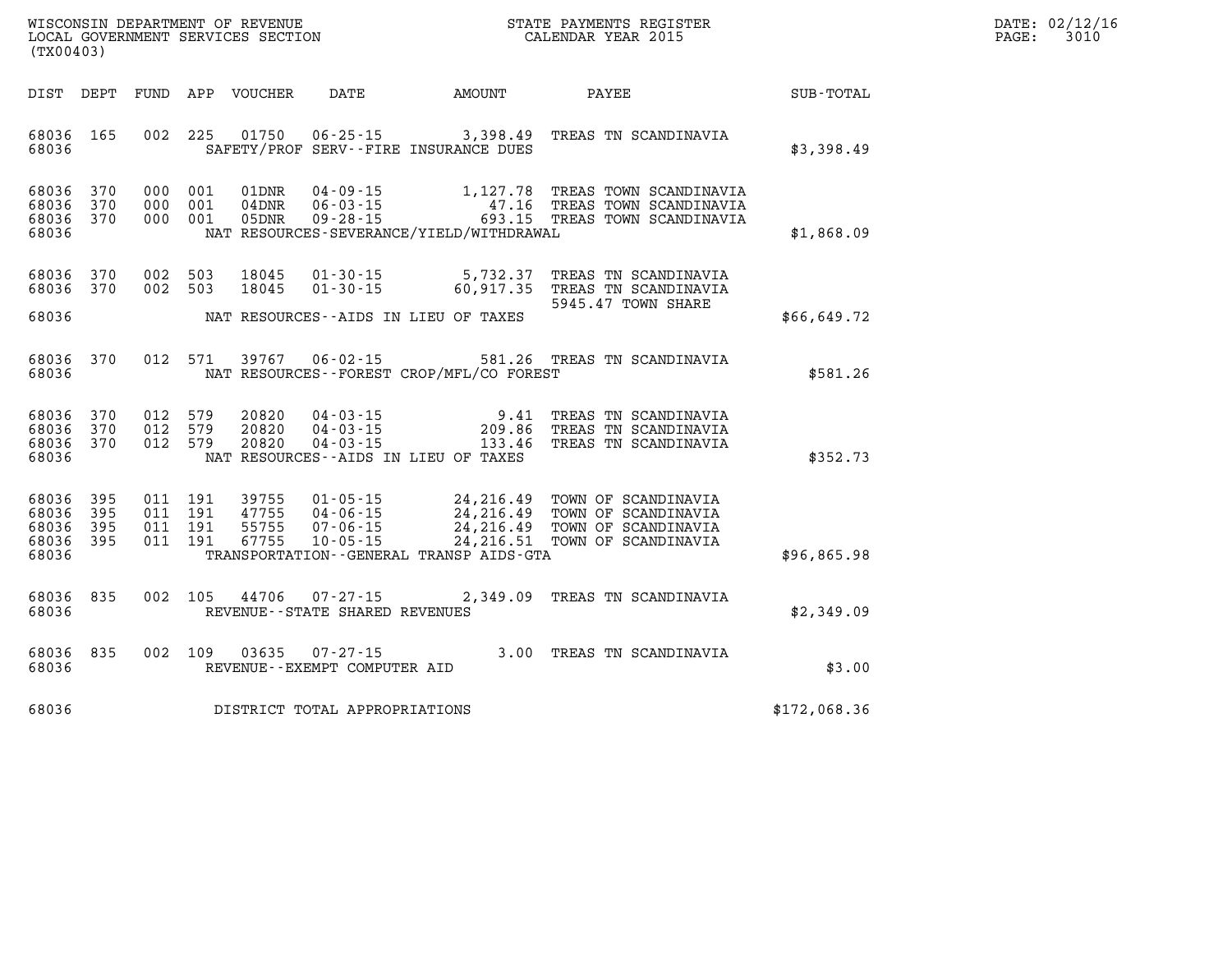WISCONSIN DEPARTMENT OF REVENUE
LOCAL GOVERNMENT SERVICES SECTION
(TX00403)

STATE PAYMENTS REGISTER
CALENDAR YEAR 2015

DATE: 02/12/16
PAGE: 3010

| DIST | DEPT | FUND | APP | VOUCHER | DATE | AMOUNT | PAYEE | SUB-TOTAL |
|---|---|---|---|---|---|---|---|---|
| 68036 | 165 | 002 | 225 | 01750 | 06-25-15 | 3,398.49 | TREAS TN SCANDINAVIA | |
| 68036 | | | | | SAFETY/PROF SERV--FIRE INSURANCE DUES | | | $3,398.49 |
| 68036 | 370 | 000 | 001 | 01DNR | 04-09-15 | 1,127.78 | TREAS TOWN SCANDINAVIA | |
| 68036 | 370 | 000 | 001 | 04DNR | 06-03-15 | 47.16 | TREAS TOWN SCANDINAVIA | |
| 68036 | 370 | 000 | 001 | 05DNR | 09-28-15 | 693.15 | TREAS TOWN SCANDINAVIA | |
| 68036 | | | | | NAT RESOURCES-SEVERANCE/YIELD/WITHDRAWAL | | | $1,868.09 |
| 68036 | 370 | 002 | 503 | 18045 | 01-30-15 | 5,732.37 | TREAS TN SCANDINAVIA | |
| 68036 | 370 | 002 | 503 | 18045 | 01-30-15 | 60,917.35 | TREAS TN SCANDINAVIA 5945.47 TOWN SHARE | |
| 68036 | | | | | NAT RESOURCES--AIDS IN LIEU OF TAXES | | | $66,649.72 |
| 68036 | 370 | 012 | 571 | 39767 | 06-02-15 | 581.26 | TREAS TN SCANDINAVIA | |
| 68036 | | | | | NAT RESOURCES--FOREST CROP/MFL/CO FOREST | | | $581.26 |
| 68036 | 370 | 012 | 579 | 20820 | 04-03-15 | 9.41 | TREAS TN SCANDINAVIA | |
| 68036 | 370 | 012 | 579 | 20820 | 04-03-15 | 209.86 | TREAS TN SCANDINAVIA | |
| 68036 | 370 | 012 | 579 | 20820 | 04-03-15 | 133.46 | TREAS TN SCANDINAVIA | |
| 68036 | | | | | NAT RESOURCES--AIDS IN LIEU OF TAXES | | | $352.73 |
| 68036 | 395 | 011 | 191 | 39755 | 01-05-15 | 24,216.49 | TOWN OF SCANDINAVIA | |
| 68036 | 395 | 011 | 191 | 47755 | 04-06-15 | 24,216.49 | TOWN OF SCANDINAVIA | |
| 68036 | 395 | 011 | 191 | 55755 | 07-06-15 | 24,216.49 | TOWN OF SCANDINAVIA | |
| 68036 | 395 | 011 | 191 | 67755 | 10-05-15 | 24,216.51 | TOWN OF SCANDINAVIA | |
| 68036 | | | | | TRANSPORTATION--GENERAL TRANSP AIDS-GTA | | | $96,865.98 |
| 68036 | 835 | 002 | 105 | 44706 | 07-27-15 | 2,349.09 | TREAS TN SCANDINAVIA | |
| 68036 | | | | | REVENUE--STATE SHARED REVENUES | | | $2,349.09 |
| 68036 | 835 | 002 | 109 | 03635 | 07-27-15 | 3.00 | TREAS TN SCANDINAVIA | |
| 68036 | | | | | REVENUE--EXEMPT COMPUTER AID | | | $3.00 |
| 68036 | | | | | DISTRICT TOTAL APPROPRIATIONS | | | $172,068.36 |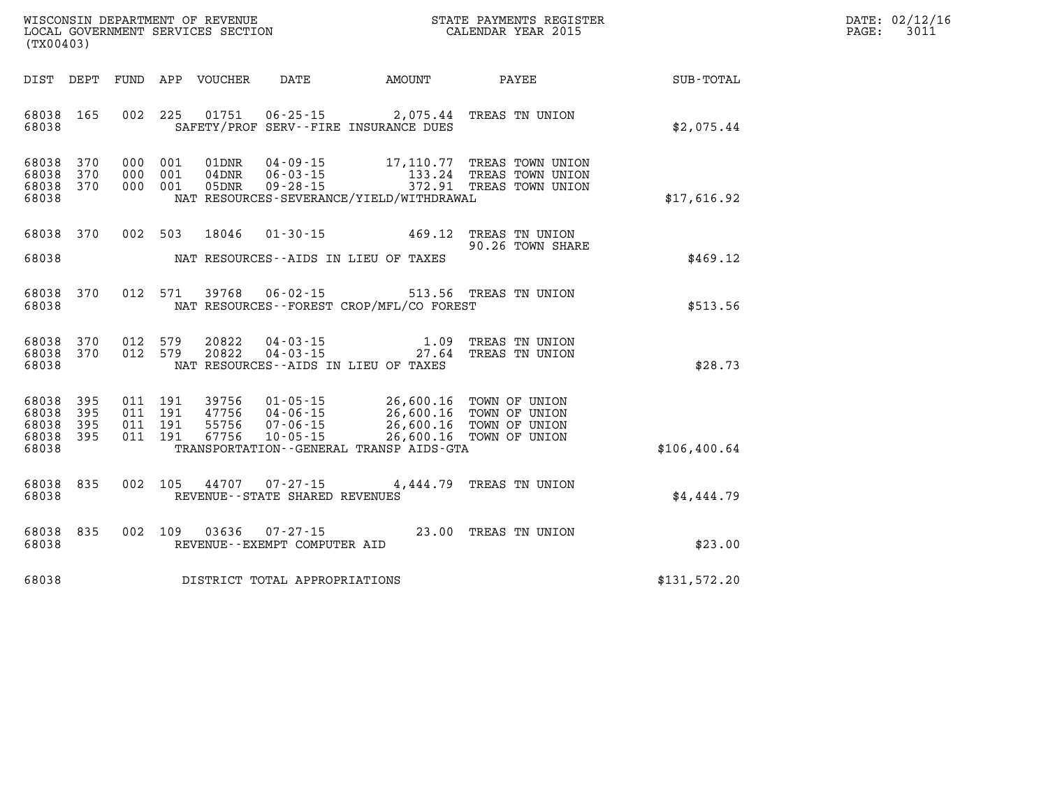WISCONSIN DEPARTMENT OF REVENUE
LOCAL GOVERNMENT SERVICES SECTION
(TX00403)

STATE PAYMENTS REGISTER
CALENDAR YEAR 2015

DATE: 02/12/16
PAGE: 3011

| DIST | DEPT | FUND | APP | VOUCHER | DATE | AMOUNT | PAYEE | SUB-TOTAL |
|---|---|---|---|---|---|---|---|---|
| 68038 | 165 | 002 | 225 | 01751 | 06-25-15 | 2,075.44 | TREAS TN UNION | |
| 68038 | | | | SAFETY/PROF SERV--FIRE INSURANCE DUES | | | | $2,075.44 |
| 68038 | 370 | 000 | 001 | 01DNR | 04-09-15 | 17,110.77 | TREAS TOWN UNION | |
| 68038 | 370 | 000 | 001 | 04DNR | 06-03-15 | 133.24 | TREAS TOWN UNION | |
| 68038 | 370 | 000 | 001 | 05DNR | 09-28-15 | 372.91 | TREAS TOWN UNION | |
| 68038 | | | | NAT RESOURCES-SEVERANCE/YIELD/WITHDRAWAL | | | | $17,616.92 |
| 68038 | 370 | 002 | 503 | 18046 | 01-30-15 | 469.12 | TREAS TN UNION | |
| | | | | | | | 90.26 TOWN SHARE | |
| 68038 | | | | NAT RESOURCES--AIDS IN LIEU OF TAXES | | | | $469.12 |
| 68038 | 370 | 012 | 571 | 39768 | 06-02-15 | 513.56 | TREAS TN UNION | |
| 68038 | | | | NAT RESOURCES--FOREST CROP/MFL/CO FOREST | | | | $513.56 |
| 68038 | 370 | 012 | 579 | 20822 | 04-03-15 | 1.09 | TREAS TN UNION | |
| 68038 | 370 | 012 | 579 | 20822 | 04-03-15 | 27.64 | TREAS TN UNION | |
| 68038 | | | | NAT RESOURCES--AIDS IN LIEU OF TAXES | | | | $28.73 |
| 68038 | 395 | 011 | 191 | 39756 | 01-05-15 | 26,600.16 | TOWN OF UNION | |
| 68038 | 395 | 011 | 191 | 47756 | 04-06-15 | 26,600.16 | TOWN OF UNION | |
| 68038 | 395 | 011 | 191 | 55756 | 07-06-15 | 26,600.16 | TOWN OF UNION | |
| 68038 | 395 | 011 | 191 | 67756 | 10-05-15 | 26,600.16 | TOWN OF UNION | |
| 68038 | | | | TRANSPORTATION--GENERAL TRANSP AIDS-GTA | | | | $106,400.64 |
| 68038 | 835 | 002 | 105 | 44707 | 07-27-15 | 4,444.79 | TREAS TN UNION | |
| 68038 | | | | REVENUE--STATE SHARED REVENUES | | | | $4,444.79 |
| 68038 | 835 | 002 | 109 | 03636 | 07-27-15 | 23.00 | TREAS TN UNION | |
| 68038 | | | | REVENUE--EXEMPT COMPUTER AID | | | | $23.00 |
| 68038 | | | | DISTRICT TOTAL APPROPRIATIONS | | | | $131,572.20 |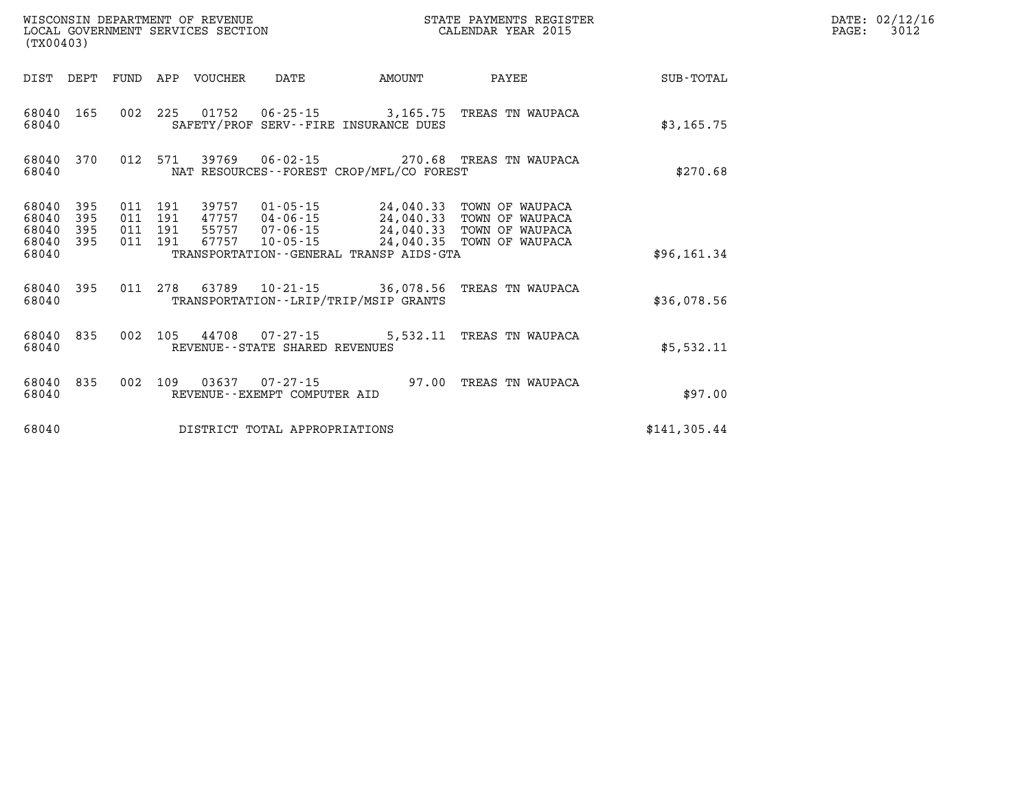WISCONSIN DEPARTMENT OF REVENUE
LOCAL GOVERNMENT SERVICES SECTION
(TX00403)

STATE PAYMENTS REGISTER
CALENDAR YEAR 2015

DATE: 02/12/16
PAGE: 3012

| DIST | DEPT | FUND | APP | VOUCHER | DATE | AMOUNT | PAYEE | SUB-TOTAL |
|---|---|---|---|---|---|---|---|---|
| 68040 | 165 | 002 | 225 | 01752 | 06-25-15 | 3,165.75 | TREAS TN WAUPACA | |
| 68040 | | | | SAFETY/PROF SERV--FIRE INSURANCE DUES | | | | $3,165.75 |
| 68040 | 370 | 012 | 571 | 39769 | 06-02-15 | 270.68 | TREAS TN WAUPACA | |
| 68040 | | | | NAT RESOURCES--FOREST CROP/MFL/CO FOREST | | | | $270.68 |
| 68040 | 395 | 011 | 191 | 39757 | 01-05-15 | 24,040.33 | TOWN OF WAUPACA | |
| 68040 | 395 | 011 | 191 | 47757 | 04-06-15 | 24,040.33 | TOWN OF WAUPACA | |
| 68040 | 395 | 011 | 191 | 55757 | 07-06-15 | 24,040.33 | TOWN OF WAUPACA | |
| 68040 | 395 | 011 | 191 | 67757 | 10-05-15 | 24,040.35 | TOWN OF WAUPACA | |
| 68040 | | | | TRANSPORTATION--GENERAL TRANSP AIDS-GTA | | | | $96,161.34 |
| 68040 | 395 | 011 | 278 | 63789 | 10-21-15 | 36,078.56 | TREAS TN WAUPACA | |
| 68040 | | | | TRANSPORTATION--LRIP/TRIP/MSIP GRANTS | | | | $36,078.56 |
| 68040 | 835 | 002 | 105 | 44708 | 07-27-15 | 5,532.11 | TREAS TN WAUPACA | |
| 68040 | | | | REVENUE--STATE SHARED REVENUES | | | | $5,532.11 |
| 68040 | 835 | 002 | 109 | 03637 | 07-27-15 | 97.00 | TREAS TN WAUPACA | |
| 68040 | | | | REVENUE--EXEMPT COMPUTER AID | | | | $97.00 |
| 68040 | | | | DISTRICT TOTAL APPROPRIATIONS | | | | $141,305.44 |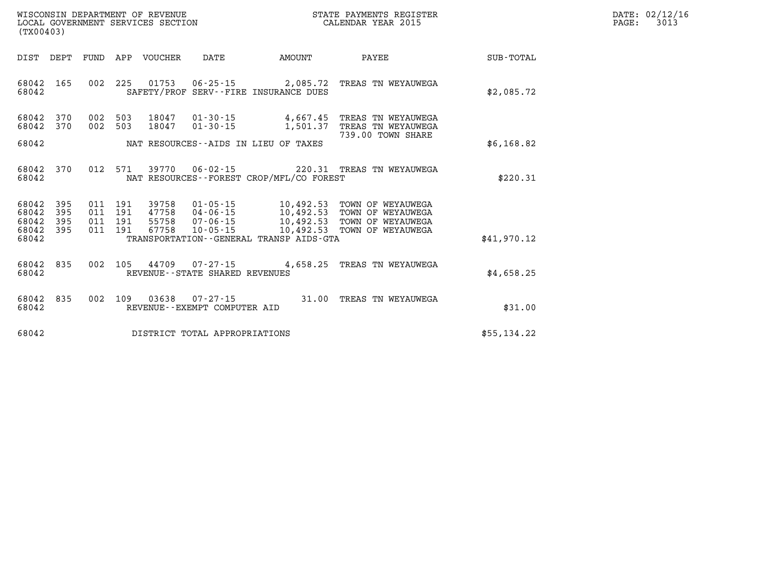WISCONSIN DEPARTMENT OF REVENUE
LOCAL GOVERNMENT SERVICES SECTION
(TX00403)

STATE PAYMENTS REGISTER
CALENDAR YEAR 2015

DATE: 02/12/16

| DIST | DEPT | FUND | APP | VOUCHER | DATE | AMOUNT | PAYEE | SUB-TOTAL |
|---|---|---|---|---|---|---|---|---|
| 68042 | 165 | 002 | 225 | 01753 | 06-25-15 | 2,085.72 | TREAS TN WEYAUWEGA | |
| 68042 | | | | SAFETY/PROF SERV--FIRE INSURANCE DUES | | | | $2,085.72 |
| 68042 | 370 | 002 | 503 | 18047 | 01-30-15 | 4,667.45 | TREAS TN WEYAUWEGA | |
| 68042 | 370 | 002 | 503 | 18047 | 01-30-15 | 1,501.37 | TREAS TN WEYAUWEGA | |
| | | | | | | | 739.00 TOWN SHARE | |
| 68042 | | | | NAT RESOURCES--AIDS IN LIEU OF TAXES | | | | $6,168.82 |
| 68042 | 370 | 012 | 571 | 39770 | 06-02-15 | 220.31 | TREAS TN WEYAUWEGA | |
| 68042 | | | | NAT RESOURCES--FOREST CROP/MFL/CO FOREST | | | | $220.31 |
| 68042 | 395 | 011 | 191 | 39758 | 01-05-15 | 10,492.53 | TOWN OF WEYAUWEGA | |
| 68042 | 395 | 011 | 191 | 47758 | 04-06-15 | 10,492.53 | TOWN OF WEYAUWEGA | |
| 68042 | 395 | 011 | 191 | 55758 | 07-06-15 | 10,492.53 | TOWN OF WEYAUWEGA | |
| 68042 | 395 | 011 | 191 | 67758 | 10-05-15 | 10,492.53 | TOWN OF WEYAUWEGA | |
| 68042 | | | | TRANSPORTATION--GENERAL TRANSP AIDS-GTA | | | | $41,970.12 |
| 68042 | 835 | 002 | 105 | 44709 | 07-27-15 | 4,658.25 | TREAS TN WEYAUWEGA | |
| 68042 | | | | REVENUE--STATE SHARED REVENUES | | | | $4,658.25 |
| 68042 | 835 | 002 | 109 | 03638 | 07-27-15 | 31.00 | TREAS TN WEYAUWEGA | |
| 68042 | | | | REVENUE--EXEMPT COMPUTER AID | | | | $31.00 |
| 68042 | | | | DISTRICT TOTAL APPROPRIATIONS | | | | $55,134.22 |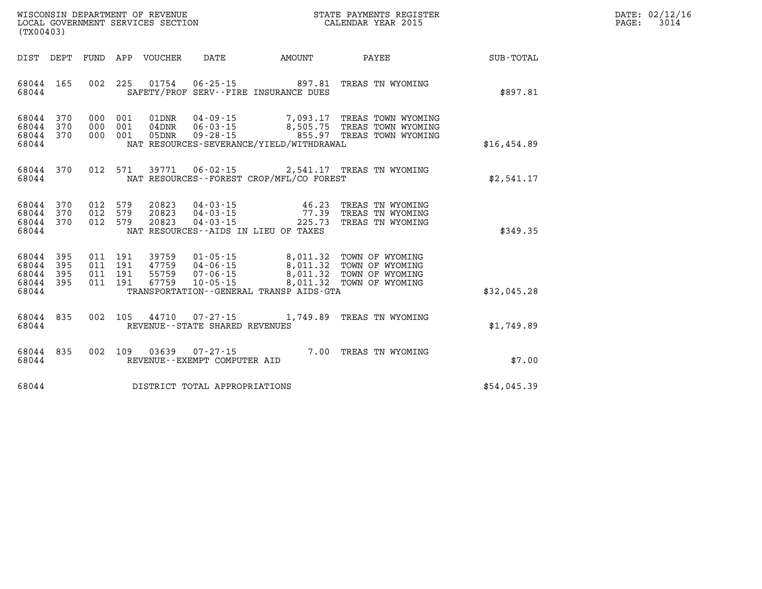WISCONSIN DEPARTMENT OF REVENUE
LOCAL GOVERNMENT SERVICES SECTION
(TX00403)

STATE PAYMENTS REGISTER
CALENDAR YEAR 2015

DATE: 02/12/16

| DIST | DEPT | FUND | APP | VOUCHER | DATE | AMOUNT | PAYEE | SUB-TOTAL |
|---|---|---|---|---|---|---|---|---|
| 68044 | 165 | 002 | 225 | 01754 | 06-25-15 | 897.81 | TREAS TN WYOMING | |
| 68044 | | | | SAFETY/PROF SERV--FIRE INSURANCE DUES | | | | $897.81 |
| 68044 | 370 | 000 | 001 | 01DNR | 04-09-15 | 7,093.17 | TREAS TOWN WYOMING | |
| 68044 | 370 | 000 | 001 | 04DNR | 06-03-15 | 8,505.75 | TREAS TOWN WYOMING | |
| 68044 | 370 | 000 | 001 | 05DNR | 09-28-15 | 855.97 | TREAS TOWN WYOMING | |
| 68044 | | | | NAT RESOURCES-SEVERANCE/YIELD/WITHDRAWAL | | | | $16,454.89 |
| 68044 | 370 | 012 | 571 | 39771 | 06-02-15 | 2,541.17 | TREAS TN WYOMING | |
| 68044 | | | | NAT RESOURCES--FOREST CROP/MFL/CO FOREST | | | | $2,541.17 |
| 68044 | 370 | 012 | 579 | 20823 | 04-03-15 | 46.23 | TREAS TN WYOMING | |
| 68044 | 370 | 012 | 579 | 20823 | 04-03-15 | 77.39 | TREAS TN WYOMING | |
| 68044 | 370 | 012 | 579 | 20823 | 04-03-15 | 225.73 | TREAS TN WYOMING | |
| 68044 | | | | NAT RESOURCES--AIDS IN LIEU OF TAXES | | | | $349.35 |
| 68044 | 395 | 011 | 191 | 39759 | 01-05-15 | 8,011.32 | TOWN OF WYOMING | |
| 68044 | 395 | 011 | 191 | 47759 | 04-06-15 | 8,011.32 | TOWN OF WYOMING | |
| 68044 | 395 | 011 | 191 | 55759 | 07-06-15 | 8,011.32 | TOWN OF WYOMING | |
| 68044 | 395 | 011 | 191 | 67759 | 10-05-15 | 8,011.32 | TOWN OF WYOMING | |
| 68044 | | | | TRANSPORTATION--GENERAL TRANSP AIDS-GTA | | | | $32,045.28 |
| 68044 | 835 | 002 | 105 | 44710 | 07-27-15 | 1,749.89 | TREAS TN WYOMING | |
| 68044 | | | | REVENUE--STATE SHARED REVENUES | | | | $1,749.89 |
| 68044 | 835 | 002 | 109 | 03639 | 07-27-15 | 7.00 | TREAS TN WYOMING | |
| 68044 | | | | REVENUE--EXEMPT COMPUTER AID | | | | $7.00 |
| 68044 | | | | DISTRICT TOTAL APPROPRIATIONS | | | | $54,045.39 |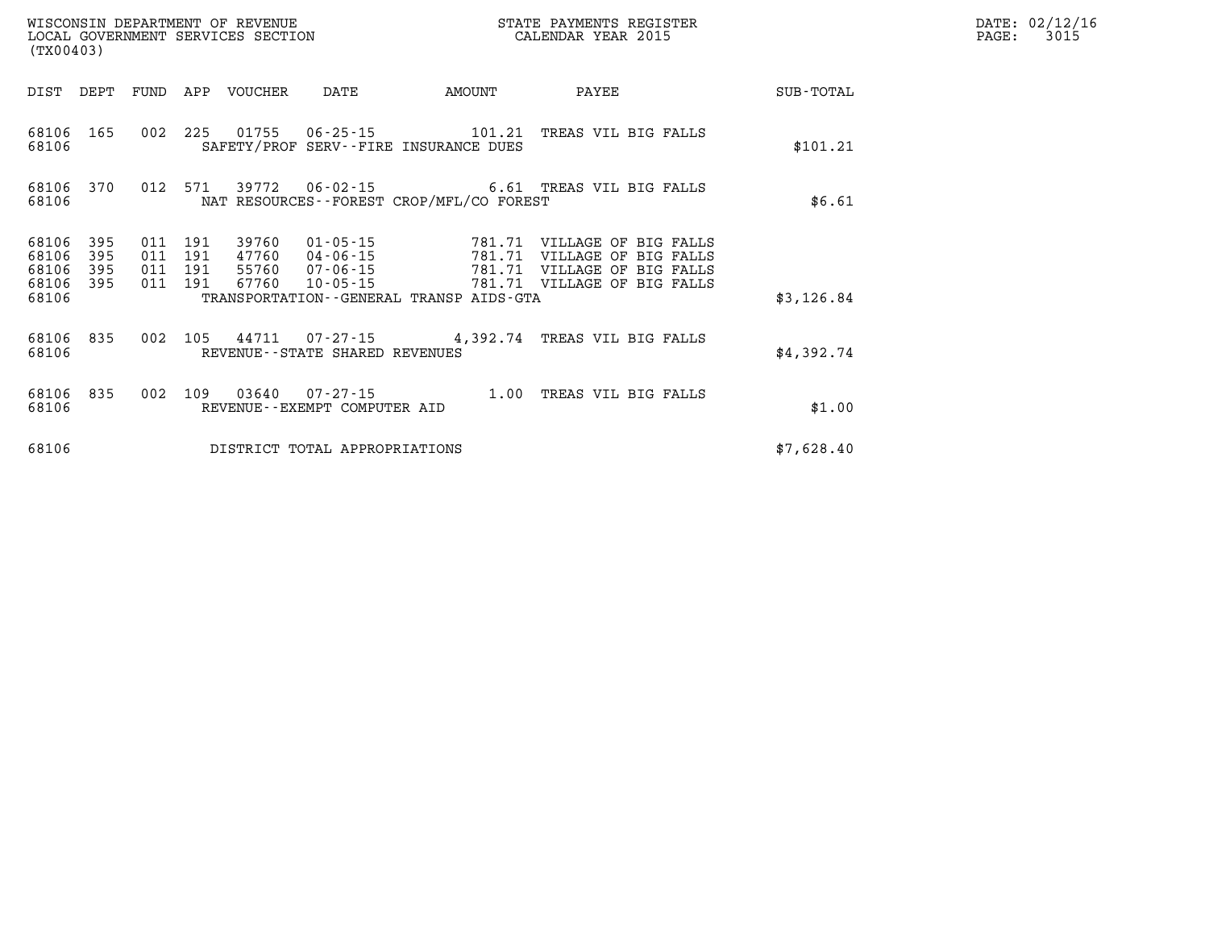WISCONSIN DEPARTMENT OF REVENUE
LOCAL GOVERNMENT SERVICES SECTION
(TX00403)

STATE PAYMENTS REGISTER
CALENDAR YEAR 2015

DATE: 02/12/16
PAGE: 3015

| DIST | DEPT | FUND | APP | VOUCHER | DATE | AMOUNT | PAYEE | SUB-TOTAL |
|---|---|---|---|---|---|---|---|---|
| 68106 | 165 | 002 | 225 | 01755 | 06-25-15 | 101.21 | TREAS VIL BIG FALLS | |
| 68106 | | | | SAFETY/PROF SERV--FIRE INSURANCE DUES | | | | $101.21 |
| 68106 | 370 | 012 | 571 | 39772 | 06-02-15 | 6.61 | TREAS VIL BIG FALLS | |
| 68106 | | | | NAT RESOURCES--FOREST CROP/MFL/CO FOREST | | | | $6.61 |
| 68106 | 395 | 011 | 191 | 39760 | 01-05-15 | 781.71 | VILLAGE OF BIG FALLS | |
| 68106 | 395 | 011 | 191 | 47760 | 04-06-15 | 781.71 | VILLAGE OF BIG FALLS | |
| 68106 | 395 | 011 | 191 | 55760 | 07-06-15 | 781.71 | VILLAGE OF BIG FALLS | |
| 68106 | 395 | 011 | 191 | 67760 | 10-05-15 | 781.71 | VILLAGE OF BIG FALLS | |
| 68106 | | | | TRANSPORTATION--GENERAL TRANSP AIDS-GTA | | | | $3,126.84 |
| 68106 | 835 | 002 | 105 | 44711 | 07-27-15 | 4,392.74 | TREAS VIL BIG FALLS | |
| 68106 | | | | REVENUE--STATE SHARED REVENUES | | | | $4,392.74 |
| 68106 | 835 | 002 | 109 | 03640 | 07-27-15 | 1.00 | TREAS VIL BIG FALLS | |
| 68106 | | | | REVENUE--EXEMPT COMPUTER AID | | | | $1.00 |
| 68106 | | | | DISTRICT TOTAL APPROPRIATIONS | | | | $7,628.40 |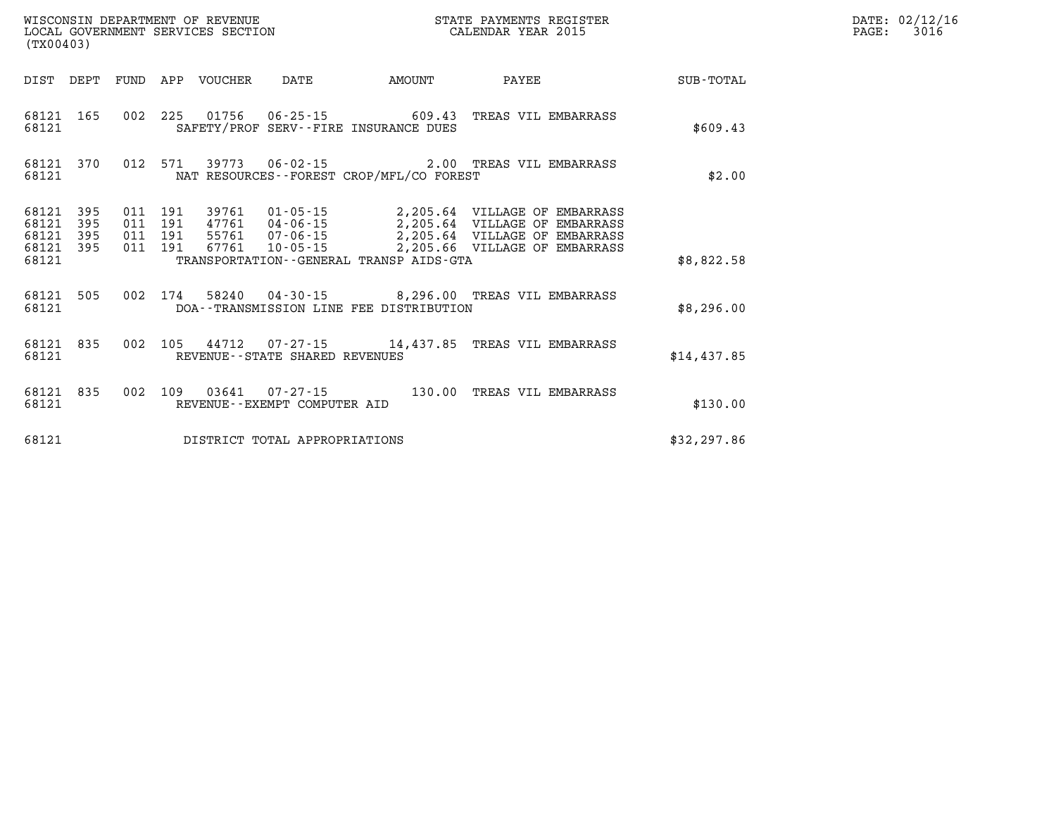WISCONSIN DEPARTMENT OF REVENUE
LOCAL GOVERNMENT SERVICES SECTION
(TX00403)

STATE PAYMENTS REGISTER
CALENDAR YEAR 2015

DATE: 02/12/16
PAGE: 3016

| DIST | DEPT | FUND | APP | VOUCHER | DATE | AMOUNT | PAYEE | SUB-TOTAL |
|---|---|---|---|---|---|---|---|---|
| 68121 | 165 | 002 | 225 | 01756 | 06-25-15 | 609.43 | TREAS VIL EMBARRASS | |
| 68121 | | | | SAFETY/PROF SERV--FIRE INSURANCE DUES | | | | $609.43 |
| 68121 | 370 | 012 | 571 | 39773 | 06-02-15 | 2.00 | TREAS VIL EMBARRASS | |
| 68121 | | | | NAT RESOURCES--FOREST CROP/MFL/CO FOREST | | | | $2.00 |
| 68121 | 395 | 011 | 191 | 39761 | 01-05-15 | 2,205.64 | VILLAGE OF EMBARRASS | |
| 68121 | 395 | 011 | 191 | 47761 | 04-06-15 | 2,205.64 | VILLAGE OF EMBARRASS | |
| 68121 | 395 | 011 | 191 | 55761 | 07-06-15 | 2,205.64 | VILLAGE OF EMBARRASS | |
| 68121 | 395 | 011 | 191 | 67761 | 10-05-15 | 2,205.66 | VILLAGE OF EMBARRASS | |
| 68121 | | | | TRANSPORTATION--GENERAL TRANSP AIDS-GTA | | | | $8,822.58 |
| 68121 | 505 | 002 | 174 | 58240 | 04-30-15 | 8,296.00 | TREAS VIL EMBARRASS | |
| 68121 | | | | DOA--TRANSMISSION LINE FEE DISTRIBUTION | | | | $8,296.00 |
| 68121 | 835 | 002 | 105 | 44712 | 07-27-15 | 14,437.85 | TREAS VIL EMBARRASS | |
| 68121 | | | | REVENUE--STATE SHARED REVENUES | | | | $14,437.85 |
| 68121 | 835 | 002 | 109 | 03641 | 07-27-15 | 130.00 | TREAS VIL EMBARRASS | |
| 68121 | | | | REVENUE--EXEMPT COMPUTER AID | | | | $130.00 |
| 68121 | | | | DISTRICT TOTAL APPROPRIATIONS | | | | $32,297.86 |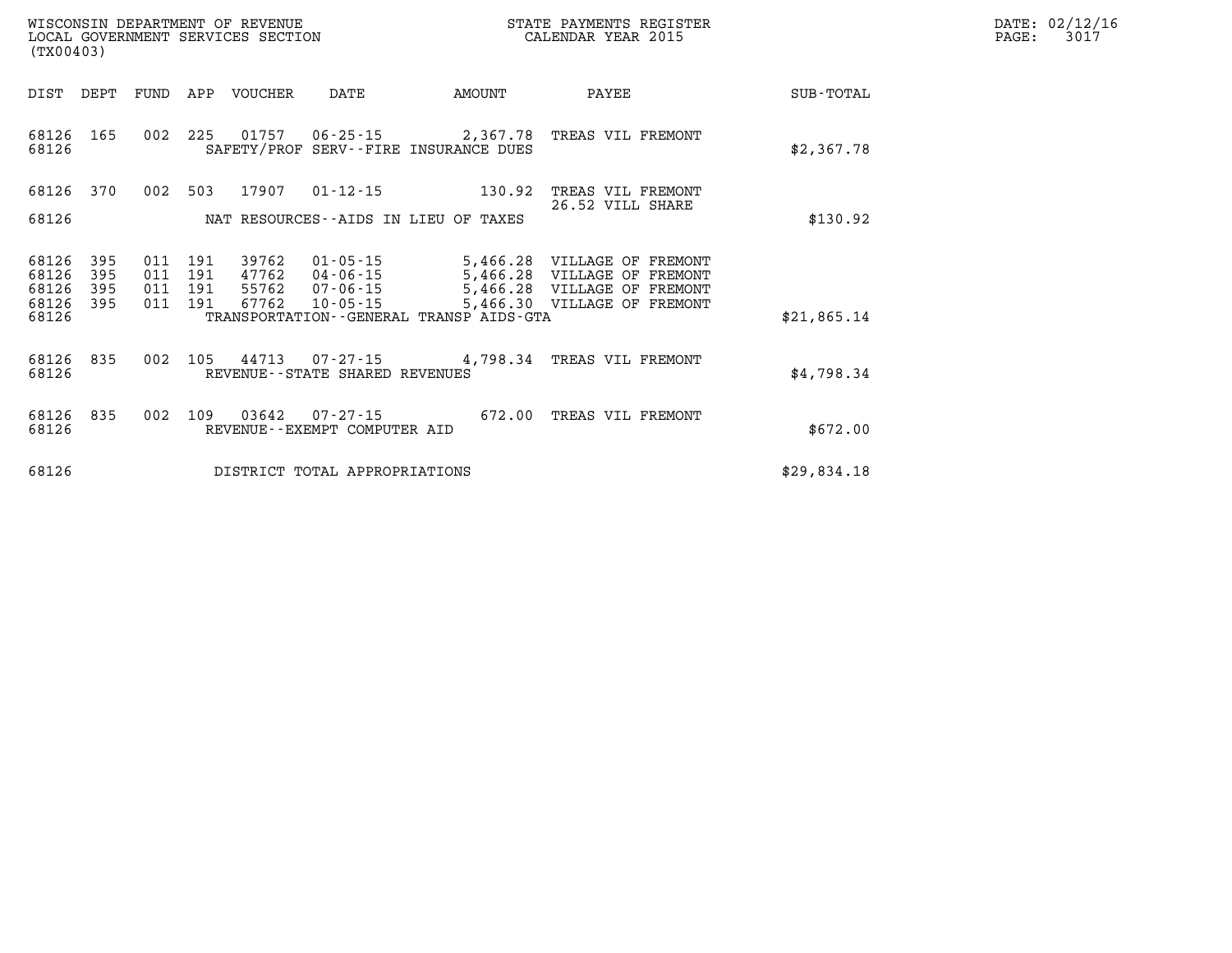WISCONSIN DEPARTMENT OF REVENUE
LOCAL GOVERNMENT SERVICES SECTION
(TX00403)

STATE PAYMENTS REGISTER
CALENDAR YEAR 2015

DATE: 02/12/16
PAGE: 3017

| DIST | DEPT | FUND | APP | VOUCHER | DATE | AMOUNT | PAYEE | SUB-TOTAL |
|---|---|---|---|---|---|---|---|---|
| 68126 | 165 | 002 | 225 | 01757 | 06-25-15 | 2,367.78 | TREAS VIL FREMONT | |
| 68126 | | | | SAFETY/PROF SERV--FIRE INSURANCE DUES | | | | $2,367.78 |
| 68126 | 370 | 002 | 503 | 17907 | 01-12-15 | 130.92 | TREAS VIL FREMONT 26.52 VILL SHARE | |
| 68126 | | | | NAT RESOURCES--AIDS IN LIEU OF TAXES | | | | $130.92 |
| 68126 | 395 | 011 | 191 | 39762 | 01-05-15 | 5,466.28 | VILLAGE OF FREMONT | |
| 68126 | 395 | 011 | 191 | 47762 | 04-06-15 | 5,466.28 | VILLAGE OF FREMONT | |
| 68126 | 395 | 011 | 191 | 55762 | 07-06-15 | 5,466.28 | VILLAGE OF FREMONT | |
| 68126 | 395 | 011 | 191 | 67762 | 10-05-15 | 5,466.30 | VILLAGE OF FREMONT | |
| 68126 | | | | TRANSPORTATION--GENERAL TRANSP AIDS-GTA | | | | $21,865.14 |
| 68126 | 835 | 002 | 105 | 44713 | 07-27-15 | 4,798.34 | TREAS VIL FREMONT | |
| 68126 | | | | REVENUE--STATE SHARED REVENUES | | | | $4,798.34 |
| 68126 | 835 | 002 | 109 | 03642 | 07-27-15 | 672.00 | TREAS VIL FREMONT | |
| 68126 | | | | REVENUE--EXEMPT COMPUTER AID | | | | $672.00 |
| 68126 | | | | DISTRICT TOTAL APPROPRIATIONS | | | | $29,834.18 |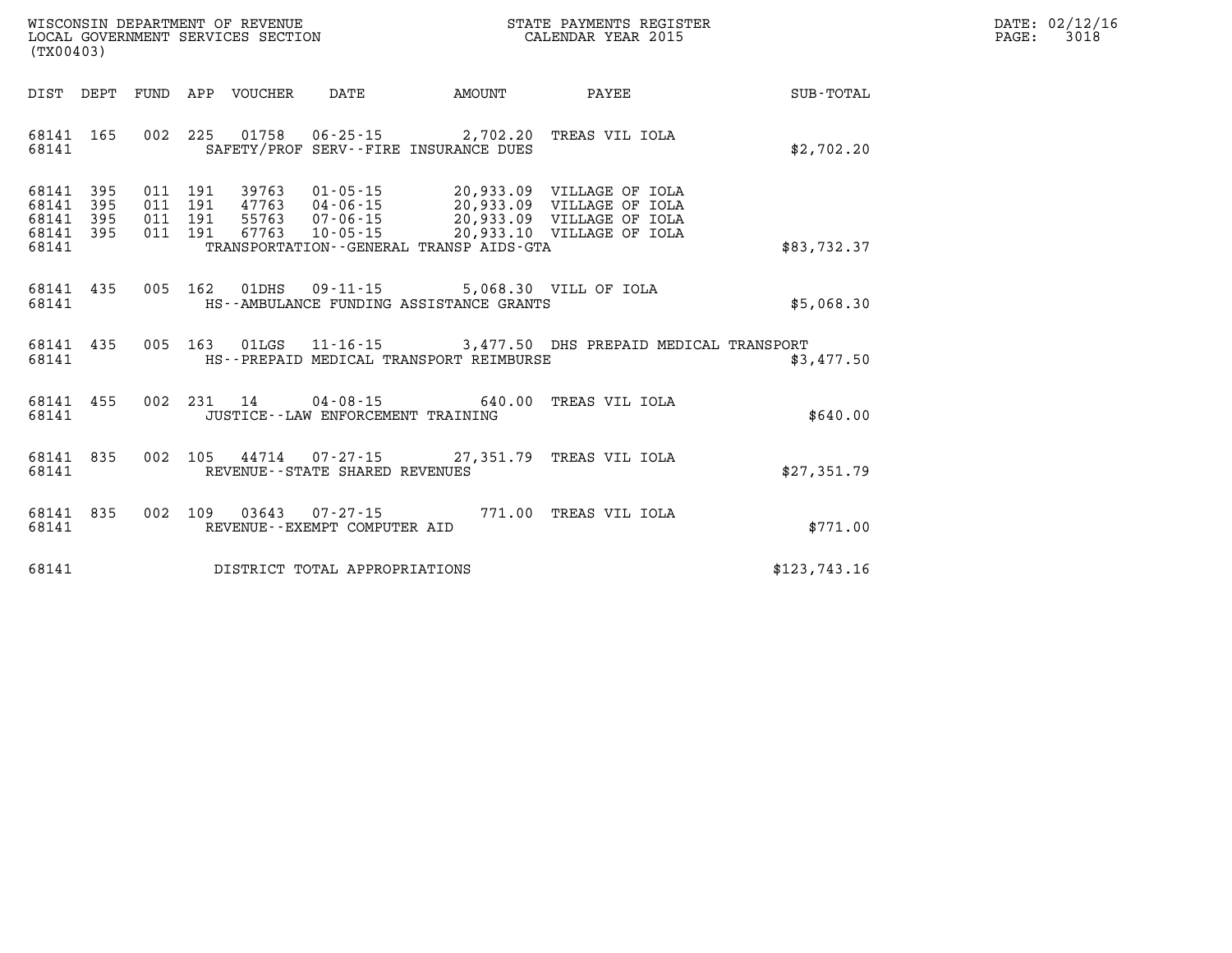WISCONSIN DEPARTMENT OF REVENUE
LOCAL GOVERNMENT SERVICES SECTION
(TX00403)

STATE PAYMENTS REGISTER
CALENDAR YEAR 2015

DATE: 02/12/16
PAGE: 3018

| DIST | DEPT | FUND | APP | VOUCHER | DATE | AMOUNT | PAYEE | SUB-TOTAL |
|---|---|---|---|---|---|---|---|---|
| 68141 | 165 | 002 | 225 | 01758 | 06-25-15 | 2,702.20 | TREAS VIL IOLA | |
| 68141 | | | | | SAFETY/PROF SERV--FIRE INSURANCE DUES | | | $2,702.20 |
| 68141 | 395 | 011 | 191 | 39763 | 01-05-15 | 20,933.09 | VILLAGE OF IOLA | |
| 68141 | 395 | 011 | 191 | 47763 | 04-06-15 | 20,933.09 | VILLAGE OF IOLA | |
| 68141 | 395 | 011 | 191 | 55763 | 07-06-15 | 20,933.09 | VILLAGE OF IOLA | |
| 68141 | 395 | 011 | 191 | 67763 | 10-05-15 | 20,933.10 | VILLAGE OF IOLA | |
| 68141 | | | | | TRANSPORTATION--GENERAL TRANSP AIDS-GTA | | | $83,732.37 |
| 68141 | 435 | 005 | 162 | 01DHS | 09-11-15 | 5,068.30 | VILL OF IOLA | |
| 68141 | | | | | HS--AMBULANCE FUNDING ASSISTANCE GRANTS | | | $5,068.30 |
| 68141 | 435 | 005 | 163 | 01LGS | 11-16-15 | 3,477.50 | DHS PREPAID MEDICAL TRANSPORT | |
| 68141 | | | | | HS--PREPAID MEDICAL TRANSPORT REIMBURSE | | | $3,477.50 |
| 68141 | 455 | 002 | 231 | 14 | 04-08-15 | 640.00 | TREAS VIL IOLA | |
| 68141 | | | | | JUSTICE--LAW ENFORCEMENT TRAINING | | | $640.00 |
| 68141 | 835 | 002 | 105 | 44714 | 07-27-15 | 27,351.79 | TREAS VIL IOLA | |
| 68141 | | | | | REVENUE--STATE SHARED REVENUES | | | $27,351.79 |
| 68141 | 835 | 002 | 109 | 03643 | 07-27-15 | 771.00 | TREAS VIL IOLA | |
| 68141 | | | | | REVENUE--EXEMPT COMPUTER AID | | | $771.00 |
| 68141 | | | | | DISTRICT TOTAL APPROPRIATIONS | | | $123,743.16 |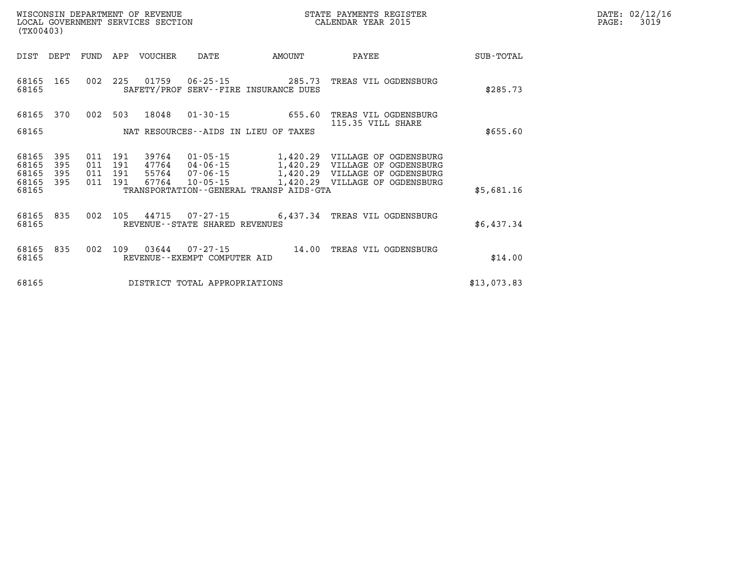WISCONSIN DEPARTMENT OF REVENUE
LOCAL GOVERNMENT SERVICES SECTION
(TX00403)

STATE PAYMENTS REGISTER
CALENDAR YEAR 2015

DATE: 02/12/16

| DIST | DEPT | FUND | APP | VOUCHER | DATE | AMOUNT | PAYEE | SUB-TOTAL |
|---|---|---|---|---|---|---|---|---|
| 68165 | 165 | 002 | 225 | 01759 | 06-25-15 | 285.73 | TREAS VIL OGDENSBURG | |
| 68165 | | | | SAFETY/PROF SERV--FIRE INSURANCE DUES | | | | $285.73 |
| 68165 | 370 | 002 | 503 | 18048 | 01-30-15 | 655.60 | TREAS VIL OGDENSBURG 115.35 VILL SHARE | |
| 68165 | | | | NAT RESOURCES--AIDS IN LIEU OF TAXES | | | | $655.60 |
| 68165 | 395 | 011 | 191 | 39764 | 01-05-15 | 1,420.29 | VILLAGE OF OGDENSBURG | |
| 68165 | 395 | 011 | 191 | 47764 | 04-06-15 | 1,420.29 | VILLAGE OF OGDENSBURG | |
| 68165 | 395 | 011 | 191 | 55764 | 07-06-15 | 1,420.29 | VILLAGE OF OGDENSBURG | |
| 68165 | 395 | 011 | 191 | 67764 | 10-05-15 | 1,420.29 | VILLAGE OF OGDENSBURG | |
| 68165 | | | | TRANSPORTATION--GENERAL TRANSP AIDS-GTA | | | | $5,681.16 |
| 68165 | 835 | 002 | 105 | 44715 | 07-27-15 | 6,437.34 | TREAS VIL OGDENSBURG | |
| 68165 | | | | REVENUE--STATE SHARED REVENUES | | | | $6,437.34 |
| 68165 | 835 | 002 | 109 | 03644 | 07-27-15 | 14.00 | TREAS VIL OGDENSBURG | |
| 68165 | | | | REVENUE--EXEMPT COMPUTER AID | | | | $14.00 |
| 68165 | | | | DISTRICT TOTAL APPROPRIATIONS | | | | $13,073.83 |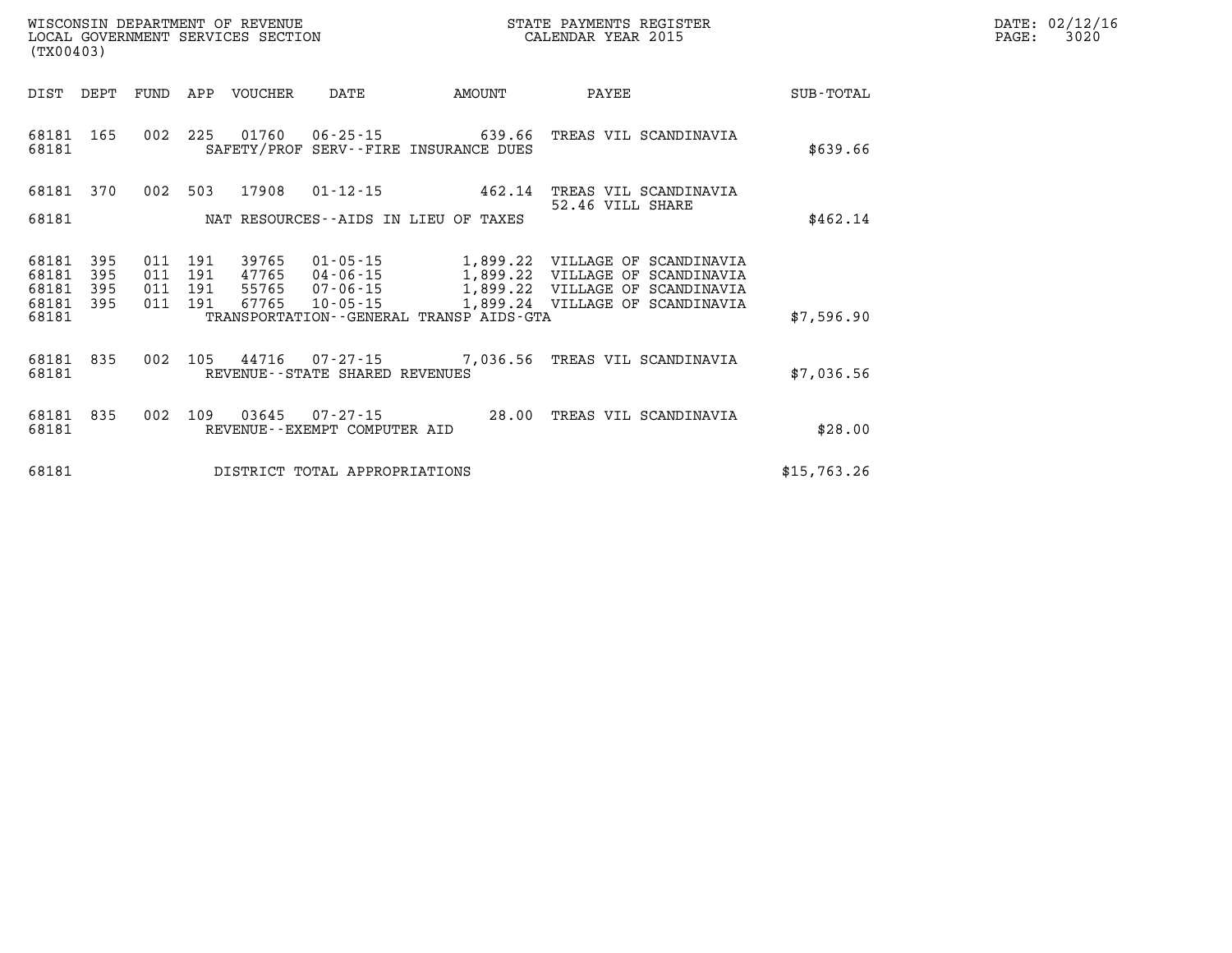WISCONSIN DEPARTMENT OF REVENUE
LOCAL GOVERNMENT SERVICES SECTION
(TX00403)

STATE PAYMENTS REGISTER
CALENDAR YEAR 2015

DATE: 02/12/16

| DIST | DEPT | FUND | APP | VOUCHER | DATE | AMOUNT | PAYEE | SUB-TOTAL |
|---|---|---|---|---|---|---|---|---|
| 68181 | 165 | 002 | 225 | 01760 | 06-25-15 | 639.66 | TREAS VIL SCANDINAVIA | |
| 68181 | | | | | SAFETY/PROF SERV--FIRE INSURANCE DUES | | | $639.66 |
| 68181 | 370 | 002 | 503 | 17908 | 01-12-15 | 462.14 | TREAS VIL SCANDINAVIA 52.46 VILL SHARE | |
| 68181 | | | | | NAT RESOURCES--AIDS IN LIEU OF TAXES | | | $462.14 |
| 68181 | 395 | 011 | 191 | 39765 | 01-05-15 | 1,899.22 | VILLAGE OF SCANDINAVIA | |
| 68181 | 395 | 011 | 191 | 47765 | 04-06-15 | 1,899.22 | VILLAGE OF SCANDINAVIA | |
| 68181 | 395 | 011 | 191 | 55765 | 07-06-15 | 1,899.22 | VILLAGE OF SCANDINAVIA | |
| 68181 | 395 | 011 | 191 | 67765 | 10-05-15 | 1,899.24 | VILLAGE OF SCANDINAVIA | |
| 68181 | | | | | TRANSPORTATION--GENERAL TRANSP AIDS-GTA | | | $7,596.90 |
| 68181 | 835 | 002 | 105 | 44716 | 07-27-15 | 7,036.56 | TREAS VIL SCANDINAVIA | |
| 68181 | | | | | REVENUE--STATE SHARED REVENUES | | | $7,036.56 |
| 68181 | 835 | 002 | 109 | 03645 | 07-27-15 | 28.00 | TREAS VIL SCANDINAVIA | |
| 68181 | | | | | REVENUE--EXEMPT COMPUTER AID | | | $28.00 |
| 68181 | | | | | DISTRICT TOTAL APPROPRIATIONS | | | $15,763.26 |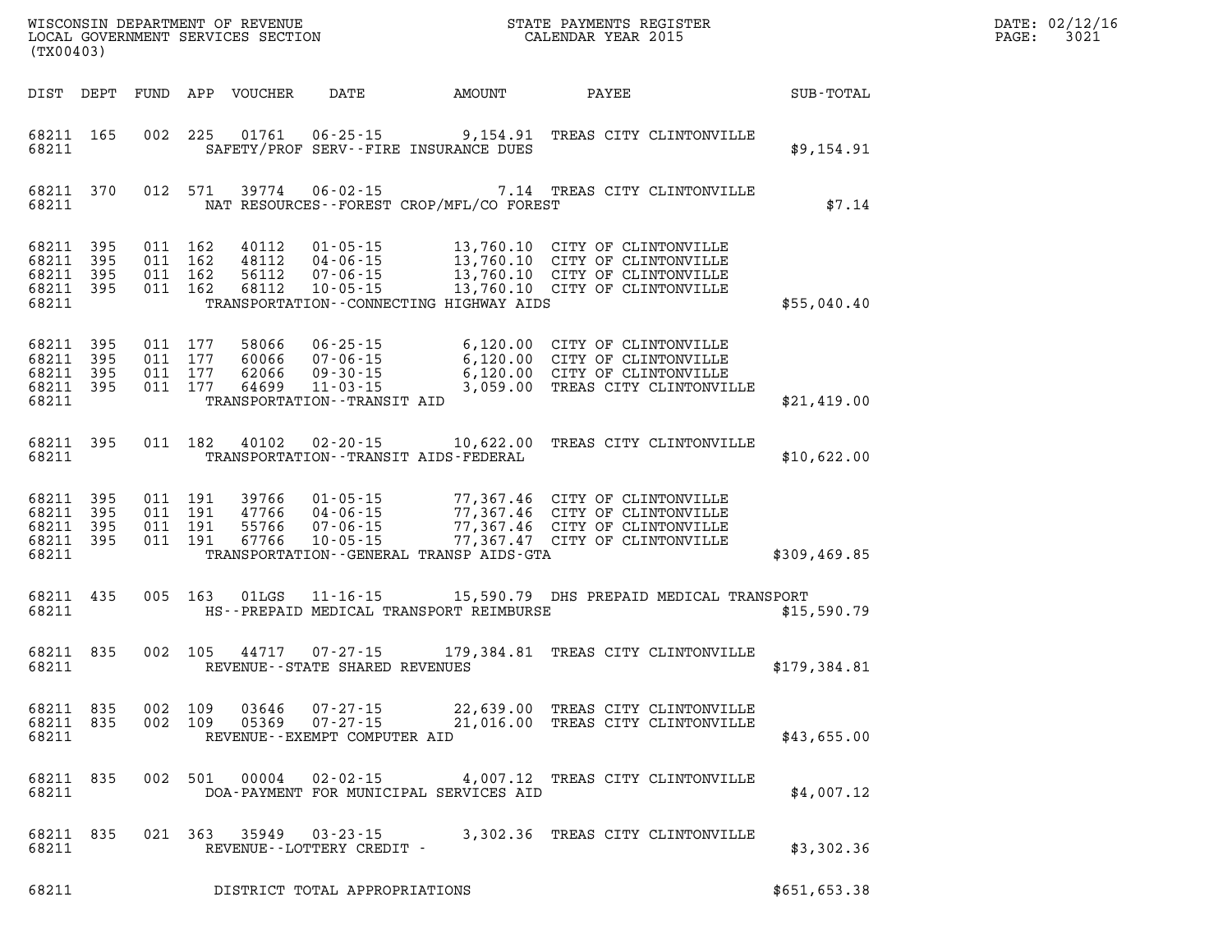WISCONSIN DEPARTMENT OF REVENUE
LOCAL GOVERNMENT SERVICES SECTION
(TX00403)

STATE PAYMENTS REGISTER
CALENDAR YEAR 2015

DATE: 02/12/16

| DIST | DEPT | FUND | APP | VOUCHER | DATE | AMOUNT | PAYEE | SUB-TOTAL |
|---|---|---|---|---|---|---|---|---|
| 68211 | 165 | 002 | 225 | 01761 | 06-25-15 | 9,154.91 | TREAS CITY CLINTONVILLE | |
| 68211 | | | | SAFETY/PROF SERV--FIRE INSURANCE DUES | | | | $9,154.91 |
| 68211 | 370 | 012 | 571 | 39774 | 06-02-15 | 7.14 | TREAS CITY CLINTONVILLE | |
| 68211 | | | | NAT RESOURCES--FOREST CROP/MFL/CO FOREST | | | | $7.14 |
| 68211 | 395 | 011 | 162 | 40112 | 01-05-15 | 13,760.10 | CITY OF CLINTONVILLE | |
| 68211 | 395 | 011 | 162 | 48112 | 04-06-15 | 13,760.10 | CITY OF CLINTONVILLE | |
| 68211 | 395 | 011 | 162 | 56112 | 07-06-15 | 13,760.10 | CITY OF CLINTONVILLE | |
| 68211 | 395 | 011 | 162 | 68112 | 10-05-15 | 13,760.10 | CITY OF CLINTONVILLE | |
| 68211 | | | | TRANSPORTATION--CONNECTING HIGHWAY AIDS | | | | $55,040.40 |
| 68211 | 395 | 011 | 177 | 58066 | 06-25-15 | 6,120.00 | CITY OF CLINTONVILLE | |
| 68211 | 395 | 011 | 177 | 60066 | 07-06-15 | 6,120.00 | CITY OF CLINTONVILLE | |
| 68211 | 395 | 011 | 177 | 62066 | 09-30-15 | 6,120.00 | CITY OF CLINTONVILLE | |
| 68211 | 395 | 011 | 177 | 64699 | 11-03-15 | 3,059.00 | TREAS CITY CLINTONVILLE | |
| 68211 | | | | TRANSPORTATION--TRANSIT AID | | | | $21,419.00 |
| 68211 | 395 | 011 | 182 | 40102 | 02-20-15 | 10,622.00 | TREAS CITY CLINTONVILLE | |
| 68211 | | | | TRANSPORTATION--TRANSIT AIDS-FEDERAL | | | | $10,622.00 |
| 68211 | 395 | 011 | 191 | 39766 | 01-05-15 | 77,367.46 | CITY OF CLINTONVILLE | |
| 68211 | 395 | 011 | 191 | 47766 | 04-06-15 | 77,367.46 | CITY OF CLINTONVILLE | |
| 68211 | 395 | 011 | 191 | 55766 | 07-06-15 | 77,367.46 | CITY OF CLINTONVILLE | |
| 68211 | 395 | 011 | 191 | 67766 | 10-05-15 | 77,367.47 | CITY OF CLINTONVILLE | |
| 68211 | | | | TRANSPORTATION--GENERAL TRANSP AIDS-GTA | | | | $309,469.85 |
| 68211 | 435 | 005 | 163 | 01LGS | 11-16-15 | 15,590.79 | DHS PREPAID MEDICAL TRANSPORT | |
| 68211 | | | | HS--PREPAID MEDICAL TRANSPORT REIMBURSE | | | | $15,590.79 |
| 68211 | 835 | 002 | 105 | 44717 | 07-27-15 | 179,384.81 | TREAS CITY CLINTONVILLE | |
| 68211 | | | | REVENUE--STATE SHARED REVENUES | | | | $179,384.81 |
| 68211 | 835 | 002 | 109 | 03646 | 07-27-15 | 22,639.00 | TREAS CITY CLINTONVILLE | |
| 68211 | 835 | 002 | 109 | 05369 | 07-27-15 | 21,016.00 | TREAS CITY CLINTONVILLE | |
| 68211 | | | | REVENUE--EXEMPT COMPUTER AID | | | | $43,655.00 |
| 68211 | 835 | 002 | 501 | 00004 | 02-02-15 | 4,007.12 | TREAS CITY CLINTONVILLE | |
| 68211 | | | | DOA-PAYMENT FOR MUNICIPAL SERVICES AID | | | | $4,007.12 |
| 68211 | 835 | 021 | 363 | 35949 | 03-23-15 | 3,302.36 | TREAS CITY CLINTONVILLE | |
| 68211 | | | | REVENUE--LOTTERY CREDIT - | | | | $3,302.36 |
| 68211 | | | | DISTRICT TOTAL APPROPRIATIONS | | | | $651,653.38 |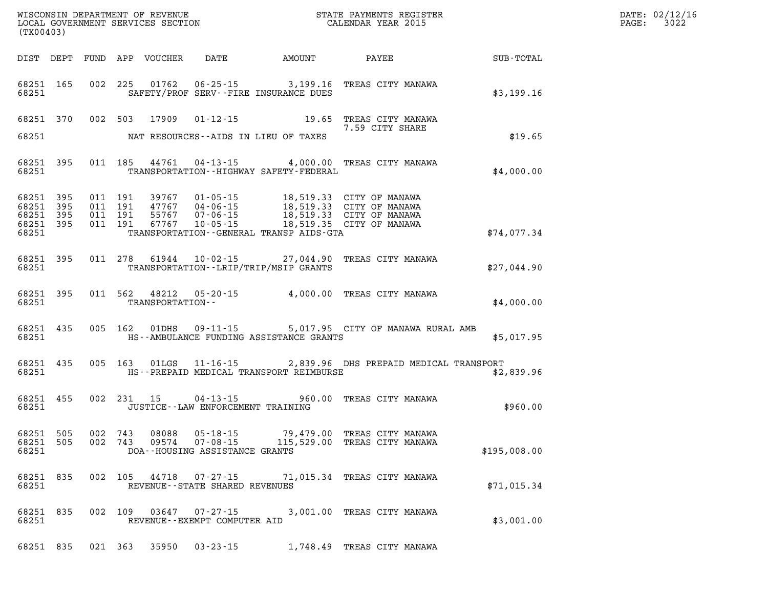WISCONSIN DEPARTMENT OF REVENUE
LOCAL GOVERNMENT SERVICES SECTION
(TX00403)

STATE PAYMENTS REGISTER
CALENDAR YEAR 2015

DATE: 02/12/16
PAGE: 3022

| DIST | DEPT | FUND | APP | VOUCHER | DATE | AMOUNT | PAYEE | SUB-TOTAL |
|---|---|---|---|---|---|---|---|---|
| 68251 | 165 | 002 | 225 | 01762 | 06-25-15 | 3,199.16 | TREAS CITY MANAWA | |
| 68251 | | | | SAFETY/PROF SERV--FIRE INSURANCE DUES | | | | $3,199.16 |
| 68251 | 370 | 002 | 503 | 17909 | 01-12-15 | 19.65 | TREAS CITY MANAWA 7.59 CITY SHARE | |
| 68251 | | | | NAT RESOURCES--AIDS IN LIEU OF TAXES | | | | $19.65 |
| 68251 | 395 | 011 | 185 | 44761 | 04-13-15 | 4,000.00 | TREAS CITY MANAWA | |
| 68251 | | | | TRANSPORTATION--HIGHWAY SAFETY-FEDERAL | | | | $4,000.00 |
| 68251 | 395 | 011 | 191 | 39767 | 01-05-15 | 18,519.33 | CITY OF MANAWA | |
| 68251 | 395 | 011 | 191 | 47767 | 04-06-15 | 18,519.33 | CITY OF MANAWA | |
| 68251 | 395 | 011 | 191 | 55767 | 07-06-15 | 18,519.33 | CITY OF MANAWA | |
| 68251 | 395 | 011 | 191 | 67767 | 10-05-15 | 18,519.35 | CITY OF MANAWA | |
| 68251 | | | | TRANSPORTATION--GENERAL TRANSP AIDS-GTA | | | | $74,077.34 |
| 68251 | 395 | 011 | 278 | 61944 | 10-02-15 | 27,044.90 | TREAS CITY MANAWA | |
| 68251 | | | | TRANSPORTATION--LRIP/TRIP/MSIP GRANTS | | | | $27,044.90 |
| 68251 | 395 | 011 | 562 | 48212 | 05-20-15 | 4,000.00 | TREAS CITY MANAWA | |
| 68251 | | | | TRANSPORTATION-- | | | | $4,000.00 |
| 68251 | 435 | 005 | 162 | 01DHS | 09-11-15 | 5,017.95 | CITY OF MANAWA RURAL AMB | |
| 68251 | | | | HS--AMBULANCE FUNDING ASSISTANCE GRANTS | | | | $5,017.95 |
| 68251 | 435 | 005 | 163 | 01LGS | 11-16-15 | 2,839.96 | DHS PREPAID MEDICAL TRANSPORT | |
| 68251 | | | | HS--PREPAID MEDICAL TRANSPORT REIMBURSE | | | | $2,839.96 |
| 68251 | 455 | 002 | 231 | 15 | 04-13-15 | 960.00 | TREAS CITY MANAWA | |
| 68251 | | | | JUSTICE--LAW ENFORCEMENT TRAINING | | | | $960.00 |
| 68251 | 505 | 002 | 743 | 08088 | 05-18-15 | 79,479.00 | TREAS CITY MANAWA | |
| 68251 | 505 | 002 | 743 | 09574 | 07-08-15 | 115,529.00 | TREAS CITY MANAWA | |
| 68251 | | | | DOA--HOUSING ASSISTANCE GRANTS | | | | $195,008.00 |
| 68251 | 835 | 002 | 105 | 44718 | 07-27-15 | 71,015.34 | TREAS CITY MANAWA | |
| 68251 | | | | REVENUE--STATE SHARED REVENUES | | | | $71,015.34 |
| 68251 | 835 | 002 | 109 | 03647 | 07-27-15 | 3,001.00 | TREAS CITY MANAWA | |
| 68251 | | | | REVENUE--EXEMPT COMPUTER AID | | | | $3,001.00 |
| 68251 | 835 | 021 | 363 | 35950 | 03-23-15 | 1,748.49 | TREAS CITY MANAWA | |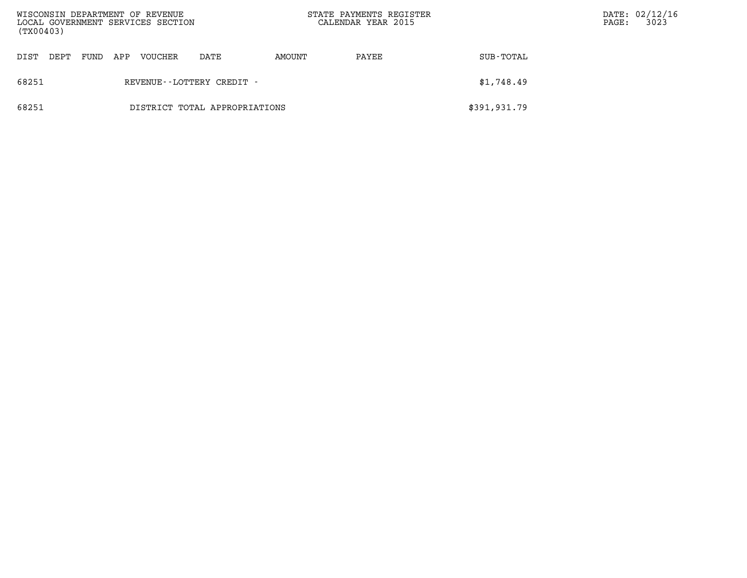| DIST | DEPT | FUND | APP | VOUCHER | DATE | AMOUNT | PAYEE | SUB-TOTAL |
|---|---|---|---|---|---|---|---|---|
| 68251 | | | | REVENUE--LOTTERY CREDIT - | | | | $1,748.49 |
| 68251 | | | | DISTRICT TOTAL APPROPRIATIONS | | | | $391,931.79 |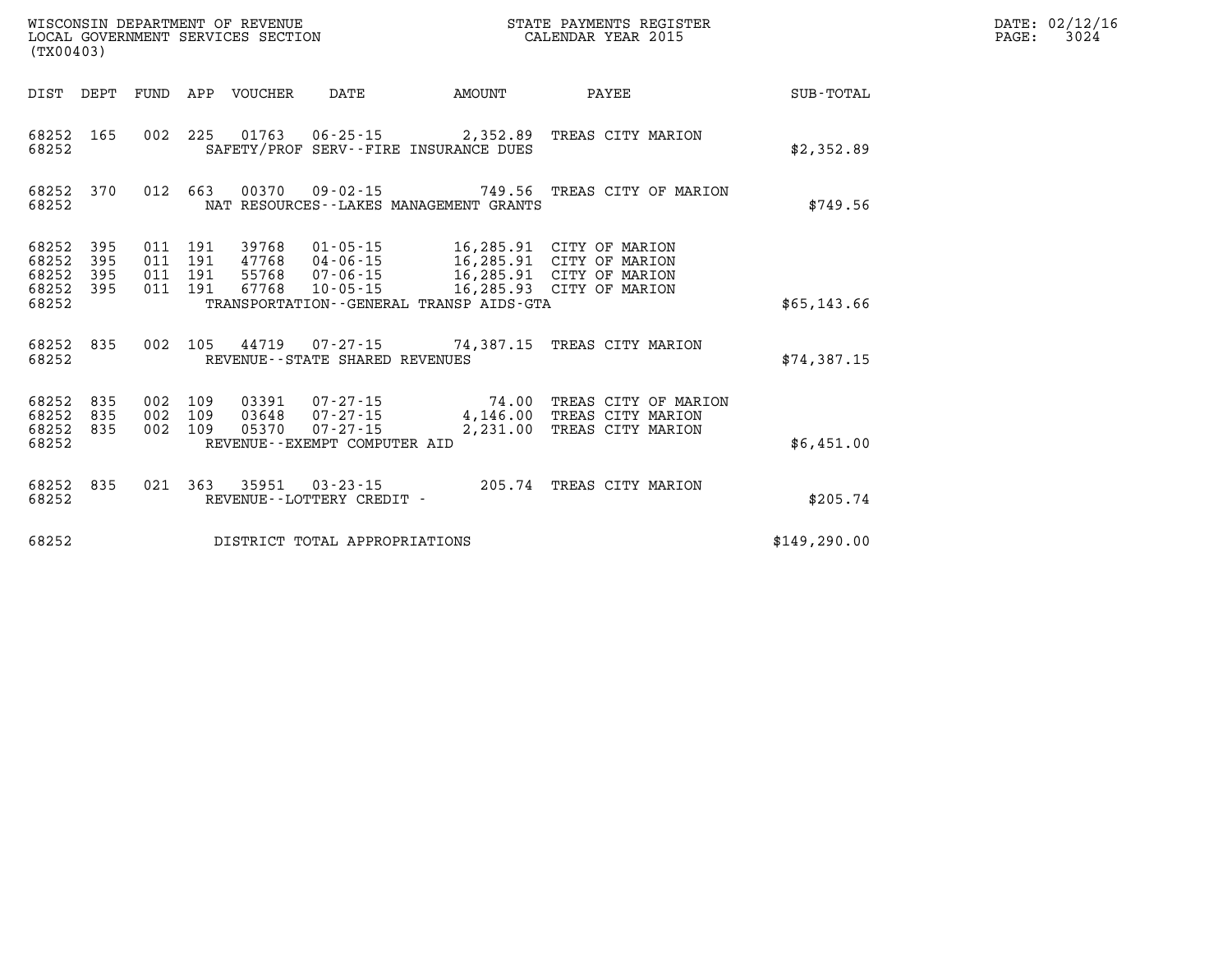WISCONSIN DEPARTMENT OF REVENUE
LOCAL GOVERNMENT SERVICES SECTION
(TX00403)

STATE PAYMENTS REGISTER
CALENDAR YEAR 2015

DATE: 02/12/16

| DIST | DEPT | FUND | APP | VOUCHER | DATE | AMOUNT | PAYEE | SUB-TOTAL |
|---|---|---|---|---|---|---|---|---|
| 68252 | 165 | 002 | 225 | 01763 | 06-25-15 | 2,352.89 | TREAS CITY MARION | |
| 68252 | | | | SAFETY/PROF SERV--FIRE INSURANCE DUES | | | | $2,352.89 |
| 68252 | 370 | 012 | 663 | 00370 | 09-02-15 | 749.56 | TREAS CITY OF MARION | |
| 68252 | | | | NAT RESOURCES--LAKES MANAGEMENT GRANTS | | | | $749.56 |
| 68252 | 395 | 011 | 191 | 39768 | 01-05-15 | 16,285.91 | CITY OF MARION | |
| 68252 | 395 | 011 | 191 | 47768 | 04-06-15 | 16,285.91 | CITY OF MARION | |
| 68252 | 395 | 011 | 191 | 55768 | 07-06-15 | 16,285.91 | CITY OF MARION | |
| 68252 | 395 | 011 | 191 | 67768 | 10-05-15 | 16,285.93 | CITY OF MARION | |
| 68252 | | | | TRANSPORTATION--GENERAL TRANSP AIDS-GTA | | | | $65,143.66 |
| 68252 | 835 | 002 | 105 | 44719 | 07-27-15 | 74,387.15 | TREAS CITY MARION | |
| 68252 | | | | REVENUE--STATE SHARED REVENUES | | | | $74,387.15 |
| 68252 | 835 | 002 | 109 | 03391 | 07-27-15 | 74.00 | TREAS CITY OF MARION | |
| 68252 | 835 | 002 | 109 | 03648 | 07-27-15 | 4,146.00 | TREAS CITY MARION | |
| 68252 | 835 | 002 | 109 | 05370 | 07-27-15 | 2,231.00 | TREAS CITY MARION | |
| 68252 | | | | REVENUE--EXEMPT COMPUTER AID | | | | $6,451.00 |
| 68252 | 835 | 021 | 363 | 35951 | 03-23-15 | 205.74 | TREAS CITY MARION | |
| 68252 | | | | REVENUE--LOTTERY CREDIT - | | | | $205.74 |
| 68252 | | | | DISTRICT TOTAL APPROPRIATIONS | | | | $149,290.00 |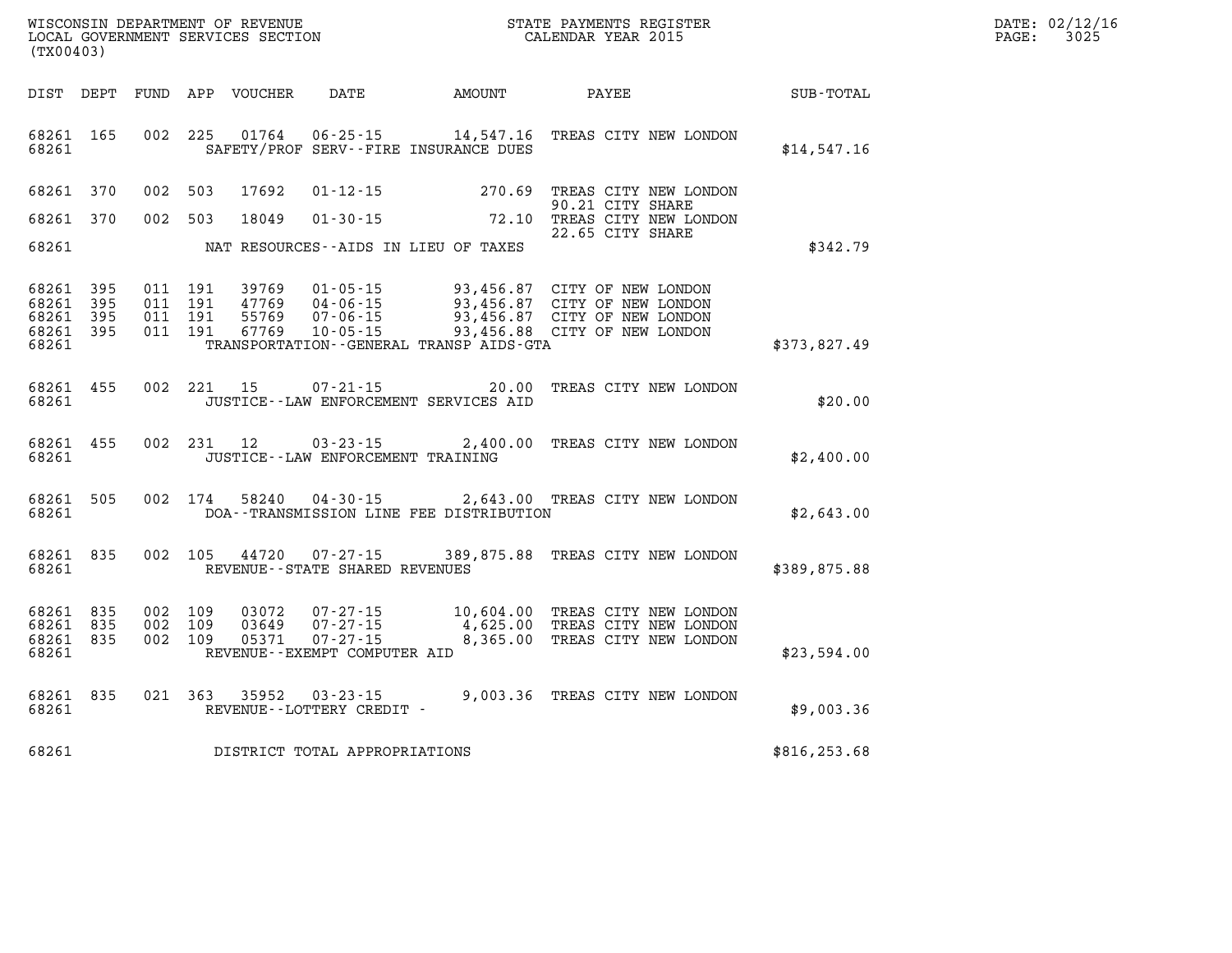WISCONSIN DEPARTMENT OF REVENUE
LOCAL GOVERNMENT SERVICES SECTION
(TX00403)

STATE PAYMENTS REGISTER
CALENDAR YEAR 2015

DATE: 02/12/16
PAGE: 3025

| DIST | DEPT | FUND | APP | VOUCHER | DATE | AMOUNT | PAYEE | SUB-TOTAL |
|---|---|---|---|---|---|---|---|---|
| 68261 | 165 | 002 | 225 | 01764 | 06-25-15 | 14,547.16 | TREAS CITY NEW LONDON | |
| 68261 | | | | | SAFETY/PROF SERV--FIRE INSURANCE DUES | | | $14,547.16 |
| 68261 | 370 | 002 | 503 | 17692 | 01-12-15 | 270.69 | TREAS CITY NEW LONDON 90.21 CITY SHARE | |
| 68261 | 370 | 002 | 503 | 18049 | 01-30-15 | 72.10 | TREAS CITY NEW LONDON 22.65 CITY SHARE | |
| 68261 | | | | | NAT RESOURCES--AIDS IN LIEU OF TAXES | | | $342.79 |
| 68261 | 395 | 011 | 191 | 39769 | 01-05-15 | 93,456.87 | CITY OF NEW LONDON | |
| 68261 | 395 | 011 | 191 | 47769 | 04-06-15 | 93,456.87 | CITY OF NEW LONDON | |
| 68261 | 395 | 011 | 191 | 55769 | 07-06-15 | 93,456.87 | CITY OF NEW LONDON | |
| 68261 | 395 | 011 | 191 | 67769 | 10-05-15 | 93,456.88 | CITY OF NEW LONDON | |
| 68261 | | | | | TRANSPORTATION--GENERAL TRANSP AIDS-GTA | | | $373,827.49 |
| 68261 | 455 | 002 | 221 | 15 | 07-21-15 | 20.00 | TREAS CITY NEW LONDON | |
| 68261 | | | | | JUSTICE--LAW ENFORCEMENT SERVICES AID | | | $20.00 |
| 68261 | 455 | 002 | 231 | 12 | 03-23-15 | 2,400.00 | TREAS CITY NEW LONDON | |
| 68261 | | | | | JUSTICE--LAW ENFORCEMENT TRAINING | | | $2,400.00 |
| 68261 | 505 | 002 | 174 | 58240 | 04-30-15 | 2,643.00 | TREAS CITY NEW LONDON | |
| 68261 | | | | | DOA--TRANSMISSION LINE FEE DISTRIBUTION | | | $2,643.00 |
| 68261 | 835 | 002 | 105 | 44720 | 07-27-15 | 389,875.88 | TREAS CITY NEW LONDON | |
| 68261 | | | | | REVENUE--STATE SHARED REVENUES | | | $389,875.88 |
| 68261 | 835 | 002 | 109 | 03072 | 07-27-15 | 10,604.00 | TREAS CITY NEW LONDON | |
| 68261 | 835 | 002 | 109 | 03649 | 07-27-15 | 4,625.00 | TREAS CITY NEW LONDON | |
| 68261 | 835 | 002 | 109 | 05371 | 07-27-15 | 8,365.00 | TREAS CITY NEW LONDON | |
| 68261 | | | | | REVENUE--EXEMPT COMPUTER AID | | | $23,594.00 |
| 68261 | 835 | 021 | 363 | 35952 | 03-23-15 | 9,003.36 | TREAS CITY NEW LONDON | |
| 68261 | | | | | REVENUE--LOTTERY CREDIT - | | | $9,003.36 |
| 68261 | | | | | DISTRICT TOTAL APPROPRIATIONS | | | $816,253.68 |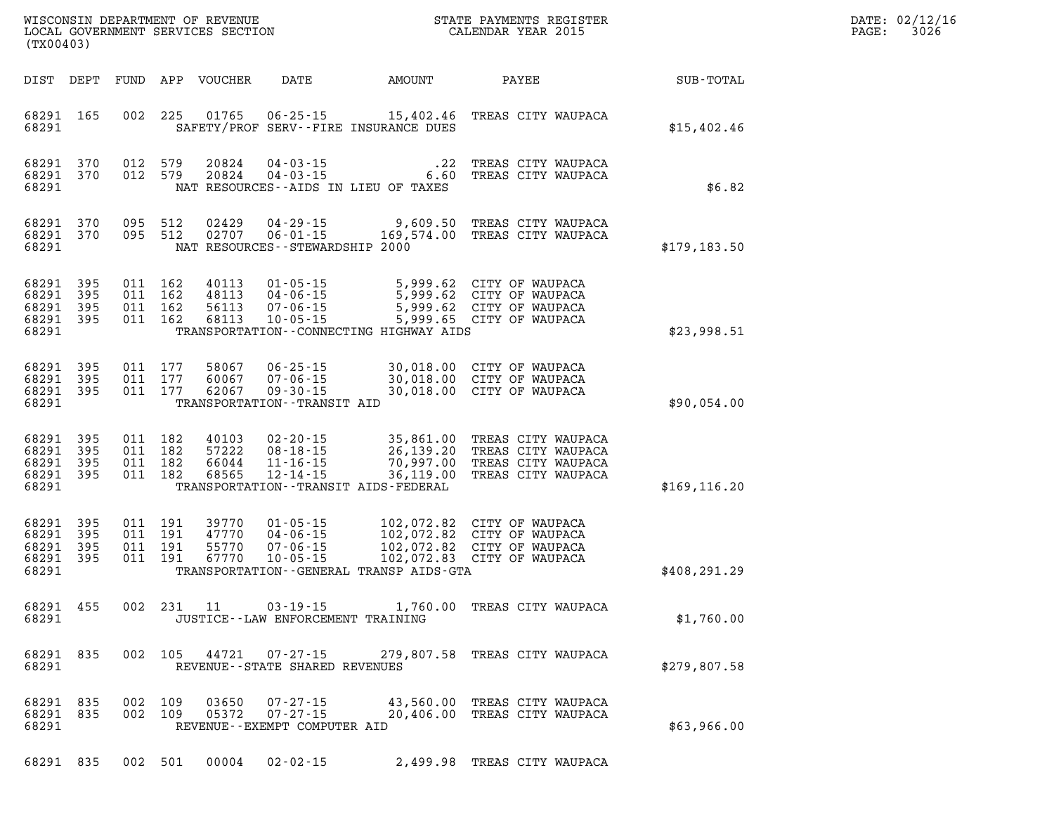WISCONSIN DEPARTMENT OF REVENUE
LOCAL GOVERNMENT SERVICES SECTION
(TX00403)

STATE PAYMENTS REGISTER
CALENDAR YEAR 2015

DATE: 02/12/16
PAGE: 3026

| DIST | DEPT | FUND | APP | VOUCHER | DATE | AMOUNT | PAYEE | SUB-TOTAL |
|---|---|---|---|---|---|---|---|---|
| 68291 | 165 | 002 | 225 | 01765 | 06-25-15 | 15,402.46 | TREAS CITY WAUPACA | |
| 68291 | | | | SAFETY/PROF SERV--FIRE INSURANCE DUES | | | | $15,402.46 |
| 68291 | 370 | 012 | 579 | 20824 | 04-03-15 | .22 | TREAS CITY WAUPACA | |
| 68291 | 370 | 012 | 579 | 20824 | 04-03-15 | 6.60 | TREAS CITY WAUPACA | |
| 68291 | | | | NAT RESOURCES--AIDS IN LIEU OF TAXES | | | | $6.82 |
| 68291 | 370 | 095 | 512 | 02429 | 04-29-15 | 9,609.50 | TREAS CITY WAUPACA | |
| 68291 | 370 | 095 | 512 | 02707 | 06-01-15 | 169,574.00 | TREAS CITY WAUPACA | |
| 68291 | | | | NAT RESOURCES--STEWARDSHIP 2000 | | | | $179,183.50 |
| 68291 | 395 | 011 | 162 | 40113 | 01-05-15 | 5,999.62 | CITY OF WAUPACA | |
| 68291 | 395 | 011 | 162 | 48113 | 04-06-15 | 5,999.62 | CITY OF WAUPACA | |
| 68291 | 395 | 011 | 162 | 56113 | 07-06-15 | 5,999.62 | CITY OF WAUPACA | |
| 68291 | 395 | 011 | 162 | 68113 | 10-05-15 | 5,999.65 | CITY OF WAUPACA | |
| 68291 | | | | TRANSPORTATION--CONNECTING HIGHWAY AIDS | | | | $23,998.51 |
| 68291 | 395 | 011 | 177 | 58067 | 06-25-15 | 30,018.00 | CITY OF WAUPACA | |
| 68291 | 395 | 011 | 177 | 60067 | 07-06-15 | 30,018.00 | CITY OF WAUPACA | |
| 68291 | 395 | 011 | 177 | 62067 | 09-30-15 | 30,018.00 | CITY OF WAUPACA | |
| 68291 | | | | TRANSPORTATION--TRANSIT AID | | | | $90,054.00 |
| 68291 | 395 | 011 | 182 | 40103 | 02-20-15 | 35,861.00 | TREAS CITY WAUPACA | |
| 68291 | 395 | 011 | 182 | 57222 | 08-18-15 | 26,139.20 | TREAS CITY WAUPACA | |
| 68291 | 395 | 011 | 182 | 66044 | 11-16-15 | 70,997.00 | TREAS CITY WAUPACA | |
| 68291 | 395 | 011 | 182 | 68565 | 12-14-15 | 36,119.00 | TREAS CITY WAUPACA | |
| 68291 | | | | TRANSPORTATION--TRANSIT AIDS-FEDERAL | | | | $169,116.20 |
| 68291 | 395 | 011 | 191 | 39770 | 01-05-15 | 102,072.82 | CITY OF WAUPACA | |
| 68291 | 395 | 011 | 191 | 47770 | 04-06-15 | 102,072.82 | CITY OF WAUPACA | |
| 68291 | 395 | 011 | 191 | 55770 | 07-06-15 | 102,072.82 | CITY OF WAUPACA | |
| 68291 | 395 | 011 | 191 | 67770 | 10-05-15 | 102,072.83 | CITY OF WAUPACA | |
| 68291 | | | | TRANSPORTATION--GENERAL TRANSP AIDS-GTA | | | | $408,291.29 |
| 68291 | 455 | 002 | 231 | 11 | 03-19-15 | 1,760.00 | TREAS CITY WAUPACA | |
| 68291 | | | | JUSTICE--LAW ENFORCEMENT TRAINING | | | | $1,760.00 |
| 68291 | 835 | 002 | 105 | 44721 | 07-27-15 | 279,807.58 | TREAS CITY WAUPACA | |
| 68291 | | | | REVENUE--STATE SHARED REVENUES | | | | $279,807.58 |
| 68291 | 835 | 002 | 109 | 03650 | 07-27-15 | 43,560.00 | TREAS CITY WAUPACA | |
| 68291 | 835 | 002 | 109 | 05372 | 07-27-15 | 20,406.00 | TREAS CITY WAUPACA | |
| 68291 | | | | REVENUE--EXEMPT COMPUTER AID | | | | $63,966.00 |
| 68291 | 835 | 002 | 501 | 00004 | 02-02-15 | 2,499.98 | TREAS CITY WAUPACA | |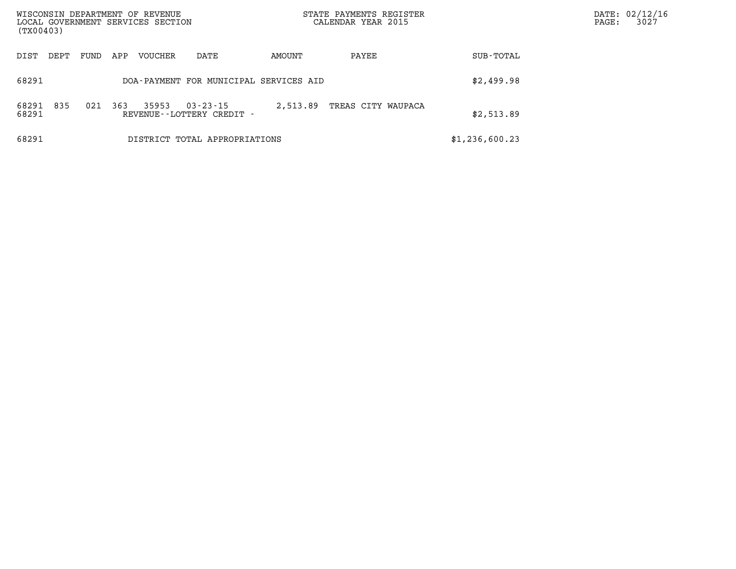| DIST | DEPT | FUND | APP | VOUCHER | DATE | AMOUNT | PAYEE | SUB-TOTAL |
|---|---|---|---|---|---|---|---|---|
| 68291 | | | | DOA-PAYMENT FOR MUNICIPAL SERVICES AID | | | | \$2,499.98 |
| 68291 | 835 | 021 | 363 | 35953 | 03-23-15 | 2,513.89 | TREAS CITY WAUPACA | |
| 68291 | | | | REVENUE--LOTTERY CREDIT - | | | | \$2,513.89 |
| 68291 | | | | DISTRICT TOTAL APPROPRIATIONS | | | | \$1,236,600.23 |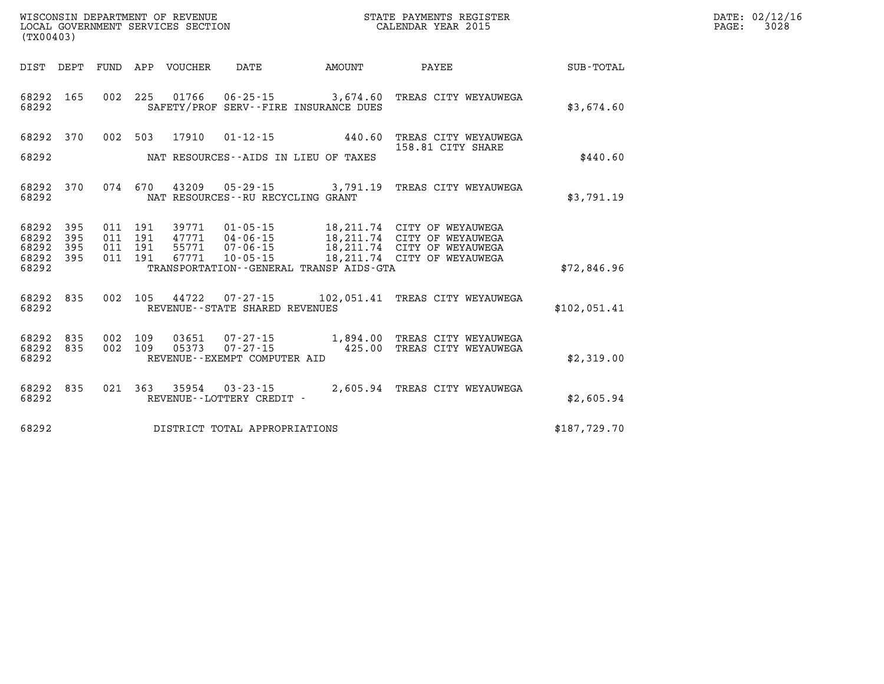WISCONSIN DEPARTMENT OF REVENUE
LOCAL GOVERNMENT SERVICES SECTION
(TX00403)

STATE PAYMENTS REGISTER
CALENDAR YEAR 2015

DATE: 02/12/16

| DIST | DEPT | FUND | APP | VOUCHER | DATE | AMOUNT | PAYEE | SUB-TOTAL |
|---|---|---|---|---|---|---|---|---|
| 68292 | 165 | 002 | 225 | 01766 | 06-25-15 | 3,674.60 | TREAS CITY WEYAUWEGA | |
| 68292 | | | | SAFETY/PROF SERV--FIRE INSURANCE DUES | | | | $3,674.60 |
| 68292 | 370 | 002 | 503 | 17910 | 01-12-15 | 440.60 | TREAS CITY WEYAUWEGA 158.81 CITY SHARE | |
| 68292 | | | | NAT RESOURCES--AIDS IN LIEU OF TAXES | | | | $440.60 |
| 68292 | 370 | 074 | 670 | 43209 | 05-29-15 | 3,791.19 | TREAS CITY WEYAUWEGA | |
| 68292 | | | | NAT RESOURCES--RU RECYCLING GRANT | | | | $3,791.19 |
| 68292 | 395 | 011 | 191 | 39771 | 01-05-15 | 18,211.74 | CITY OF WEYAUWEGA | |
| 68292 | 395 | 011 | 191 | 47771 | 04-06-15 | 18,211.74 | CITY OF WEYAUWEGA | |
| 68292 | 395 | 011 | 191 | 55771 | 07-06-15 | 18,211.74 | CITY OF WEYAUWEGA | |
| 68292 | 395 | 011 | 191 | 67771 | 10-05-15 | 18,211.74 | CITY OF WEYAUWEGA | |
| 68292 | | | | TRANSPORTATION--GENERAL TRANSP AIDS-GTA | | | | $72,846.96 |
| 68292 | 835 | 002 | 105 | 44722 | 07-27-15 | 102,051.41 | TREAS CITY WEYAUWEGA | |
| 68292 | | | | REVENUE--STATE SHARED REVENUES | | | | $102,051.41 |
| 68292 | 835 | 002 | 109 | 03651 | 07-27-15 | 1,894.00 | TREAS CITY WEYAUWEGA | |
| 68292 | 835 | 002 | 109 | 05373 | 07-27-15 | 425.00 | TREAS CITY WEYAUWEGA | |
| 68292 | | | | REVENUE--EXEMPT COMPUTER AID | | | | $2,319.00 |
| 68292 | 835 | 021 | 363 | 35954 | 03-23-15 | 2,605.94 | TREAS CITY WEYAUWEGA | |
| 68292 | | | | REVENUE--LOTTERY CREDIT - | | | | $2,605.94 |
| 68292 | | | | DISTRICT TOTAL APPROPRIATIONS | | | | $187,729.70 |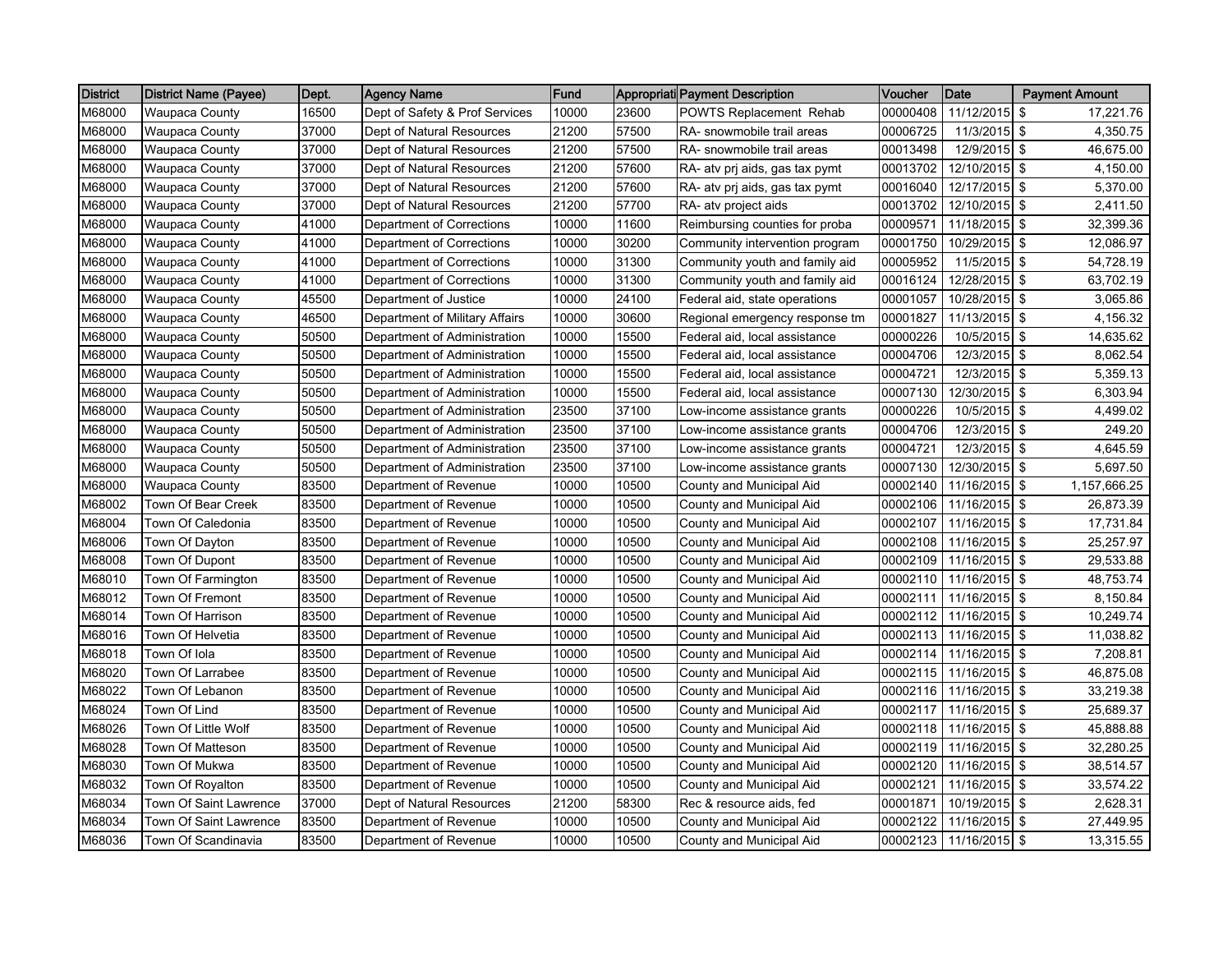| District | District Name (Payee) | Dept. | Agency Name | Fund | Appropriati | Payment Description | Voucher | Date | Payment Amount |
|---|---|---|---|---|---|---|---|---|---|
| M68000 | Waupaca County | 16500 | Dept of Safety & Prof Services | 10000 | 23600 | POWTS Replacement Rehab | 00000408 | 11/12/2015 | $ 17,221.76 |
| M68000 | Waupaca County | 37000 | Dept of Natural Resources | 21200 | 57500 | RA- snowmobile trail areas | 00006725 | 11/3/2015 | $ 4,350.75 |
| M68000 | Waupaca County | 37000 | Dept of Natural Resources | 21200 | 57500 | RA- snowmobile trail areas | 00013498 | 12/9/2015 | $ 46,675.00 |
| M68000 | Waupaca County | 37000 | Dept of Natural Resources | 21200 | 57600 | RA- atv prj aids, gas tax pymt | 00013702 | 12/10/2015 | $ 4,150.00 |
| M68000 | Waupaca County | 37000 | Dept of Natural Resources | 21200 | 57600 | RA- atv prj aids, gas tax pymt | 00016040 | 12/17/2015 | $ 5,370.00 |
| M68000 | Waupaca County | 37000 | Dept of Natural Resources | 21200 | 57700 | RA- atv project aids | 00013702 | 12/10/2015 | $ 2,411.50 |
| M68000 | Waupaca County | 41000 | Department of Corrections | 10000 | 11600 | Reimbursing counties for proba | 00009571 | 11/18/2015 | $ 32,399.36 |
| M68000 | Waupaca County | 41000 | Department of Corrections | 10000 | 30200 | Community intervention program | 00001750 | 10/29/2015 | $ 12,086.97 |
| M68000 | Waupaca County | 41000 | Department of Corrections | 10000 | 31300 | Community youth and family aid | 00005952 | 11/5/2015 | $ 54,728.19 |
| M68000 | Waupaca County | 41000 | Department of Corrections | 10000 | 31300 | Community youth and family aid | 00016124 | 12/28/2015 | $ 63,702.19 |
| M68000 | Waupaca County | 45500 | Department of Justice | 10000 | 24100 | Federal aid, state operations | 00001057 | 10/28/2015 | $ 3,065.86 |
| M68000 | Waupaca County | 46500 | Department of Military Affairs | 10000 | 30600 | Regional emergency response tm | 00001827 | 11/13/2015 | $ 4,156.32 |
| M68000 | Waupaca County | 50500 | Department of Administration | 10000 | 15500 | Federal aid, local assistance | 00000226 | 10/5/2015 | $ 14,635.62 |
| M68000 | Waupaca County | 50500 | Department of Administration | 10000 | 15500 | Federal aid, local assistance | 00004706 | 12/3/2015 | $ 8,062.54 |
| M68000 | Waupaca County | 50500 | Department of Administration | 10000 | 15500 | Federal aid, local assistance | 00004721 | 12/3/2015 | $ 5,359.13 |
| M68000 | Waupaca County | 50500 | Department of Administration | 10000 | 15500 | Federal aid, local assistance | 00007130 | 12/30/2015 | $ 6,303.94 |
| M68000 | Waupaca County | 50500 | Department of Administration | 23500 | 37100 | Low-income assistance grants | 00000226 | 10/5/2015 | $ 4,499.02 |
| M68000 | Waupaca County | 50500 | Department of Administration | 23500 | 37100 | Low-income assistance grants | 00004706 | 12/3/2015 | $ 249.20 |
| M68000 | Waupaca County | 50500 | Department of Administration | 23500 | 37100 | Low-income assistance grants | 00004721 | 12/3/2015 | $ 4,645.59 |
| M68000 | Waupaca County | 50500 | Department of Administration | 23500 | 37100 | Low-income assistance grants | 00007130 | 12/30/2015 | $ 5,697.50 |
| M68000 | Waupaca County | 83500 | Department of Revenue | 10000 | 10500 | County and Municipal Aid | 00002140 | 11/16/2015 | $ 1,157,666.25 |
| M68002 | Town Of Bear Creek | 83500 | Department of Revenue | 10000 | 10500 | County and Municipal Aid | 00002106 | 11/16/2015 | $ 26,873.39 |
| M68004 | Town Of Caledonia | 83500 | Department of Revenue | 10000 | 10500 | County and Municipal Aid | 00002107 | 11/16/2015 | $ 17,731.84 |
| M68006 | Town Of Dayton | 83500 | Department of Revenue | 10000 | 10500 | County and Municipal Aid | 00002108 | 11/16/2015 | $ 25,257.97 |
| M68008 | Town Of Dupont | 83500 | Department of Revenue | 10000 | 10500 | County and Municipal Aid | 00002109 | 11/16/2015 | $ 29,533.88 |
| M68010 | Town Of Farmington | 83500 | Department of Revenue | 10000 | 10500 | County and Municipal Aid | 00002110 | 11/16/2015 | $ 48,753.74 |
| M68012 | Town Of Fremont | 83500 | Department of Revenue | 10000 | 10500 | County and Municipal Aid | 00002111 | 11/16/2015 | $ 8,150.84 |
| M68014 | Town Of Harrison | 83500 | Department of Revenue | 10000 | 10500 | County and Municipal Aid | 00002112 | 11/16/2015 | $ 10,249.74 |
| M68016 | Town Of Helvetia | 83500 | Department of Revenue | 10000 | 10500 | County and Municipal Aid | 00002113 | 11/16/2015 | $ 11,038.82 |
| M68018 | Town Of Iola | 83500 | Department of Revenue | 10000 | 10500 | County and Municipal Aid | 00002114 | 11/16/2015 | $ 7,208.81 |
| M68020 | Town Of Larrabee | 83500 | Department of Revenue | 10000 | 10500 | County and Municipal Aid | 00002115 | 11/16/2015 | $ 46,875.08 |
| M68022 | Town Of Lebanon | 83500 | Department of Revenue | 10000 | 10500 | County and Municipal Aid | 00002116 | 11/16/2015 | $ 33,219.38 |
| M68024 | Town Of Lind | 83500 | Department of Revenue | 10000 | 10500 | County and Municipal Aid | 00002117 | 11/16/2015 | $ 25,689.37 |
| M68026 | Town Of Little Wolf | 83500 | Department of Revenue | 10000 | 10500 | County and Municipal Aid | 00002118 | 11/16/2015 | $ 45,888.88 |
| M68028 | Town Of Matteson | 83500 | Department of Revenue | 10000 | 10500 | County and Municipal Aid | 00002119 | 11/16/2015 | $ 32,280.25 |
| M68030 | Town Of Mukwa | 83500 | Department of Revenue | 10000 | 10500 | County and Municipal Aid | 00002120 | 11/16/2015 | $ 38,514.57 |
| M68032 | Town Of Royalton | 83500 | Department of Revenue | 10000 | 10500 | County and Municipal Aid | 00002121 | 11/16/2015 | $ 33,574.22 |
| M68034 | Town Of Saint Lawrence | 37000 | Dept of Natural Resources | 21200 | 58300 | Rec & resource aids, fed | 00001871 | 10/19/2015 | $ 2,628.31 |
| M68034 | Town Of Saint Lawrence | 83500 | Department of Revenue | 10000 | 10500 | County and Municipal Aid | 00002122 | 11/16/2015 | $ 27,449.95 |
| M68036 | Town Of Scandinavia | 83500 | Department of Revenue | 10000 | 10500 | County and Municipal Aid | 00002123 | 11/16/2015 | $ 13,315.55 |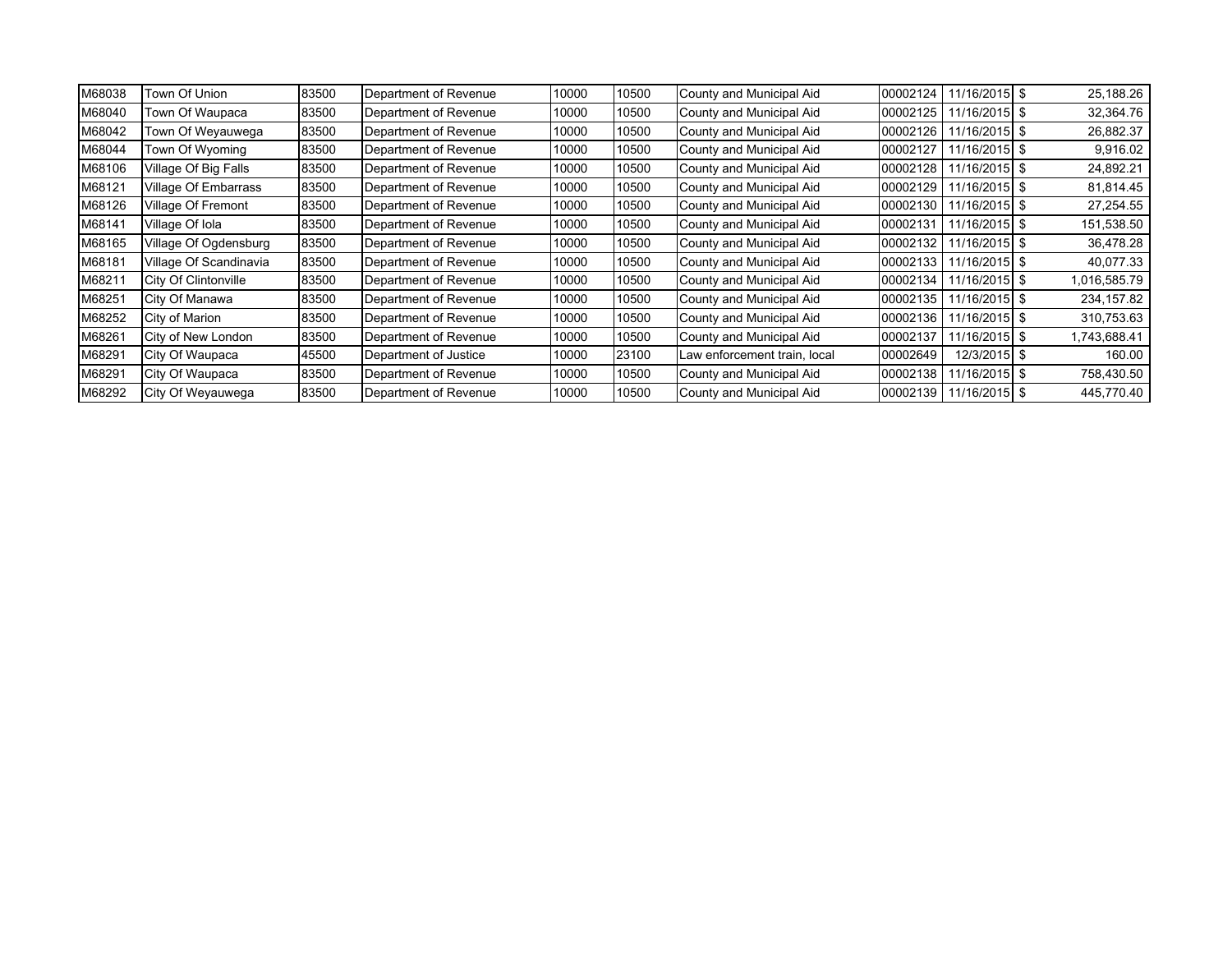| | | | | | | | | | | |
|---|---|---|---|---|---|---|---|---|---|---|
| M68038 | Town Of Union | 83500 | Department of Revenue | 10000 | 10500 | County and Municipal Aid | 00002124 | 11/16/2015 | $ | 25,188.26 |
| M68040 | Town Of Waupaca | 83500 | Department of Revenue | 10000 | 10500 | County and Municipal Aid | 00002125 | 11/16/2015 | $ | 32,364.76 |
| M68042 | Town Of Weyauwega | 83500 | Department of Revenue | 10000 | 10500 | County and Municipal Aid | 00002126 | 11/16/2015 | $ | 26,882.37 |
| M68044 | Town Of Wyoming | 83500 | Department of Revenue | 10000 | 10500 | County and Municipal Aid | 00002127 | 11/16/2015 | $ | 9,916.02 |
| M68106 | Village Of Big Falls | 83500 | Department of Revenue | 10000 | 10500 | County and Municipal Aid | 00002128 | 11/16/2015 | $ | 24,892.21 |
| M68121 | Village Of Embarrass | 83500 | Department of Revenue | 10000 | 10500 | County and Municipal Aid | 00002129 | 11/16/2015 | $ | 81,814.45 |
| M68126 | Village Of Fremont | 83500 | Department of Revenue | 10000 | 10500 | County and Municipal Aid | 00002130 | 11/16/2015 | $ | 27,254.55 |
| M68141 | Village Of Iola | 83500 | Department of Revenue | 10000 | 10500 | County and Municipal Aid | 00002131 | 11/16/2015 | $ | 151,538.50 |
| M68165 | Village Of Ogdensburg | 83500 | Department of Revenue | 10000 | 10500 | County and Municipal Aid | 00002132 | 11/16/2015 | $ | 36,478.28 |
| M68181 | Village Of Scandinavia | 83500 | Department of Revenue | 10000 | 10500 | County and Municipal Aid | 00002133 | 11/16/2015 | $ | 40,077.33 |
| M68211 | City Of Clintonville | 83500 | Department of Revenue | 10000 | 10500 | County and Municipal Aid | 00002134 | 11/16/2015 | $ | 1,016,585.79 |
| M68251 | City Of Manawa | 83500 | Department of Revenue | 10000 | 10500 | County and Municipal Aid | 00002135 | 11/16/2015 | $ | 234,157.82 |
| M68252 | City of Marion | 83500 | Department of Revenue | 10000 | 10500 | County and Municipal Aid | 00002136 | 11/16/2015 | $ | 310,753.63 |
| M68261 | City of New London | 83500 | Department of Revenue | 10000 | 10500 | County and Municipal Aid | 00002137 | 11/16/2015 | $ | 1,743,688.41 |
| M68291 | City Of Waupaca | 45500 | Department of Justice | 10000 | 23100 | Law enforcement train, local | 00002649 | 12/3/2015 | $ | 160.00 |
| M68291 | City Of Waupaca | 83500 | Department of Revenue | 10000 | 10500 | County and Municipal Aid | 00002138 | 11/16/2015 | $ | 758,430.50 |
| M68292 | City Of Weyauwega | 83500 | Department of Revenue | 10000 | 10500 | County and Municipal Aid | 00002139 | 11/16/2015 | $ | 445,770.40 |